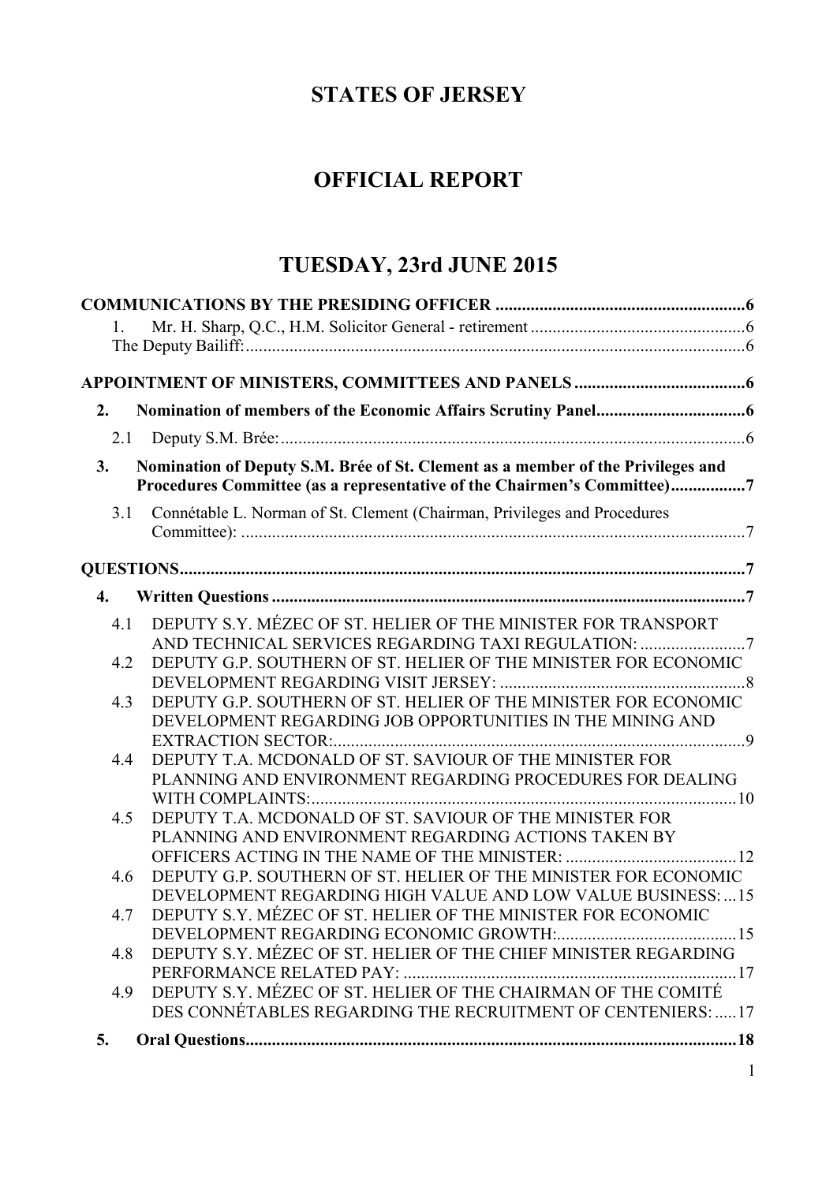# STATES OF JERSEY

# OFFICIAL REPORT

# TUESDAY, 23rd JUNE 2015

**COMMUNICATIONS BY THE PRESIDING OFFICER** ..........6

1. Mr. H. Sharp, Q.C., H.M. Solicitor General - retirement ..........6

The Deputy Bailiff: ..........6

**APPOINTMENT OF MINISTERS, COMMITTEES AND PANELS** ..........6

**2. Nomination of members of the Economic Affairs Scrutiny Panel** ..........6

2.1 Deputy S.M. Brée: ..........6

**3. Nomination of Deputy S.M. Brée of St. Clement as a member of the Privileges and Procedures Committee (as a representative of the Chairmen's Committee)** ..........7

3.1 Connétable L. Norman of St. Clement (Chairman, Privileges and Procedures Committee): ..........7

**QUESTIONS** ..........7

**4. Written Questions** ..........7

4.1 DEPUTY S.Y. MÉZEC OF ST. HELIER OF THE MINISTER FOR TRANSPORT AND TECHNICAL SERVICES REGARDING TAXI REGULATION: ..........7

4.2 DEPUTY G.P. SOUTHERN OF ST. HELIER OF THE MINISTER FOR ECONOMIC DEVELOPMENT REGARDING VISIT JERSEY: ..........8

4.3 DEPUTY G.P. SOUTHERN OF ST. HELIER OF THE MINISTER FOR ECONOMIC DEVELOPMENT REGARDING JOB OPPORTUNITIES IN THE MINING AND EXTRACTION SECTOR: ..........9

4.4 DEPUTY T.A. MCDONALD OF ST. SAVIOUR OF THE MINISTER FOR PLANNING AND ENVIRONMENT REGARDING PROCEDURES FOR DEALING WITH COMPLAINTS: ..........10

4.5 DEPUTY T.A. MCDONALD OF ST. SAVIOUR OF THE MINISTER FOR PLANNING AND ENVIRONMENT REGARDING ACTIONS TAKEN BY OFFICERS ACTING IN THE NAME OF THE MINISTER: ..........12

4.6 DEPUTY G.P. SOUTHERN OF ST. HELIER OF THE MINISTER FOR ECONOMIC DEVELOPMENT REGARDING HIGH VALUE AND LOW VALUE BUSINESS: ...15

4.7 DEPUTY S.Y. MÉZEC OF ST. HELIER OF THE MINISTER FOR ECONOMIC DEVELOPMENT REGARDING ECONOMIC GROWTH: ..........15

4.8 DEPUTY S.Y. MÉZEC OF ST. HELIER OF THE CHIEF MINISTER REGARDING PERFORMANCE RELATED PAY: ..........17

4.9 DEPUTY S.Y. MÉZEC OF ST. HELIER OF THE CHAIRMAN OF THE COMITÉ DES CONNÉTABLES REGARDING THE RECRUITMENT OF CENTENIERS: .....17

**5. Oral Questions** ..........18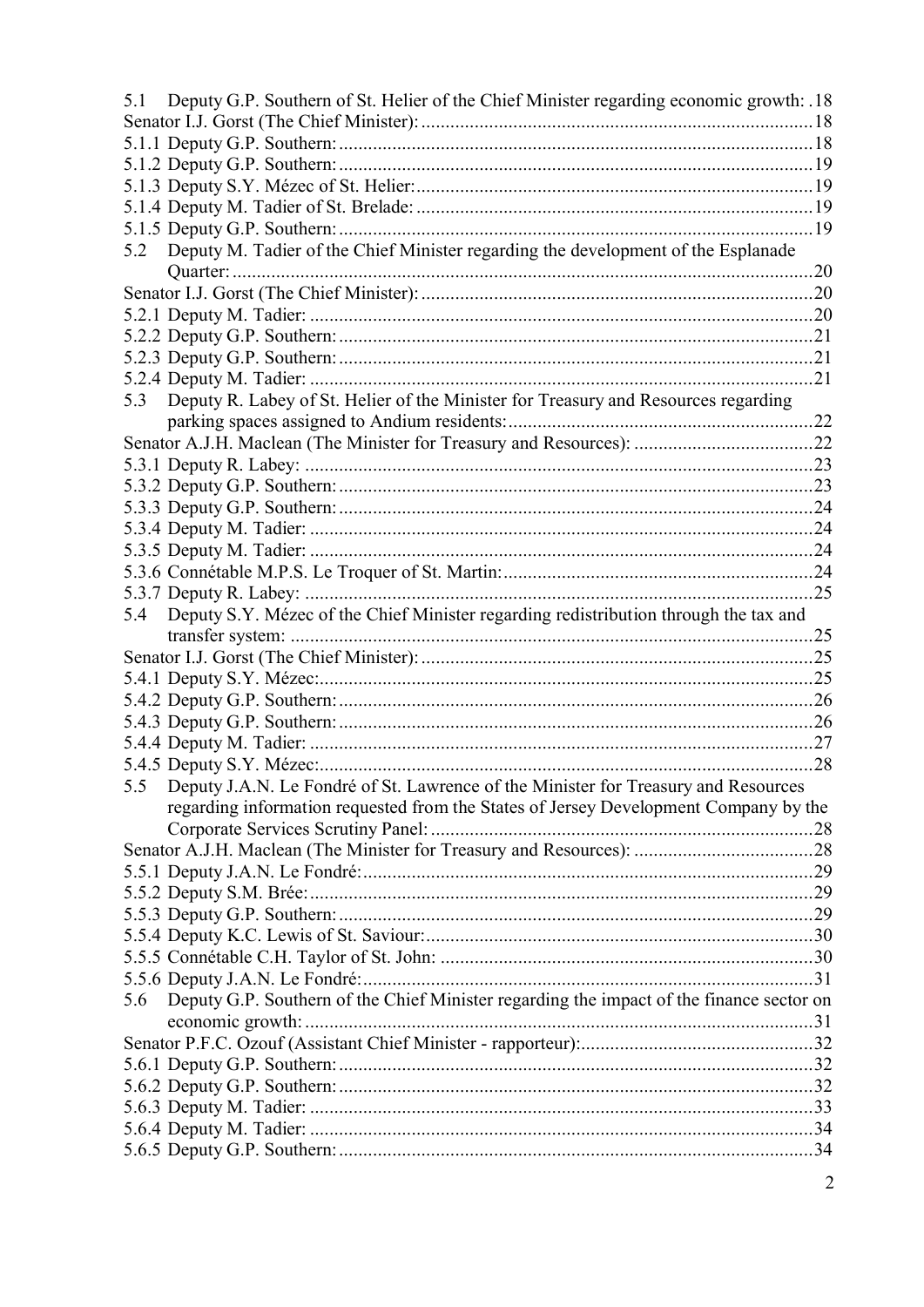5.1 Deputy G.P. Southern of St. Helier of the Chief Minister regarding economic growth: .18

Senator I.J. Gorst (The Chief Minister): 18

5.1.1 Deputy G.P. Southern: 18

5.1.2 Deputy G.P. Southern: 19

5.1.3 Deputy S.Y. Mézec of St. Helier: 19

5.1.4 Deputy M. Tadier of St. Brelade: 19

5.1.5 Deputy G.P. Southern: 19

5.2 Deputy M. Tadier of the Chief Minister regarding the development of the Esplanade Quarter: 20

Senator I.J. Gorst (The Chief Minister): 20

5.2.1 Deputy M. Tadier: 20

5.2.2 Deputy G.P. Southern: 21

5.2.3 Deputy G.P. Southern: 21

5.2.4 Deputy M. Tadier: 21

5.3 Deputy R. Labey of St. Helier of the Minister for Treasury and Resources regarding parking spaces assigned to Andium residents: 22

Senator A.J.H. Maclean (The Minister for Treasury and Resources): 22

5.3.1 Deputy R. Labey: 23

5.3.2 Deputy G.P. Southern: 23

5.3.3 Deputy G.P. Southern: 24

5.3.4 Deputy M. Tadier: 24

5.3.5 Deputy M. Tadier: 24

5.3.6 Connétable M.P.S. Le Troquer of St. Martin: 24

5.3.7 Deputy R. Labey: 25

5.4 Deputy S.Y. Mézec of the Chief Minister regarding redistribution through the tax and transfer system: 25

Senator I.J. Gorst (The Chief Minister): 25

5.4.1 Deputy S.Y. Mézec: 25

5.4.2 Deputy G.P. Southern: 26

5.4.3 Deputy G.P. Southern: 26

5.4.4 Deputy M. Tadier: 27

5.4.5 Deputy S.Y. Mézec: 28

5.5 Deputy J.A.N. Le Fondré of St. Lawrence of the Minister for Treasury and Resources regarding information requested from the States of Jersey Development Company by the Corporate Services Scrutiny Panel: 28

Senator A.J.H. Maclean (The Minister for Treasury and Resources): 28

5.5.1 Deputy J.A.N. Le Fondré: 29

5.5.2 Deputy S.M. Brée: 29

5.5.3 Deputy G.P. Southern: 29

5.5.4 Deputy K.C. Lewis of St. Saviour: 30

5.5.5 Connétable C.H. Taylor of St. John: 30

5.5.6 Deputy J.A.N. Le Fondré: 31

5.6 Deputy G.P. Southern of the Chief Minister regarding the impact of the finance sector on economic growth: 31

Senator P.F.C. Ozouf (Assistant Chief Minister - rapporteur): 32

5.6.1 Deputy G.P. Southern: 32

5.6.2 Deputy G.P. Southern: 32

5.6.3 Deputy M. Tadier: 33

5.6.4 Deputy M. Tadier: 34

5.6.5 Deputy G.P. Southern: 34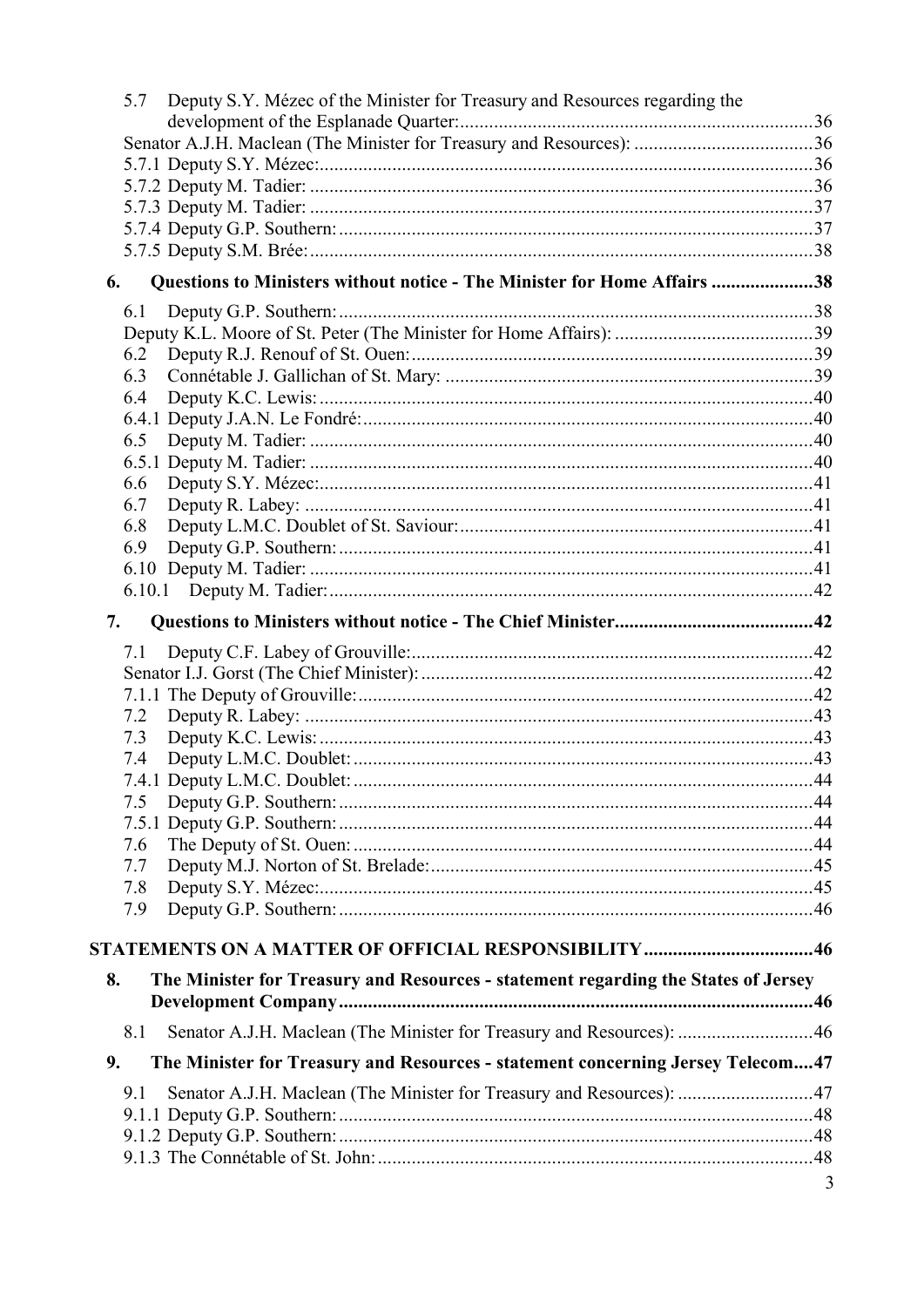5.7 Deputy S.Y. Mézec of the Minister for Treasury and Resources regarding the development of the Esplanade Quarter: ....................................................................................36

Senator A.J.H. Maclean (The Minister for Treasury and Resources): ....................................36

5.7.1 Deputy S.Y. Mézec: ....................................................................................36

5.7.2 Deputy M. Tadier: ....................................................................................36

5.7.3 Deputy M. Tadier: ....................................................................................37

5.7.4 Deputy G.P. Southern: ....................................................................................37

5.7.5 Deputy S.M. Brée: ....................................................................................38

**6. Questions to Ministers without notice - The Minister for Home Affairs ....................38**

6.1 Deputy G.P. Southern: ....................................................................................38

Deputy K.L. Moore of St. Peter (The Minister for Home Affairs): ........................................39

6.2 Deputy R.J. Renouf of St. Ouen: ....................................................................................39

6.3 Connétable J. Gallichan of St. Mary: ....................................................................................39

6.4 Deputy K.C. Lewis: ....................................................................................40

6.4.1 Deputy J.A.N. Le Fondré: ....................................................................................40

6.5 Deputy M. Tadier: ....................................................................................40

6.5.1 Deputy M. Tadier: ....................................................................................40

6.6 Deputy S.Y. Mézec: ....................................................................................41

6.7 Deputy R. Labey: ....................................................................................41

6.8 Deputy L.M.C. Doublet of St. Saviour: ....................................................................................41

6.9 Deputy G.P. Southern: ....................................................................................41

6.10 Deputy M. Tadier: ....................................................................................41

6.10.1 Deputy M. Tadier: ....................................................................................42

**7. Questions to Ministers without notice - The Chief Minister........................................42**

7.1 Deputy C.F. Labey of Grouville: ....................................................................................42

Senator I.J. Gorst (The Chief Minister): ....................................................................................42

7.1.1 The Deputy of Grouville: ....................................................................................42

7.2 Deputy R. Labey: ....................................................................................43

7.3 Deputy K.C. Lewis: ....................................................................................43

7.4 Deputy L.M.C. Doublet: ....................................................................................43

7.4.1 Deputy L.M.C. Doublet: ....................................................................................44

7.5 Deputy G.P. Southern: ....................................................................................44

7.5.1 Deputy G.P. Southern: ....................................................................................44

7.6 The Deputy of St. Ouen: ....................................................................................44

7.7 Deputy M.J. Norton of St. Brelade: ....................................................................................45

7.8 Deputy S.Y. Mézec: ....................................................................................45

7.9 Deputy G.P. Southern: ....................................................................................46

**STATEMENTS ON A MATTER OF OFFICIAL RESPONSIBILITY..................................46**

**8. The Minister for Treasury and Resources - statement regarding the States of Jersey Development Company....................................................................................46**

8.1 Senator A.J.H. Maclean (The Minister for Treasury and Resources): ............................46

**9. The Minister for Treasury and Resources - statement concerning Jersey Telecom....47**

9.1 Senator A.J.H. Maclean (The Minister for Treasury and Resources): ............................47

9.1.1 Deputy G.P. Southern: ....................................................................................48

9.1.2 Deputy G.P. Southern: ....................................................................................48

9.1.3 The Connétable of St. John: ....................................................................................48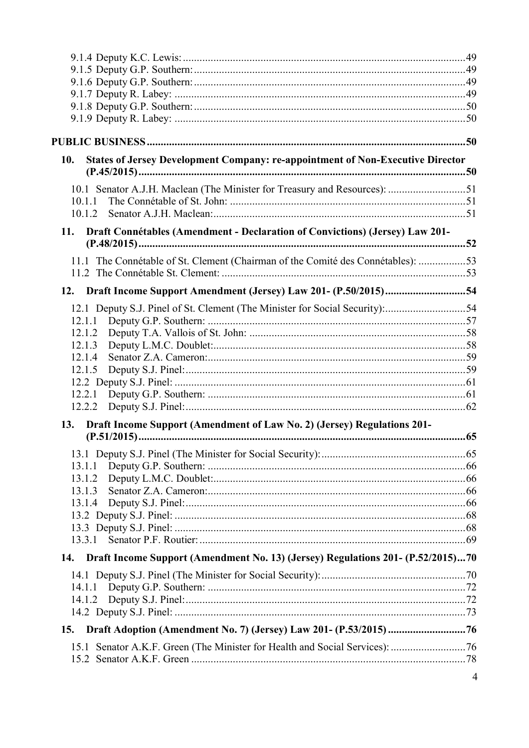9.1.4 Deputy K.C. Lewis: ........................................................................................................49
9.1.5 Deputy G.P. Southern: ....................................................................................................49
9.1.6 Deputy G.P. Southern: ....................................................................................................49
9.1.7 Deputy R. Labey: ...........................................................................................................49
9.1.8 Deputy G.P. Southern: ....................................................................................................50
9.1.9 Deputy R. Labey: ...........................................................................................................50

**PUBLIC BUSINESS** ...........................................................................................................50

**10. States of Jersey Development Company: re-appointment of Non-Executive Director (P.45/2015)** ...........................................................................................................50

10.1 Senator A.J.H. Maclean (The Minister for Treasury and Resources): ............................51
10.1.1 The Connétable of St. John: ........................................................................................51
10.1.2 Senator A.J.H. Maclean: ..............................................................................................51

**11. Draft Connétables (Amendment - Declaration of Convictions) (Jersey) Law 201- (P.48/2015)** ...........................................................................................................52

11.1 The Connétable of St. Clement (Chairman of the Comité des Connétables): .................53
11.2 The Connétable St. Clement: .........................................................................................53

**12. Draft Income Support Amendment (Jersey) Law 201- (P.50/2015)** ............................54

12.1 Deputy S.J. Pinel of St. Clement (The Minister for Social Security): .............................54
12.1.1 Deputy G.P. Southern: ................................................................................................57
12.1.2 Deputy T.A. Vallois of St. John: .................................................................................58
12.1.3 Deputy L.M.C. Doublet: ..............................................................................................58
12.1.4 Senator Z.A. Cameron: ...............................................................................................59
12.1.5 Deputy S.J. Pinel: ........................................................................................................59
12.2 Deputy S.J. Pinel: ..........................................................................................................61
12.2.1 Deputy G.P. Southern: ................................................................................................61
12.2.2 Deputy S.J. Pinel: ........................................................................................................62

**13. Draft Income Support (Amendment of Law No. 2) (Jersey) Regulations 201- (P.51/2015)** ...........................................................................................................65

13.1 Deputy S.J. Pinel (The Minister for Social Security): ....................................................65
13.1.1 Deputy G.P. Southern: ................................................................................................66
13.1.2 Deputy L.M.C. Doublet: ..............................................................................................66
13.1.3 Senator Z.A. Cameron: ...............................................................................................66
13.1.4 Deputy S.J. Pinel: ........................................................................................................66
13.2 Deputy S.J. Pinel: ..........................................................................................................68
13.3 Deputy S.J. Pinel: ..........................................................................................................68
13.3.1 Senator P.F. Routier: ...................................................................................................69

**14. Draft Income Support (Amendment No. 13) (Jersey) Regulations 201- (P.52/2015)** ...70

14.1 Deputy S.J. Pinel (The Minister for Social Security): ....................................................70
14.1.1 Deputy G.P. Southern: ................................................................................................72
14.1.2 Deputy S.J. Pinel: ........................................................................................................72
14.2 Deputy S.J. Pinel: ..........................................................................................................73

**15. Draft Adoption (Amendment No. 7) (Jersey) Law 201- (P.53/2015)** ............................76

15.1 Senator A.K.F. Green (The Minister for Health and Social Services): ...........................76
15.2 Senator A.K.F. Green .....................................................................................................78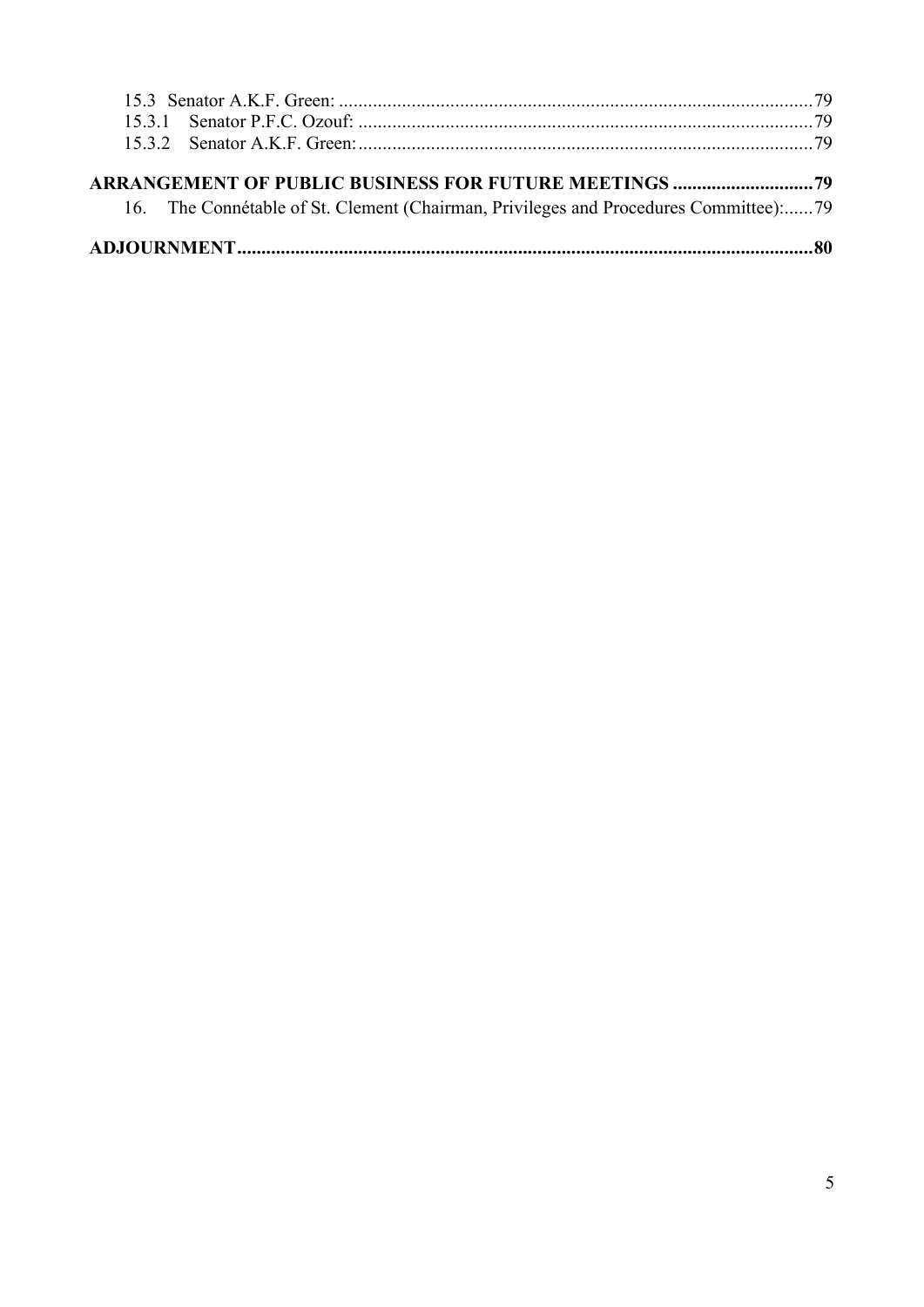15.3 Senator A.K.F. Green: ..........79

15.3.1 Senator P.F.C. Ozouf: ..........79

15.3.2 Senator A.K.F. Green: ..........79

**ARRANGEMENT OF PUBLIC BUSINESS FOR FUTURE MEETINGS ..........79**

16. The Connétable of St. Clement (Chairman, Privileges and Procedures Committee): ..........79

**ADJOURNMENT ..........80**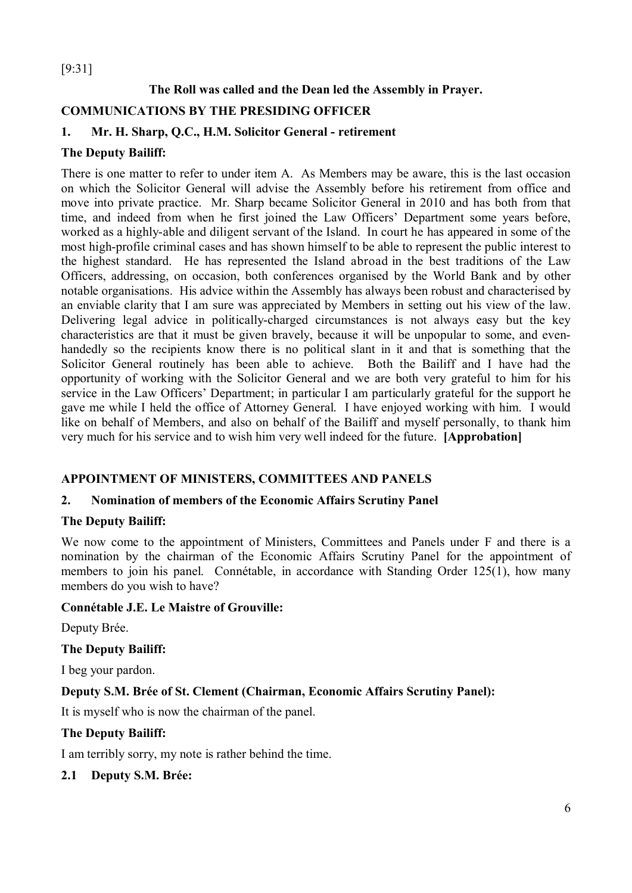[9:31]

**The Roll was called and the Dean led the Assembly in Prayer.**

## COMMUNICATIONS BY THE PRESIDING OFFICER

### 1. Mr. H. Sharp, Q.C., H.M. Solicitor General - retirement

**The Deputy Bailiff:**

There is one matter to refer to under item A. As Members may be aware, this is the last occasion on which the Solicitor General will advise the Assembly before his retirement from office and move into private practice. Mr. Sharp became Solicitor General in 2010 and has both from that time, and indeed from when he first joined the Law Officers' Department some years before, worked as a highly-able and diligent servant of the Island. In court he has appeared in some of the most high-profile criminal cases and has shown himself to be able to represent the public interest to the highest standard. He has represented the Island abroad in the best traditions of the Law Officers, addressing, on occasion, both conferences organised by the World Bank and by other notable organisations. His advice within the Assembly has always been robust and characterised by an enviable clarity that I am sure was appreciated by Members in setting out his view of the law. Delivering legal advice in politically-charged circumstances is not always easy but the key characteristics are that it must be given bravely, because it will be unpopular to some, and even-handedly so the recipients know there is no political slant in it and that is something that the Solicitor General routinely has been able to achieve. Both the Bailiff and I have had the opportunity of working with the Solicitor General and we are both very grateful to him for his service in the Law Officers' Department; in particular I am particularly grateful for the support he gave me while I held the office of Attorney General. I have enjoyed working with him. I would like on behalf of Members, and also on behalf of the Bailiff and myself personally, to thank him very much for his service and to wish him very well indeed for the future. **[Approbation]**

## APPOINTMENT OF MINISTERS, COMMITTEES AND PANELS

### 2. Nomination of members of the Economic Affairs Scrutiny Panel

**The Deputy Bailiff:**

We now come to the appointment of Ministers, Committees and Panels under F and there is a nomination by the chairman of the Economic Affairs Scrutiny Panel for the appointment of members to join his panel. Connétable, in accordance with Standing Order 125(1), how many members do you wish to have?

**Connétable J.E. Le Maistre of Grouville:**

Deputy Brée.

**The Deputy Bailiff:**

I beg your pardon.

**Deputy S.M. Brée of St. Clement (Chairman, Economic Affairs Scrutiny Panel):**

It is myself who is now the chairman of the panel.

**The Deputy Bailiff:**

I am terribly sorry, my note is rather behind the time.

**2.1 Deputy S.M. Brée:**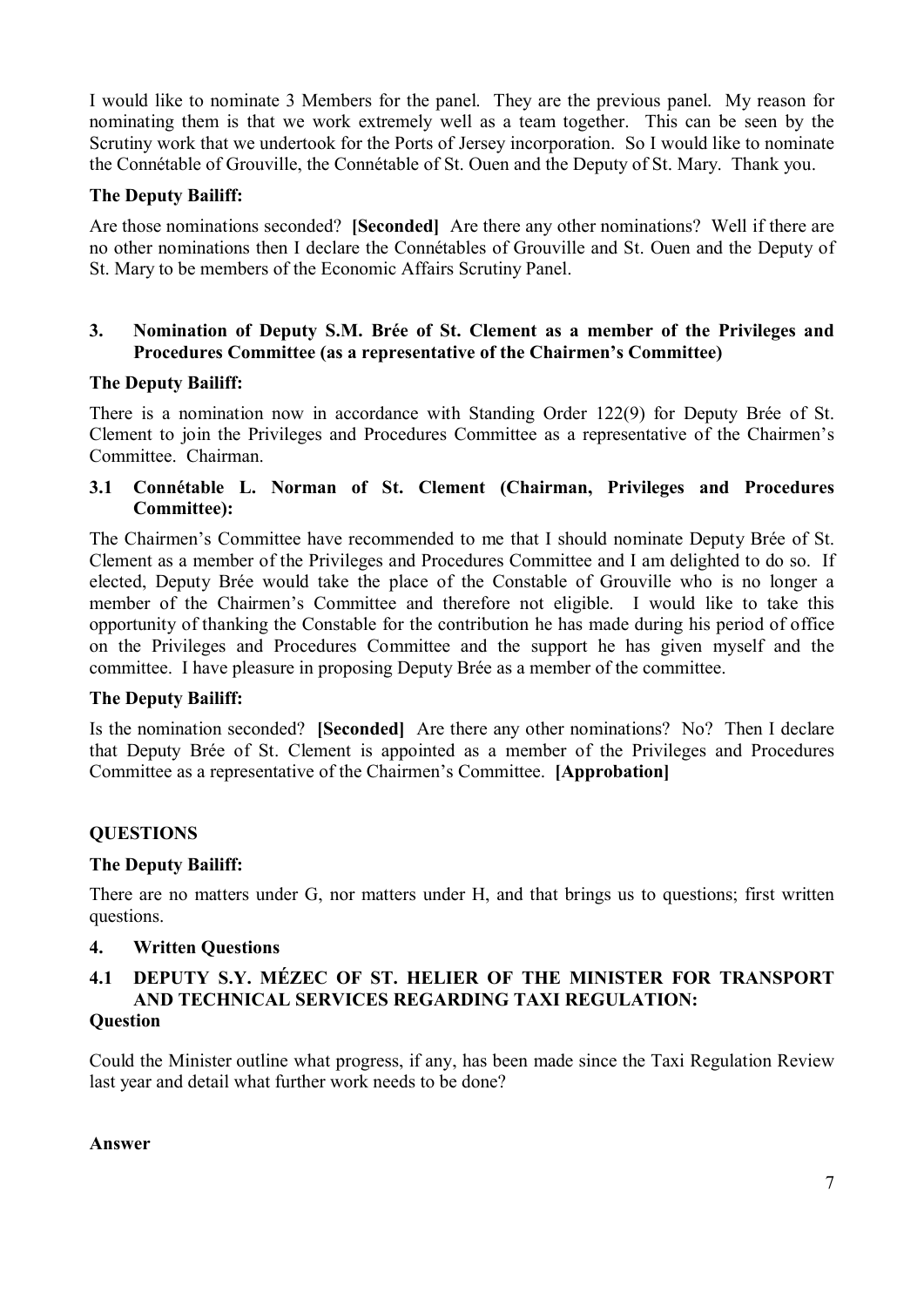I would like to nominate 3 Members for the panel. They are the previous panel. My reason for nominating them is that we work extremely well as a team together. This can be seen by the Scrutiny work that we undertook for the Ports of Jersey incorporation. So I would like to nominate the Connétable of Grouville, the Connétable of St. Ouen and the Deputy of St. Mary. Thank you.

**The Deputy Bailiff:**

Are those nominations seconded? **[Seconded]** Are there any other nominations? Well if there are no other nominations then I declare the Connétables of Grouville and St. Ouen and the Deputy of St. Mary to be members of the Economic Affairs Scrutiny Panel.

## 3. Nomination of Deputy S.M. Brée of St. Clement as a member of the Privileges and Procedures Committee (as a representative of the Chairmen's Committee)

**The Deputy Bailiff:**

There is a nomination now in accordance with Standing Order 122(9) for Deputy Brée of St. Clement to join the Privileges and Procedures Committee as a representative of the Chairmen's Committee. Chairman.

### 3.1 Connétable L. Norman of St. Clement (Chairman, Privileges and Procedures Committee):

The Chairmen's Committee have recommended to me that I should nominate Deputy Brée of St. Clement as a member of the Privileges and Procedures Committee and I am delighted to do so. If elected, Deputy Brée would take the place of the Constable of Grouville who is no longer a member of the Chairmen's Committee and therefore not eligible. I would like to take this opportunity of thanking the Constable for the contribution he has made during his period of office on the Privileges and Procedures Committee and the support he has given myself and the committee. I have pleasure in proposing Deputy Brée as a member of the committee.

**The Deputy Bailiff:**

Is the nomination seconded? **[Seconded]** Are there any other nominations? No? Then I declare that Deputy Brée of St. Clement is appointed as a member of the Privileges and Procedures Committee as a representative of the Chairmen's Committee. **[Approbation]**

## QUESTIONS

**The Deputy Bailiff:**

There are no matters under G, nor matters under H, and that brings us to questions; first written questions.

## 4. Written Questions

### 4.1 DEPUTY S.Y. MÉZEC OF ST. HELIER OF THE MINISTER FOR TRANSPORT AND TECHNICAL SERVICES REGARDING TAXI REGULATION:

**Question**

Could the Minister outline what progress, if any, has been made since the Taxi Regulation Review last year and detail what further work needs to be done?

**Answer**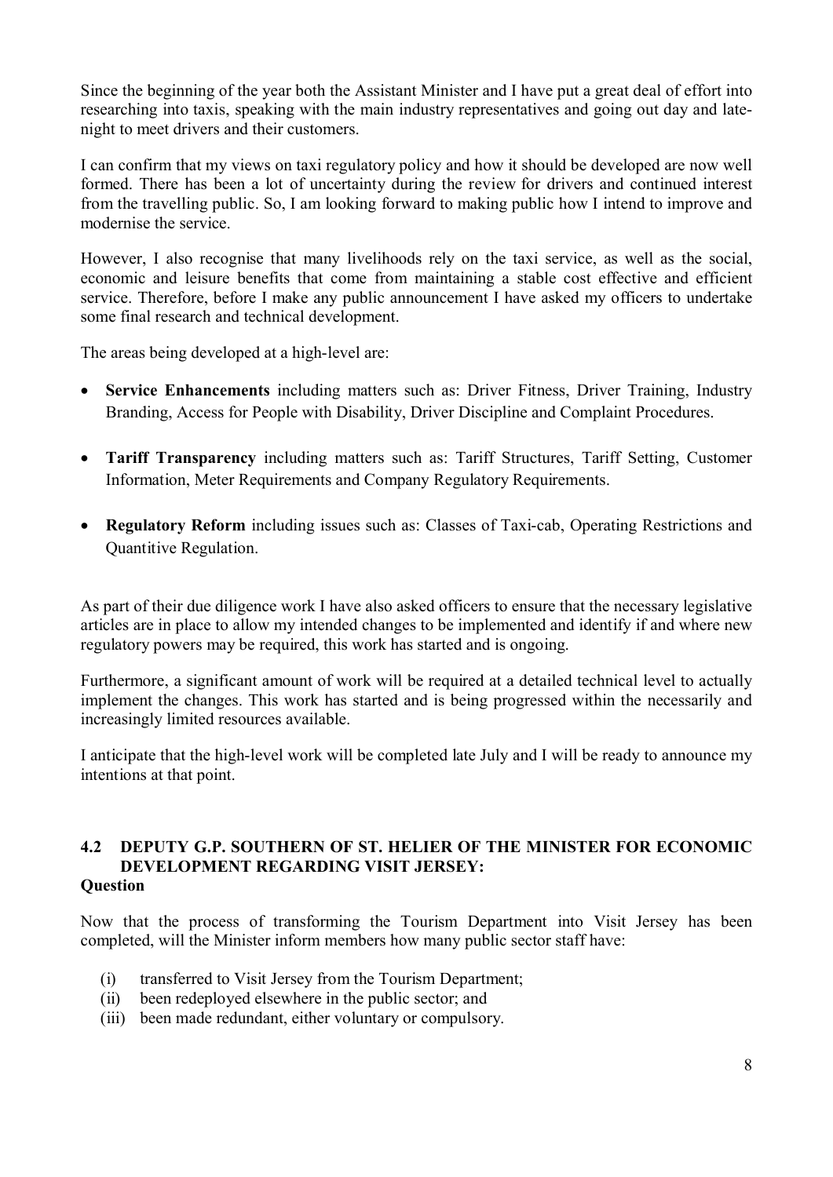Since the beginning of the year both the Assistant Minister and I have put a great deal of effort into researching into taxis, speaking with the main industry representatives and going out day and late-night to meet drivers and their customers.

I can confirm that my views on taxi regulatory policy and how it should be developed are now well formed. There has been a lot of uncertainty during the review for drivers and continued interest from the travelling public. So, I am looking forward to making public how I intend to improve and modernise the service.

However, I also recognise that many livelihoods rely on the taxi service, as well as the social, economic and leisure benefits that come from maintaining a stable cost effective and efficient service. Therefore, before I make any public announcement I have asked my officers to undertake some final research and technical development.

The areas being developed at a high-level are:

- **Service Enhancements** including matters such as: Driver Fitness, Driver Training, Industry Branding, Access for People with Disability, Driver Discipline and Complaint Procedures.
- **Tariff Transparency** including matters such as: Tariff Structures, Tariff Setting, Customer Information, Meter Requirements and Company Regulatory Requirements.
- **Regulatory Reform** including issues such as: Classes of Taxi-cab, Operating Restrictions and Quantitive Regulation.

As part of their due diligence work I have also asked officers to ensure that the necessary legislative articles are in place to allow my intended changes to be implemented and identify if and where new regulatory powers may be required, this work has started and is ongoing.

Furthermore, a significant amount of work will be required at a detailed technical level to actually implement the changes. This work has started and is being progressed within the necessarily and increasingly limited resources available.

I anticipate that the high-level work will be completed late July and I will be ready to announce my intentions at that point.

## 4.2 DEPUTY G.P. SOUTHERN OF ST. HELIER OF THE MINISTER FOR ECONOMIC DEVELOPMENT REGARDING VISIT JERSEY:

**Question**

Now that the process of transforming the Tourism Department into Visit Jersey has been completed, will the Minister inform members how many public sector staff have:

(i) transferred to Visit Jersey from the Tourism Department;
(ii) been redeployed elsewhere in the public sector; and
(iii) been made redundant, either voluntary or compulsory.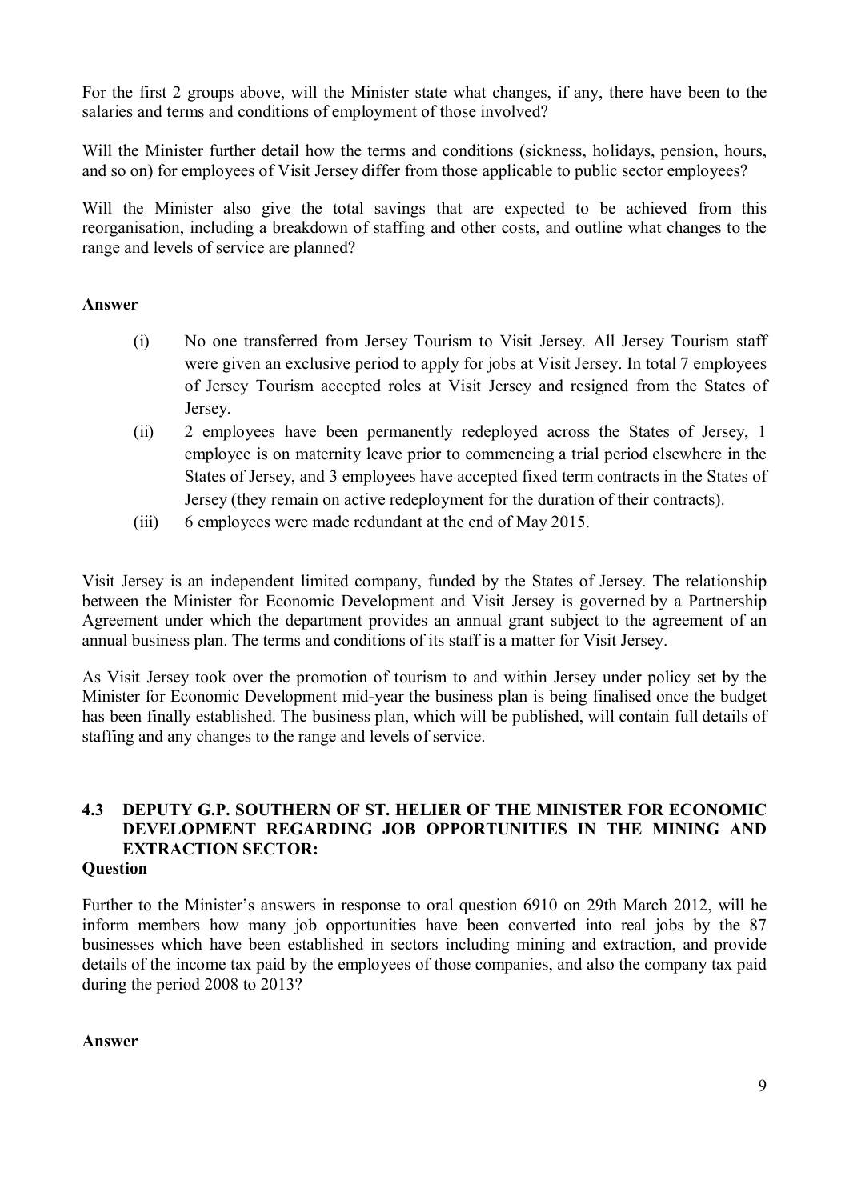For the first 2 groups above, will the Minister state what changes, if any, there have been to the salaries and terms and conditions of employment of those involved?

Will the Minister further detail how the terms and conditions (sickness, holidays, pension, hours, and so on) for employees of Visit Jersey differ from those applicable to public sector employees?

Will the Minister also give the total savings that are expected to be achieved from this reorganisation, including a breakdown of staffing and other costs, and outline what changes to the range and levels of service are planned?

**Answer**

(i) No one transferred from Jersey Tourism to Visit Jersey. All Jersey Tourism staff were given an exclusive period to apply for jobs at Visit Jersey. In total 7 employees of Jersey Tourism accepted roles at Visit Jersey and resigned from the States of Jersey.

(ii) 2 employees have been permanently redeployed across the States of Jersey, 1 employee is on maternity leave prior to commencing a trial period elsewhere in the States of Jersey, and 3 employees have accepted fixed term contracts in the States of Jersey (they remain on active redeployment for the duration of their contracts).

(iii) 6 employees were made redundant at the end of May 2015.

Visit Jersey is an independent limited company, funded by the States of Jersey. The relationship between the Minister for Economic Development and Visit Jersey is governed by a Partnership Agreement under which the department provides an annual grant subject to the agreement of an annual business plan. The terms and conditions of its staff is a matter for Visit Jersey.

As Visit Jersey took over the promotion of tourism to and within Jersey under policy set by the Minister for Economic Development mid-year the business plan is being finalised once the budget has been finally established. The business plan, which will be published, will contain full details of staffing and any changes to the range and levels of service.

### 4.3 DEPUTY G.P. SOUTHERN OF ST. HELIER OF THE MINISTER FOR ECONOMIC DEVELOPMENT REGARDING JOB OPPORTUNITIES IN THE MINING AND EXTRACTION SECTOR:

**Question**

Further to the Minister's answers in response to oral question 6910 on 29th March 2012, will he inform members how many job opportunities have been converted into real jobs by the 87 businesses which have been established in sectors including mining and extraction, and provide details of the income tax paid by the employees of those companies, and also the company tax paid during the period 2008 to 2013?

**Answer**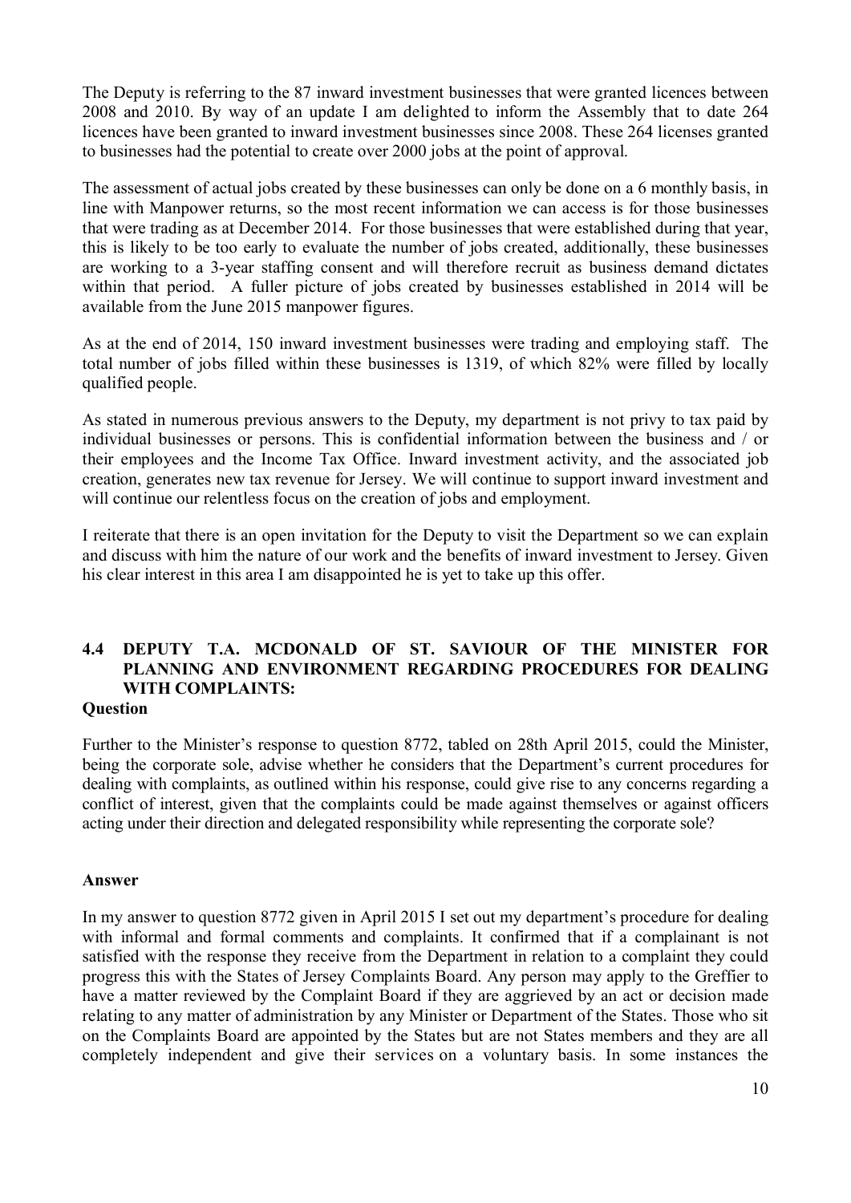The Deputy is referring to the 87 inward investment businesses that were granted licences between 2008 and 2010. By way of an update I am delighted to inform the Assembly that to date 264 licences have been granted to inward investment businesses since 2008. These 264 licenses granted to businesses had the potential to create over 2000 jobs at the point of approval.

The assessment of actual jobs created by these businesses can only be done on a 6 monthly basis, in line with Manpower returns, so the most recent information we can access is for those businesses that were trading as at December 2014. For those businesses that were established during that year, this is likely to be too early to evaluate the number of jobs created, additionally, these businesses are working to a 3-year staffing consent and will therefore recruit as business demand dictates within that period. A fuller picture of jobs created by businesses established in 2014 will be available from the June 2015 manpower figures.

As at the end of 2014, 150 inward investment businesses were trading and employing staff. The total number of jobs filled within these businesses is 1319, of which 82% were filled by locally qualified people.

As stated in numerous previous answers to the Deputy, my department is not privy to tax paid by individual businesses or persons. This is confidential information between the business and / or their employees and the Income Tax Office. Inward investment activity, and the associated job creation, generates new tax revenue for Jersey. We will continue to support inward investment and will continue our relentless focus on the creation of jobs and employment.

I reiterate that there is an open invitation for the Deputy to visit the Department so we can explain and discuss with him the nature of our work and the benefits of inward investment to Jersey. Given his clear interest in this area I am disappointed he is yet to take up this offer.

## 4.4 DEPUTY T.A. MCDONALD OF ST. SAVIOUR OF THE MINISTER FOR PLANNING AND ENVIRONMENT REGARDING PROCEDURES FOR DEALING WITH COMPLAINTS:

**Question**

Further to the Minister's response to question 8772, tabled on 28th April 2015, could the Minister, being the corporate sole, advise whether he considers that the Department's current procedures for dealing with complaints, as outlined within his response, could give rise to any concerns regarding a conflict of interest, given that the complaints could be made against themselves or against officers acting under their direction and delegated responsibility while representing the corporate sole?

**Answer**

In my answer to question 8772 given in April 2015 I set out my department's procedure for dealing with informal and formal comments and complaints. It confirmed that if a complainant is not satisfied with the response they receive from the Department in relation to a complaint they could progress this with the States of Jersey Complaints Board. Any person may apply to the Greffier to have a matter reviewed by the Complaint Board if they are aggrieved by an act or decision made relating to any matter of administration by any Minister or Department of the States. Those who sit on the Complaints Board are appointed by the States but are not States members and they are all completely independent and give their services on a voluntary basis. In some instances the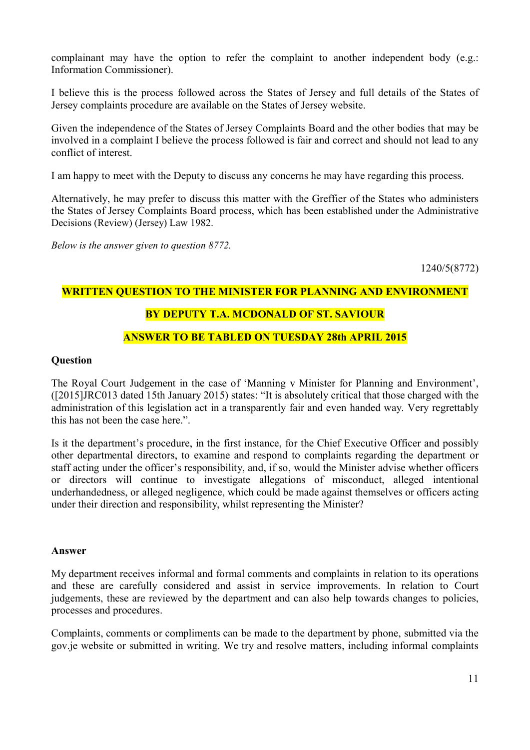complainant may have the option to refer the complaint to another independent body (e.g.: Information Commissioner).

I believe this is the process followed across the States of Jersey and full details of the States of Jersey complaints procedure are available on the States of Jersey website.

Given the independence of the States of Jersey Complaints Board and the other bodies that may be involved in a complaint I believe the process followed is fair and correct and should not lead to any conflict of interest.

I am happy to meet with the Deputy to discuss any concerns he may have regarding this process.

Alternatively, he may prefer to discuss this matter with the Greffier of the States who administers the States of Jersey Complaints Board process, which has been established under the Administrative Decisions (Review) (Jersey) Law 1982.

*Below is the answer given to question 8772.*

1240/5(8772)

**WRITTEN QUESTION TO THE MINISTER FOR PLANNING AND ENVIRONMENT**

**BY DEPUTY T.A. MCDONALD OF ST. SAVIOUR**

**ANSWER TO BE TABLED ON TUESDAY 28th APRIL 2015**

**Question**

The Royal Court Judgement in the case of 'Manning v Minister for Planning and Environment', ([2015]JRC013 dated 15th January 2015) states: "It is absolutely critical that those charged with the administration of this legislation act in a transparently fair and even handed way. Very regrettably this has not been the case here.".

Is it the department's procedure, in the first instance, for the Chief Executive Officer and possibly other departmental directors, to examine and respond to complaints regarding the department or staff acting under the officer's responsibility, and, if so, would the Minister advise whether officers or directors will continue to investigate allegations of misconduct, alleged intentional underhandedness, or alleged negligence, which could be made against themselves or officers acting under their direction and responsibility, whilst representing the Minister?

**Answer**

My department receives informal and formal comments and complaints in relation to its operations and these are carefully considered and assist in service improvements. In relation to Court judgements, these are reviewed by the department and can also help towards changes to policies, processes and procedures.

Complaints, comments or compliments can be made to the department by phone, submitted via the gov.je website or submitted in writing. We try and resolve matters, including informal complaints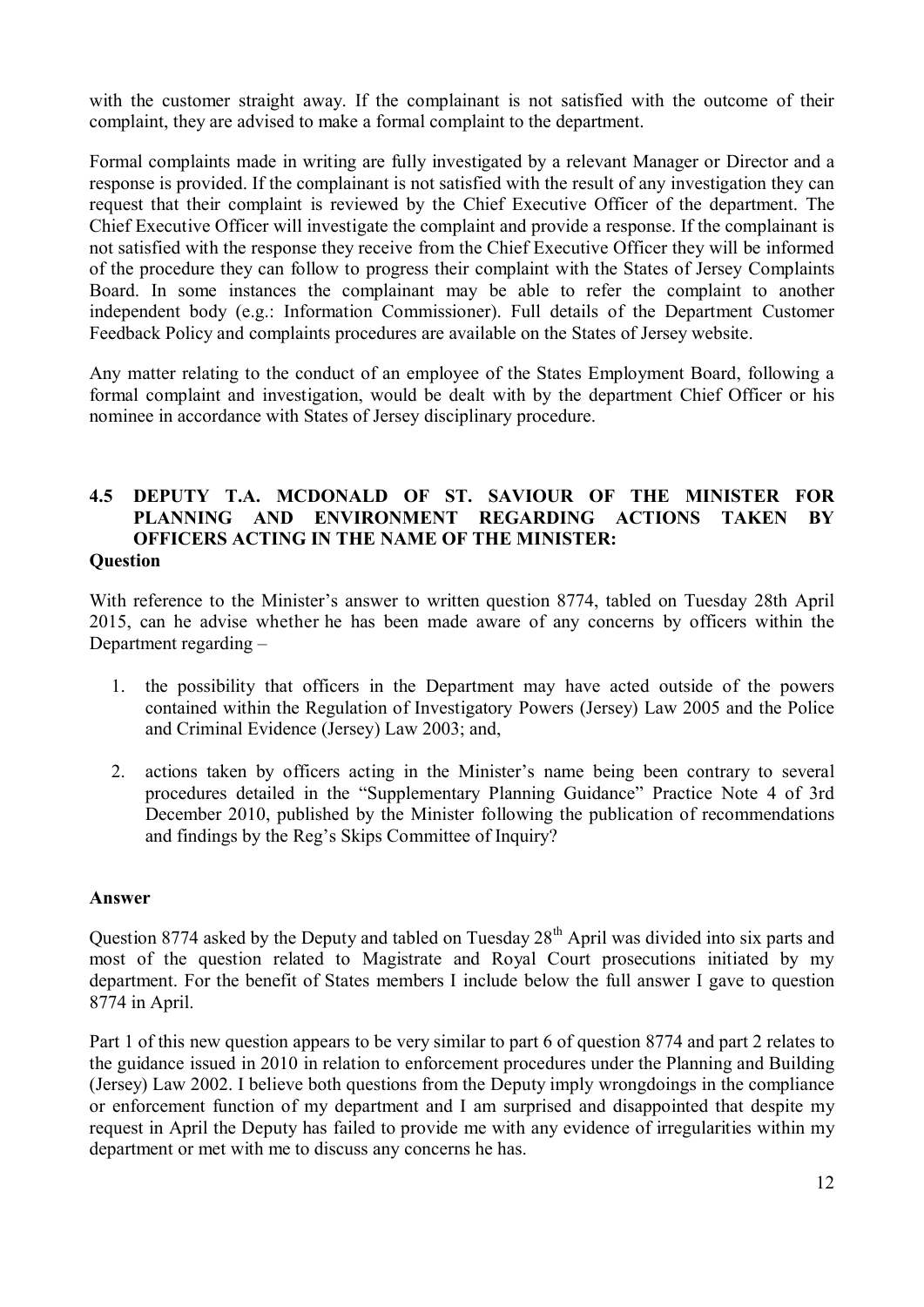with the customer straight away. If the complainant is not satisfied with the outcome of their complaint, they are advised to make a formal complaint to the department.

Formal complaints made in writing are fully investigated by a relevant Manager or Director and a response is provided. If the complainant is not satisfied with the result of any investigation they can request that their complaint is reviewed by the Chief Executive Officer of the department. The Chief Executive Officer will investigate the complaint and provide a response. If the complainant is not satisfied with the response they receive from the Chief Executive Officer they will be informed of the procedure they can follow to progress their complaint with the States of Jersey Complaints Board. In some instances the complainant may be able to refer the complaint to another independent body (e.g.: Information Commissioner). Full details of the Department Customer Feedback Policy and complaints procedures are available on the States of Jersey website.

Any matter relating to the conduct of an employee of the States Employment Board, following a formal complaint and investigation, would be dealt with by the department Chief Officer or his nominee in accordance with States of Jersey disciplinary procedure.

## 4.5 DEPUTY T.A. MCDONALD OF ST. SAVIOUR OF THE MINISTER FOR PLANNING AND ENVIRONMENT REGARDING ACTIONS TAKEN BY OFFICERS ACTING IN THE NAME OF THE MINISTER:

**Question**

With reference to the Minister's answer to written question 8774, tabled on Tuesday 28th April 2015, can he advise whether he has been made aware of any concerns by officers within the Department regarding –

1. the possibility that officers in the Department may have acted outside of the powers contained within the Regulation of Investigatory Powers (Jersey) Law 2005 and the Police and Criminal Evidence (Jersey) Law 2003; and,

2. actions taken by officers acting in the Minister's name being been contrary to several procedures detailed in the "Supplementary Planning Guidance" Practice Note 4 of 3rd December 2010, published by the Minister following the publication of recommendations and findings by the Reg's Skips Committee of Inquiry?

**Answer**

Question 8774 asked by the Deputy and tabled on Tuesday 28th April was divided into six parts and most of the question related to Magistrate and Royal Court prosecutions initiated by my department. For the benefit of States members I include below the full answer I gave to question 8774 in April.

Part 1 of this new question appears to be very similar to part 6 of question 8774 and part 2 relates to the guidance issued in 2010 in relation to enforcement procedures under the Planning and Building (Jersey) Law 2002. I believe both questions from the Deputy imply wrongdoings in the compliance or enforcement function of my department and I am surprised and disappointed that despite my request in April the Deputy has failed to provide me with any evidence of irregularities within my department or met with me to discuss any concerns he has.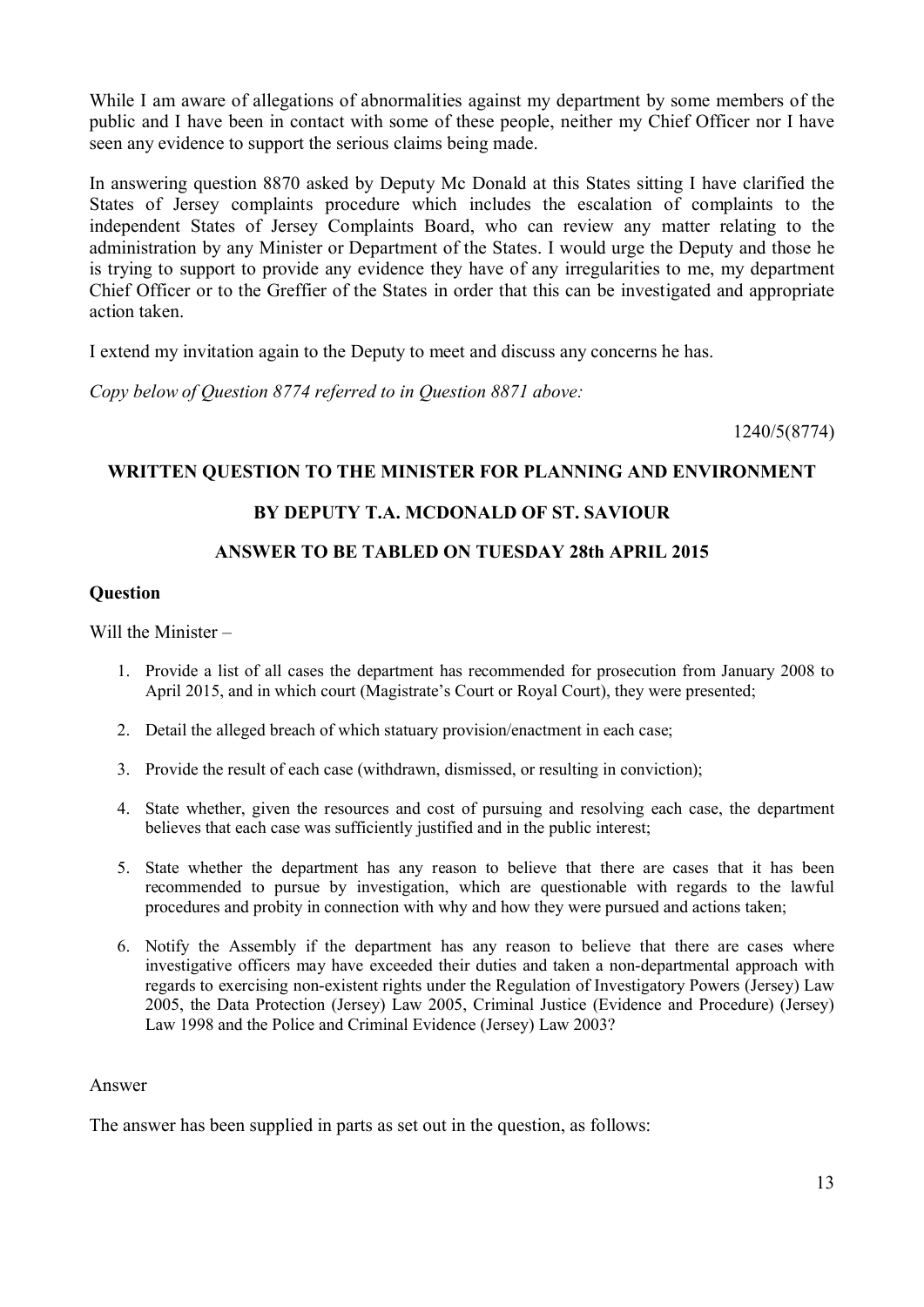While I am aware of allegations of abnormalities against my department by some members of the public and I have been in contact with some of these people, neither my Chief Officer nor I have seen any evidence to support the serious claims being made.

In answering question 8870 asked by Deputy Mc Donald at this States sitting I have clarified the States of Jersey complaints procedure which includes the escalation of complaints to the independent States of Jersey Complaints Board, who can review any matter relating to the administration by any Minister or Department of the States. I would urge the Deputy and those he is trying to support to provide any evidence they have of any irregularities to me, my department Chief Officer or to the Greffier of the States in order that this can be investigated and appropriate action taken.

I extend my invitation again to the Deputy to meet and discuss any concerns he has.

*Copy below of Question 8774 referred to in Question 8871 above:*

1240/5(8774)

**WRITTEN QUESTION TO THE MINISTER FOR PLANNING AND ENVIRONMENT**

**BY DEPUTY T.A. MCDONALD OF ST. SAVIOUR**

**ANSWER TO BE TABLED ON TUESDAY 28th APRIL 2015**

**Question**

Will the Minister –

1. Provide a list of all cases the department has recommended for prosecution from January 2008 to April 2015, and in which court (Magistrate's Court or Royal Court), they were presented;
2. Detail the alleged breach of which statuary provision/enactment in each case;
3. Provide the result of each case (withdrawn, dismissed, or resulting in conviction);
4. State whether, given the resources and cost of pursuing and resolving each case, the department believes that each case was sufficiently justified and in the public interest;
5. State whether the department has any reason to believe that there are cases that it has been recommended to pursue by investigation, which are questionable with regards to the lawful procedures and probity in connection with why and how they were pursued and actions taken;
6. Notify the Assembly if the department has any reason to believe that there are cases where investigative officers may have exceeded their duties and taken a non-departmental approach with regards to exercising non-existent rights under the Regulation of Investigatory Powers (Jersey) Law 2005, the Data Protection (Jersey) Law 2005, Criminal Justice (Evidence and Procedure) (Jersey) Law 1998 and the Police and Criminal Evidence (Jersey) Law 2003?

Answer

The answer has been supplied in parts as set out in the question, as follows: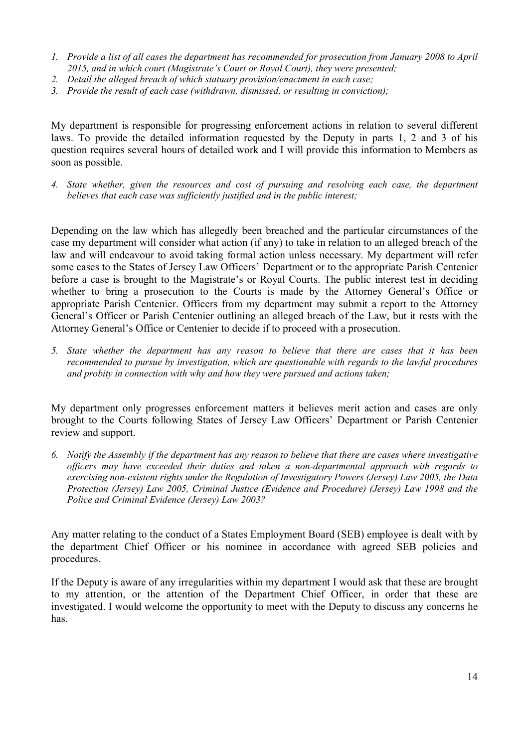*1. Provide a list of all cases the department has recommended for prosecution from January 2008 to April 2015, and in which court (Magistrate's Court or Royal Court), they were presented;*
*2. Detail the alleged breach of which statuary provision/enactment in each case;*
*3. Provide the result of each case (withdrawn, dismissed, or resulting in conviction);*

My department is responsible for progressing enforcement actions in relation to several different laws. To provide the detailed information requested by the Deputy in parts 1, 2 and 3 of his question requires several hours of detailed work and I will provide this information to Members as soon as possible.

*4. State whether, given the resources and cost of pursuing and resolving each case, the department believes that each case was sufficiently justified and in the public interest;*

Depending on the law which has allegedly been breached and the particular circumstances of the case my department will consider what action (if any) to take in relation to an alleged breach of the law and will endeavour to avoid taking formal action unless necessary. My department will refer some cases to the States of Jersey Law Officers' Department or to the appropriate Parish Centenier before a case is brought to the Magistrate's or Royal Courts. The public interest test in deciding whether to bring a prosecution to the Courts is made by the Attorney General's Office or appropriate Parish Centenier. Officers from my department may submit a report to the Attorney General's Officer or Parish Centenier outlining an alleged breach of the Law, but it rests with the Attorney General's Office or Centenier to decide if to proceed with a prosecution.

*5. State whether the department has any reason to believe that there are cases that it has been recommended to pursue by investigation, which are questionable with regards to the lawful procedures and probity in connection with why and how they were pursued and actions taken;*

My department only progresses enforcement matters it believes merit action and cases are only brought to the Courts following States of Jersey Law Officers' Department or Parish Centenier review and support.

*6. Notify the Assembly if the department has any reason to believe that there are cases where investigative officers may have exceeded their duties and taken a non-departmental approach with regards to exercising non-existent rights under the Regulation of Investigatory Powers (Jersey) Law 2005, the Data Protection (Jersey) Law 2005, Criminal Justice (Evidence and Procedure) (Jersey) Law 1998 and the Police and Criminal Evidence (Jersey) Law 2003?*

Any matter relating to the conduct of a States Employment Board (SEB) employee is dealt with by the department Chief Officer or his nominee in accordance with agreed SEB policies and procedures.

If the Deputy is aware of any irregularities within my department I would ask that these are brought to my attention, or the attention of the Department Chief Officer, in order that these are investigated. I would welcome the opportunity to meet with the Deputy to discuss any concerns he has.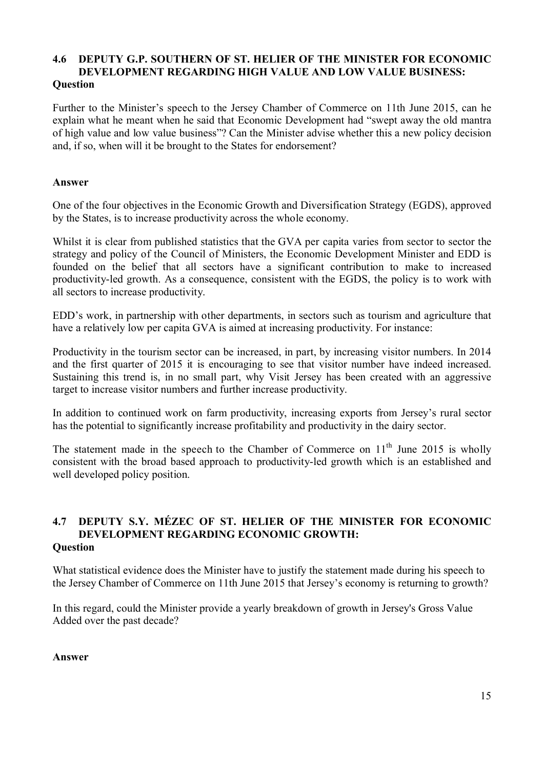## 4.6 DEPUTY G.P. SOUTHERN OF ST. HELIER OF THE MINISTER FOR ECONOMIC DEVELOPMENT REGARDING HIGH VALUE AND LOW VALUE BUSINESS:

**Question**

Further to the Minister's speech to the Jersey Chamber of Commerce on 11th June 2015, can he explain what he meant when he said that Economic Development had "swept away the old mantra of high value and low value business"? Can the Minister advise whether this a new policy decision and, if so, when will it be brought to the States for endorsement?

**Answer**

One of the four objectives in the Economic Growth and Diversification Strategy (EGDS), approved by the States, is to increase productivity across the whole economy.

Whilst it is clear from published statistics that the GVA per capita varies from sector to sector the strategy and policy of the Council of Ministers, the Economic Development Minister and EDD is founded on the belief that all sectors have a significant contribution to make to increased productivity-led growth. As a consequence, consistent with the EGDS, the policy is to work with all sectors to increase productivity.

EDD's work, in partnership with other departments, in sectors such as tourism and agriculture that have a relatively low per capita GVA is aimed at increasing productivity. For instance:

Productivity in the tourism sector can be increased, in part, by increasing visitor numbers. In 2014 and the first quarter of 2015 it is encouraging to see that visitor number have indeed increased. Sustaining this trend is, in no small part, why Visit Jersey has been created with an aggressive target to increase visitor numbers and further increase productivity.

In addition to continued work on farm productivity, increasing exports from Jersey's rural sector has the potential to significantly increase profitability and productivity in the dairy sector.

The statement made in the speech to the Chamber of Commerce on 11th June 2015 is wholly consistent with the broad based approach to productivity-led growth which is an established and well developed policy position.

## 4.7 DEPUTY S.Y. MÉZEC OF ST. HELIER OF THE MINISTER FOR ECONOMIC DEVELOPMENT REGARDING ECONOMIC GROWTH:

**Question**

What statistical evidence does the Minister have to justify the statement made during his speech to the Jersey Chamber of Commerce on 11th June 2015 that Jersey's economy is returning to growth?

In this regard, could the Minister provide a yearly breakdown of growth in Jersey's Gross Value Added over the past decade?

**Answer**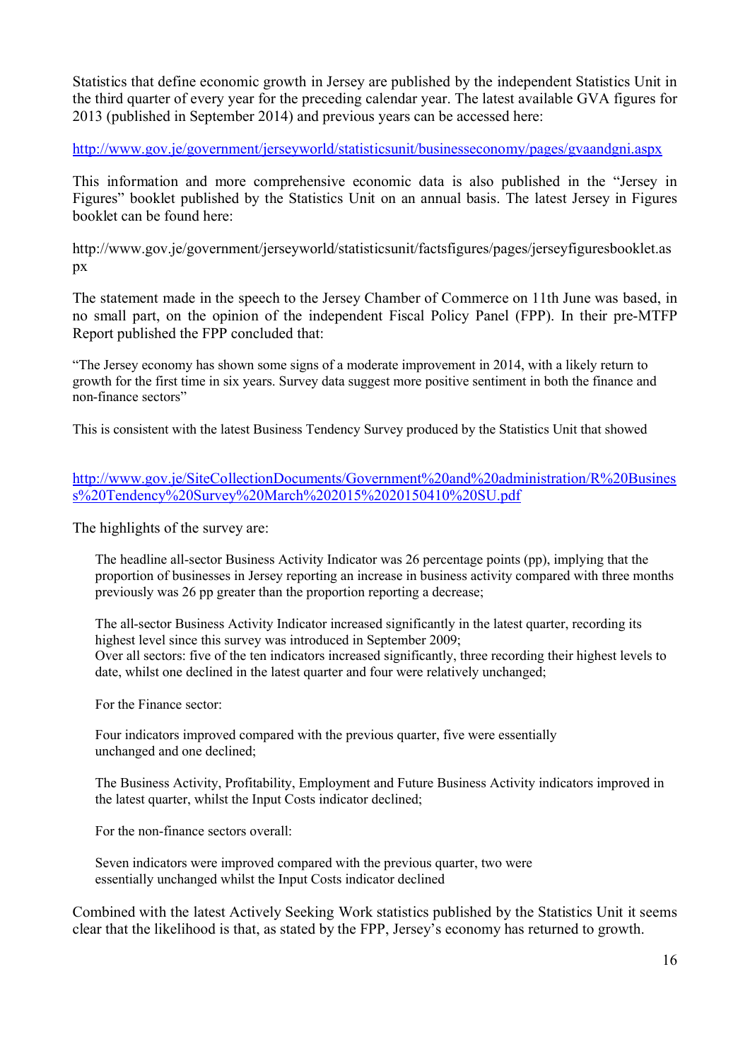Statistics that define economic growth in Jersey are published by the independent Statistics Unit in the third quarter of every year for the preceding calendar year. The latest available GVA figures for 2013 (published in September 2014) and previous years can be accessed here:

http://www.gov.je/government/jerseyworld/statisticsunit/businesseconomy/pages/gvaandgni.aspx

This information and more comprehensive economic data is also published in the "Jersey in Figures" booklet published by the Statistics Unit on an annual basis. The latest Jersey in Figures booklet can be found here:

http://www.gov.je/government/jerseyworld/statisticsunit/factsfigures/pages/jerseyfiguresbooklet.aspx

The statement made in the speech to the Jersey Chamber of Commerce on 11th June was based, in no small part, on the opinion of the independent Fiscal Policy Panel (FPP). In their pre-MTFP Report published the FPP concluded that:

"The Jersey economy has shown some signs of a moderate improvement in 2014, with a likely return to growth for the first time in six years. Survey data suggest more positive sentiment in both the finance and non-finance sectors"

This is consistent with the latest Business Tendency Survey produced by the Statistics Unit that showed

http://www.gov.je/SiteCollectionDocuments/Government%20and%20administration/R%20Business%20Tendency%20Survey%20March%202015%2020150410%20SU.pdf

The highlights of the survey are:

> The headline all-sector Business Activity Indicator was 26 percentage points (pp), implying that the proportion of businesses in Jersey reporting an increase in business activity compared with three months previously was 26 pp greater than the proportion reporting a decrease;
>
> The all-sector Business Activity Indicator increased significantly in the latest quarter, recording its highest level since this survey was introduced in September 2009;
> Over all sectors: five of the ten indicators increased significantly, three recording their highest levels to date, whilst one declined in the latest quarter and four were relatively unchanged;
>
> For the Finance sector:
>
> Four indicators improved compared with the previous quarter, five were essentially unchanged and one declined;
>
> The Business Activity, Profitability, Employment and Future Business Activity indicators improved in the latest quarter, whilst the Input Costs indicator declined;
>
> For the non-finance sectors overall:
>
> Seven indicators were improved compared with the previous quarter, two were essentially unchanged whilst the Input Costs indicator declined

Combined with the latest Actively Seeking Work statistics published by the Statistics Unit it seems clear that the likelihood is that, as stated by the FPP, Jersey's economy has returned to growth.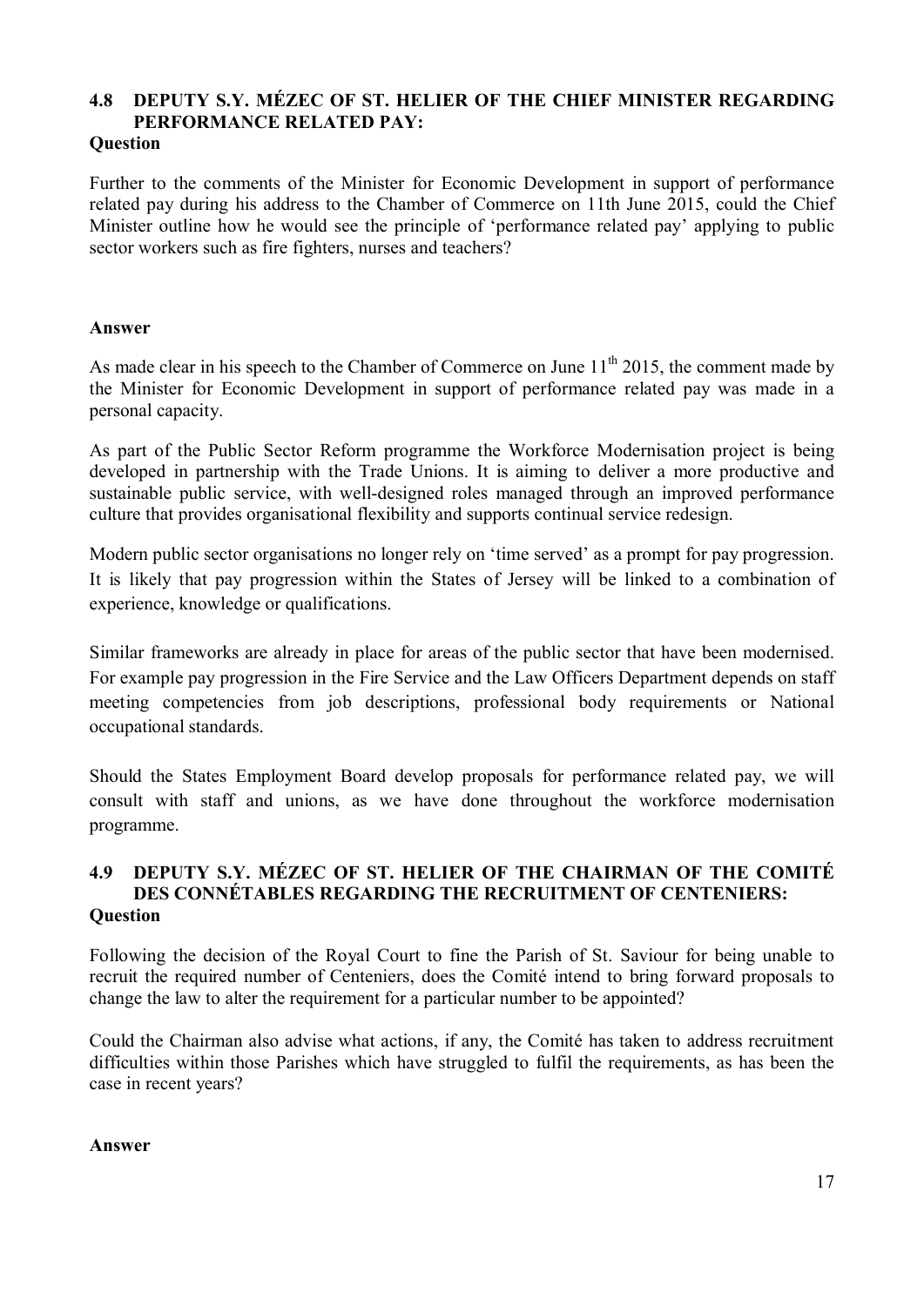## 4.8 DEPUTY S.Y. MÉZEC OF ST. HELIER OF THE CHIEF MINISTER REGARDING PERFORMANCE RELATED PAY:

**Question**

Further to the comments of the Minister for Economic Development in support of performance related pay during his address to the Chamber of Commerce on 11th June 2015, could the Chief Minister outline how he would see the principle of 'performance related pay' applying to public sector workers such as fire fighters, nurses and teachers?

**Answer**

As made clear in his speech to the Chamber of Commerce on June 11th 2015, the comment made by the Minister for Economic Development in support of performance related pay was made in a personal capacity.

As part of the Public Sector Reform programme the Workforce Modernisation project is being developed in partnership with the Trade Unions. It is aiming to deliver a more productive and sustainable public service, with well-designed roles managed through an improved performance culture that provides organisational flexibility and supports continual service redesign.

Modern public sector organisations no longer rely on 'time served' as a prompt for pay progression. It is likely that pay progression within the States of Jersey will be linked to a combination of experience, knowledge or qualifications.

Similar frameworks are already in place for areas of the public sector that have been modernised. For example pay progression in the Fire Service and the Law Officers Department depends on staff meeting competencies from job descriptions, professional body requirements or National occupational standards.

Should the States Employment Board develop proposals for performance related pay, we will consult with staff and unions, as we have done throughout the workforce modernisation programme.

## 4.9 DEPUTY S.Y. MÉZEC OF ST. HELIER OF THE CHAIRMAN OF THE COMITÉ DES CONNÉTABLES REGARDING THE RECRUITMENT OF CENTENIERS:

**Question**

Following the decision of the Royal Court to fine the Parish of St. Saviour for being unable to recruit the required number of Centeniers, does the Comité intend to bring forward proposals to change the law to alter the requirement for a particular number to be appointed?

Could the Chairman also advise what actions, if any, the Comité has taken to address recruitment difficulties within those Parishes which have struggled to fulfil the requirements, as has been the case in recent years?

**Answer**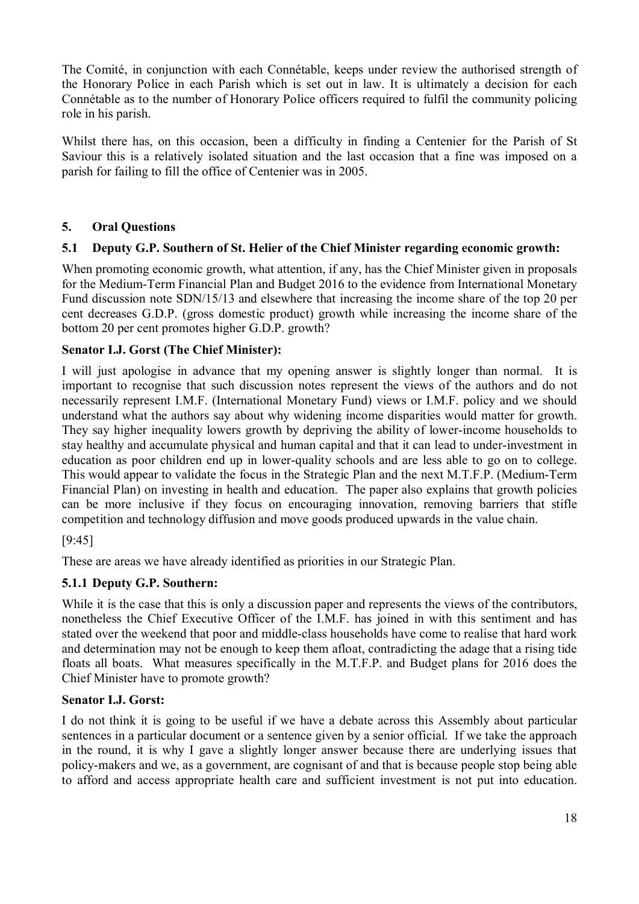The Comité, in conjunction with each Connétable, keeps under review the authorised strength of the Honorary Police in each Parish which is set out in law. It is ultimately a decision for each Connétable as to the number of Honorary Police officers required to fulfil the community policing role in his parish.

Whilst there has, on this occasion, been a difficulty in finding a Centenier for the Parish of St Saviour this is a relatively isolated situation and the last occasion that a fine was imposed on a parish for failing to fill the office of Centenier was in 2005.

## 5. Oral Questions

### 5.1 Deputy G.P. Southern of St. Helier of the Chief Minister regarding economic growth:

When promoting economic growth, what attention, if any, has the Chief Minister given in proposals for the Medium-Term Financial Plan and Budget 2016 to the evidence from International Monetary Fund discussion note SDN/15/13 and elsewhere that increasing the income share of the top 20 per cent decreases G.D.P. (gross domestic product) growth while increasing the income share of the bottom 20 per cent promotes higher G.D.P. growth?

**Senator I.J. Gorst (The Chief Minister):**

I will just apologise in advance that my opening answer is slightly longer than normal. It is important to recognise that such discussion notes represent the views of the authors and do not necessarily represent I.M.F. (International Monetary Fund) views or I.M.F. policy and we should understand what the authors say about why widening income disparities would matter for growth. They say higher inequality lowers growth by depriving the ability of lower-income households to stay healthy and accumulate physical and human capital and that it can lead to under-investment in education as poor children end up in lower-quality schools and are less able to go on to college. This would appear to validate the focus in the Strategic Plan and the next M.T.F.P. (Medium-Term Financial Plan) on investing in health and education. The paper also explains that growth policies can be more inclusive if they focus on encouraging innovation, removing barriers that stifle competition and technology diffusion and move goods produced upwards in the value chain.

[9:45]

These are areas we have already identified as priorities in our Strategic Plan.

### 5.1.1 Deputy G.P. Southern:

While it is the case that this is only a discussion paper and represents the views of the contributors, nonetheless the Chief Executive Officer of the I.M.F. has joined in with this sentiment and has stated over the weekend that poor and middle-class households have come to realise that hard work and determination may not be enough to keep them afloat, contradicting the adage that a rising tide floats all boats. What measures specifically in the M.T.F.P. and Budget plans for 2016 does the Chief Minister have to promote growth?

**Senator I.J. Gorst:**

I do not think it is going to be useful if we have a debate across this Assembly about particular sentences in a particular document or a sentence given by a senior official. If we take the approach in the round, it is why I gave a slightly longer answer because there are underlying issues that policy-makers and we, as a government, are cognisant of and that is because people stop being able to afford and access appropriate health care and sufficient investment is not put into education.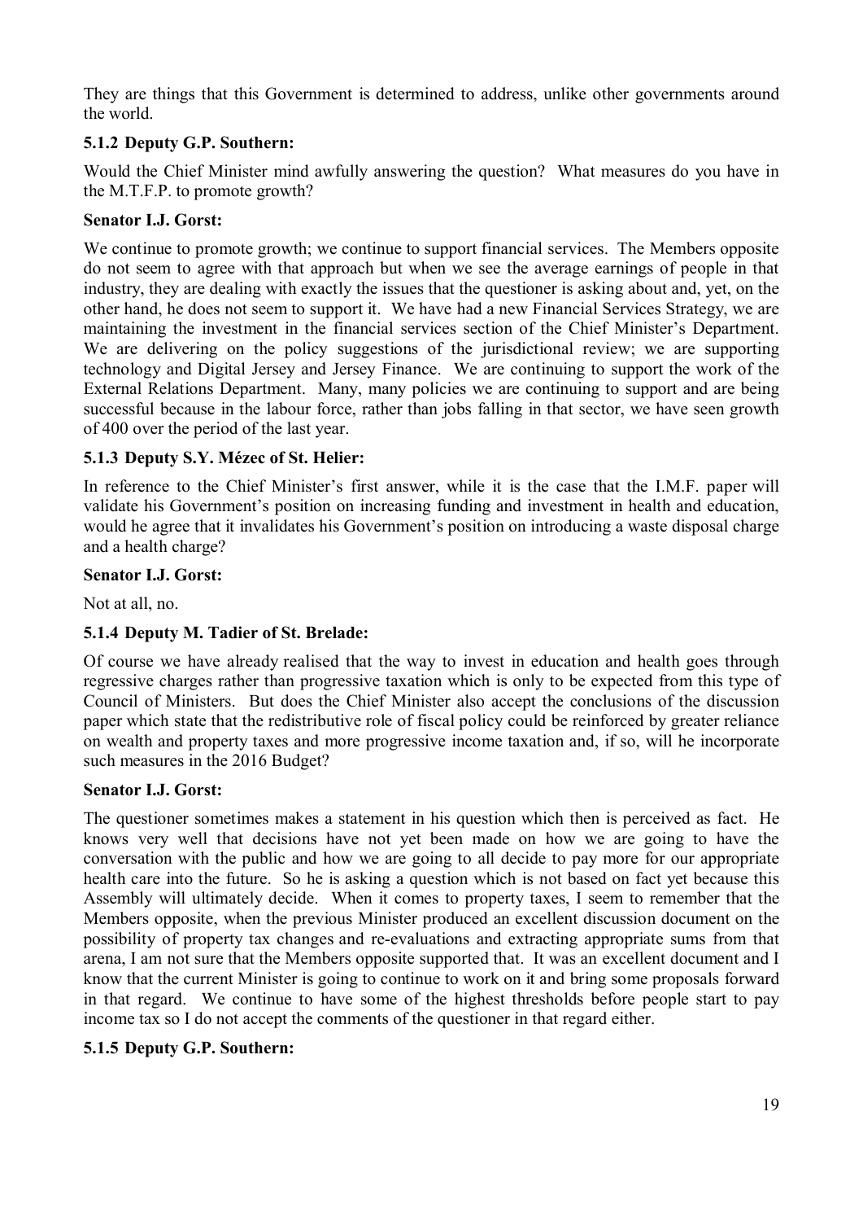They are things that this Government is determined to address, unlike other governments around the world.

### 5.1.2 Deputy G.P. Southern:

Would the Chief Minister mind awfully answering the question? What measures do you have in the M.T.F.P. to promote growth?

**Senator I.J. Gorst:**

We continue to promote growth; we continue to support financial services. The Members opposite do not seem to agree with that approach but when we see the average earnings of people in that industry, they are dealing with exactly the issues that the questioner is asking about and, yet, on the other hand, he does not seem to support it. We have had a new Financial Services Strategy, we are maintaining the investment in the financial services section of the Chief Minister's Department. We are delivering on the policy suggestions of the jurisdictional review; we are supporting technology and Digital Jersey and Jersey Finance. We are continuing to support the work of the External Relations Department. Many, many policies we are continuing to support and are being successful because in the labour force, rather than jobs falling in that sector, we have seen growth of 400 over the period of the last year.

### 5.1.3 Deputy S.Y. Mézec of St. Helier:

In reference to the Chief Minister's first answer, while it is the case that the I.M.F. paper will validate his Government's position on increasing funding and investment in health and education, would he agree that it invalidates his Government's position on introducing a waste disposal charge and a health charge?

**Senator I.J. Gorst:**

Not at all, no.

### 5.1.4 Deputy M. Tadier of St. Brelade:

Of course we have already realised that the way to invest in education and health goes through regressive charges rather than progressive taxation which is only to be expected from this type of Council of Ministers. But does the Chief Minister also accept the conclusions of the discussion paper which state that the redistributive role of fiscal policy could be reinforced by greater reliance on wealth and property taxes and more progressive income taxation and, if so, will he incorporate such measures in the 2016 Budget?

**Senator I.J. Gorst:**

The questioner sometimes makes a statement in his question which then is perceived as fact. He knows very well that decisions have not yet been made on how we are going to have the conversation with the public and how we are going to all decide to pay more for our appropriate health care into the future. So he is asking a question which is not based on fact yet because this Assembly will ultimately decide. When it comes to property taxes, I seem to remember that the Members opposite, when the previous Minister produced an excellent discussion document on the possibility of property tax changes and re-evaluations and extracting appropriate sums from that arena, I am not sure that the Members opposite supported that. It was an excellent document and I know that the current Minister is going to continue to work on it and bring some proposals forward in that regard. We continue to have some of the highest thresholds before people start to pay income tax so I do not accept the comments of the questioner in that regard either.

### 5.1.5 Deputy G.P. Southern: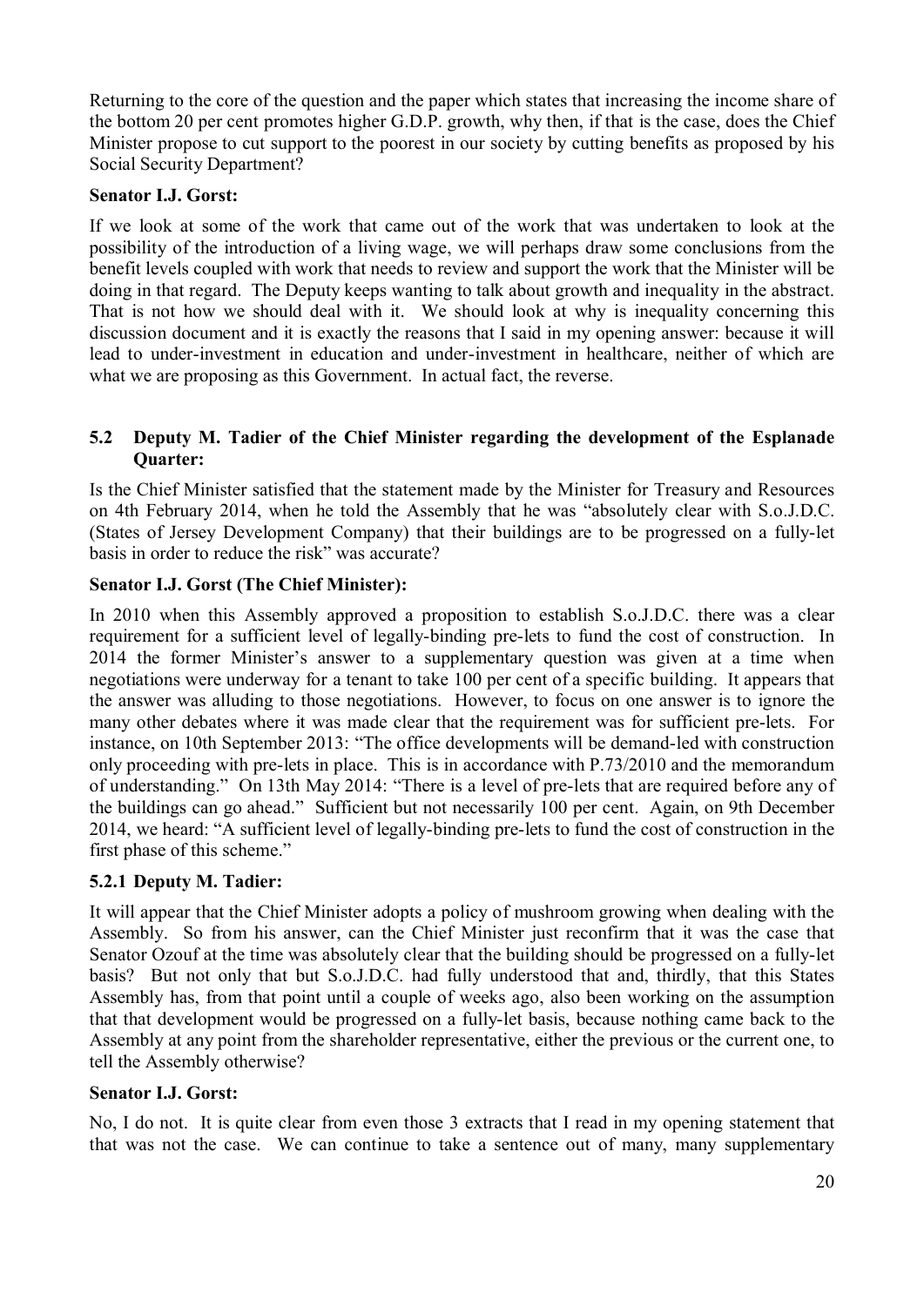Returning to the core of the question and the paper which states that increasing the income share of the bottom 20 per cent promotes higher G.D.P. growth, why then, if that is the case, does the Chief Minister propose to cut support to the poorest in our society by cutting benefits as proposed by his Social Security Department?

**Senator I.J. Gorst:**

If we look at some of the work that came out of the work that was undertaken to look at the possibility of the introduction of a living wage, we will perhaps draw some conclusions from the benefit levels coupled with work that needs to review and support the work that the Minister will be doing in that regard. The Deputy keeps wanting to talk about growth and inequality in the abstract. That is not how we should deal with it. We should look at why is inequality concerning this discussion document and it is exactly the reasons that I said in my opening answer: because it will lead to under-investment in education and under-investment in healthcare, neither of which are what we are proposing as this Government. In actual fact, the reverse.

### 5.2 Deputy M. Tadier of the Chief Minister regarding the development of the Esplanade Quarter:

Is the Chief Minister satisfied that the statement made by the Minister for Treasury and Resources on 4th February 2014, when he told the Assembly that he was "absolutely clear with S.o.J.D.C. (States of Jersey Development Company) that their buildings are to be progressed on a fully-let basis in order to reduce the risk" was accurate?

**Senator I.J. Gorst (The Chief Minister):**

In 2010 when this Assembly approved a proposition to establish S.o.J.D.C. there was a clear requirement for a sufficient level of legally-binding pre-lets to fund the cost of construction. In 2014 the former Minister's answer to a supplementary question was given at a time when negotiations were underway for a tenant to take 100 per cent of a specific building. It appears that the answer was alluding to those negotiations. However, to focus on one answer is to ignore the many other debates where it was made clear that the requirement was for sufficient pre-lets. For instance, on 10th September 2013: "The office developments will be demand-led with construction only proceeding with pre-lets in place. This is in accordance with P.73/2010 and the memorandum of understanding." On 13th May 2014: "There is a level of pre-lets that are required before any of the buildings can go ahead." Sufficient but not necessarily 100 per cent. Again, on 9th December 2014, we heard: "A sufficient level of legally-binding pre-lets to fund the cost of construction in the first phase of this scheme."

### 5.2.1 Deputy M. Tadier:

It will appear that the Chief Minister adopts a policy of mushroom growing when dealing with the Assembly. So from his answer, can the Chief Minister just reconfirm that it was the case that Senator Ozouf at the time was absolutely clear that the building should be progressed on a fully-let basis? But not only that but S.o.J.D.C. had fully understood that and, thirdly, that this States Assembly has, from that point until a couple of weeks ago, also been working on the assumption that that development would be progressed on a fully-let basis, because nothing came back to the Assembly at any point from the shareholder representative, either the previous or the current one, to tell the Assembly otherwise?

**Senator I.J. Gorst:**

No, I do not. It is quite clear from even those 3 extracts that I read in my opening statement that that was not the case. We can continue to take a sentence out of many, many supplementary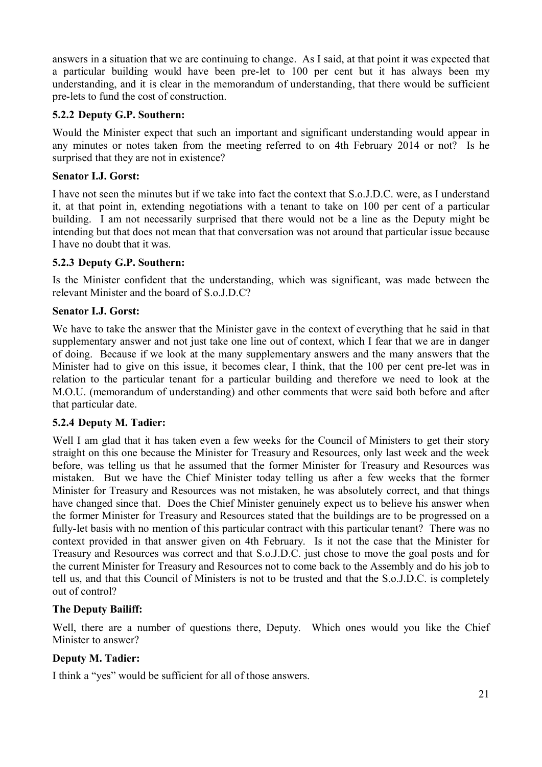answers in a situation that we are continuing to change. As I said, at that point it was expected that a particular building would have been pre-let to 100 per cent but it has always been my understanding, and it is clear in the memorandum of understanding, that there would be sufficient pre-lets to fund the cost of construction.

### 5.2.2 Deputy G.P. Southern:

Would the Minister expect that such an important and significant understanding would appear in any minutes or notes taken from the meeting referred to on 4th February 2014 or not? Is he surprised that they are not in existence?

**Senator I.J. Gorst:**

I have not seen the minutes but if we take into fact the context that S.o.J.D.C. were, as I understand it, at that point in, extending negotiations with a tenant to take on 100 per cent of a particular building. I am not necessarily surprised that there would not be a line as the Deputy might be intending but that does not mean that that conversation was not around that particular issue because I have no doubt that it was.

### 5.2.3 Deputy G.P. Southern:

Is the Minister confident that the understanding, which was significant, was made between the relevant Minister and the board of S.o.J.D.C?

**Senator I.J. Gorst:**

We have to take the answer that the Minister gave in the context of everything that he said in that supplementary answer and not just take one line out of context, which I fear that we are in danger of doing. Because if we look at the many supplementary answers and the many answers that the Minister had to give on this issue, it becomes clear, I think, that the 100 per cent pre-let was in relation to the particular tenant for a particular building and therefore we need to look at the M.O.U. (memorandum of understanding) and other comments that were said both before and after that particular date.

### 5.2.4 Deputy M. Tadier:

Well I am glad that it has taken even a few weeks for the Council of Ministers to get their story straight on this one because the Minister for Treasury and Resources, only last week and the week before, was telling us that he assumed that the former Minister for Treasury and Resources was mistaken. But we have the Chief Minister today telling us after a few weeks that the former Minister for Treasury and Resources was not mistaken, he was absolutely correct, and that things have changed since that. Does the Chief Minister genuinely expect us to believe his answer when the former Minister for Treasury and Resources stated that the buildings are to be progressed on a fully-let basis with no mention of this particular contract with this particular tenant? There was no context provided in that answer given on 4th February. Is it not the case that the Minister for Treasury and Resources was correct and that S.o.J.D.C. just chose to move the goal posts and for the current Minister for Treasury and Resources not to come back to the Assembly and do his job to tell us, and that this Council of Ministers is not to be trusted and that the S.o.J.D.C. is completely out of control?

**The Deputy Bailiff:**

Well, there are a number of questions there, Deputy. Which ones would you like the Chief Minister to answer?

**Deputy M. Tadier:**

I think a "yes" would be sufficient for all of those answers.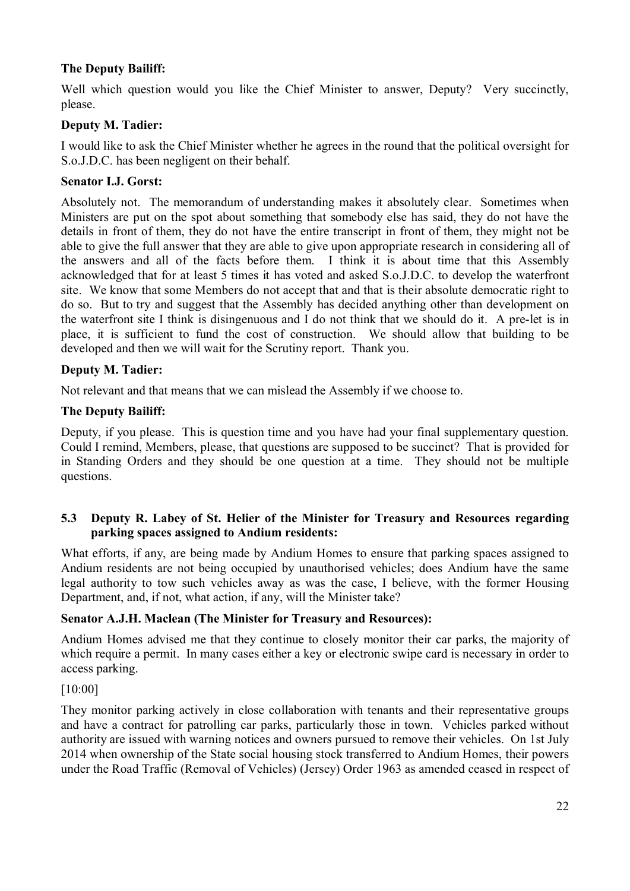**The Deputy Bailiff:**

Well which question would you like the Chief Minister to answer, Deputy? Very succinctly, please.

**Deputy M. Tadier:**

I would like to ask the Chief Minister whether he agrees in the round that the political oversight for S.o.J.D.C. has been negligent on their behalf.

**Senator I.J. Gorst:**

Absolutely not. The memorandum of understanding makes it absolutely clear. Sometimes when Ministers are put on the spot about something that somebody else has said, they do not have the details in front of them, they do not have the entire transcript in front of them, they might not be able to give the full answer that they are able to give upon appropriate research in considering all of the answers and all of the facts before them. I think it is about time that this Assembly acknowledged that for at least 5 times it has voted and asked S.o.J.D.C. to develop the waterfront site. We know that some Members do not accept that and that is their absolute democratic right to do so. But to try and suggest that the Assembly has decided anything other than development on the waterfront site I think is disingenuous and I do not think that we should do it. A pre-let is in place, it is sufficient to fund the cost of construction. We should allow that building to be developed and then we will wait for the Scrutiny report. Thank you.

**Deputy M. Tadier:**

Not relevant and that means that we can mislead the Assembly if we choose to.

**The Deputy Bailiff:**

Deputy, if you please. This is question time and you have had your final supplementary question. Could I remind, Members, please, that questions are supposed to be succinct? That is provided for in Standing Orders and they should be one question at a time. They should not be multiple questions.

### 5.3 Deputy R. Labey of St. Helier of the Minister for Treasury and Resources regarding parking spaces assigned to Andium residents:

What efforts, if any, are being made by Andium Homes to ensure that parking spaces assigned to Andium residents are not being occupied by unauthorised vehicles; does Andium have the same legal authority to tow such vehicles away as was the case, I believe, with the former Housing Department, and, if not, what action, if any, will the Minister take?

**Senator A.J.H. Maclean (The Minister for Treasury and Resources):**

Andium Homes advised me that they continue to closely monitor their car parks, the majority of which require a permit. In many cases either a key or electronic swipe card is necessary in order to access parking.

[10:00]

They monitor parking actively in close collaboration with tenants and their representative groups and have a contract for patrolling car parks, particularly those in town. Vehicles parked without authority are issued with warning notices and owners pursued to remove their vehicles. On 1st July 2014 when ownership of the State social housing stock transferred to Andium Homes, their powers under the Road Traffic (Removal of Vehicles) (Jersey) Order 1963 as amended ceased in respect of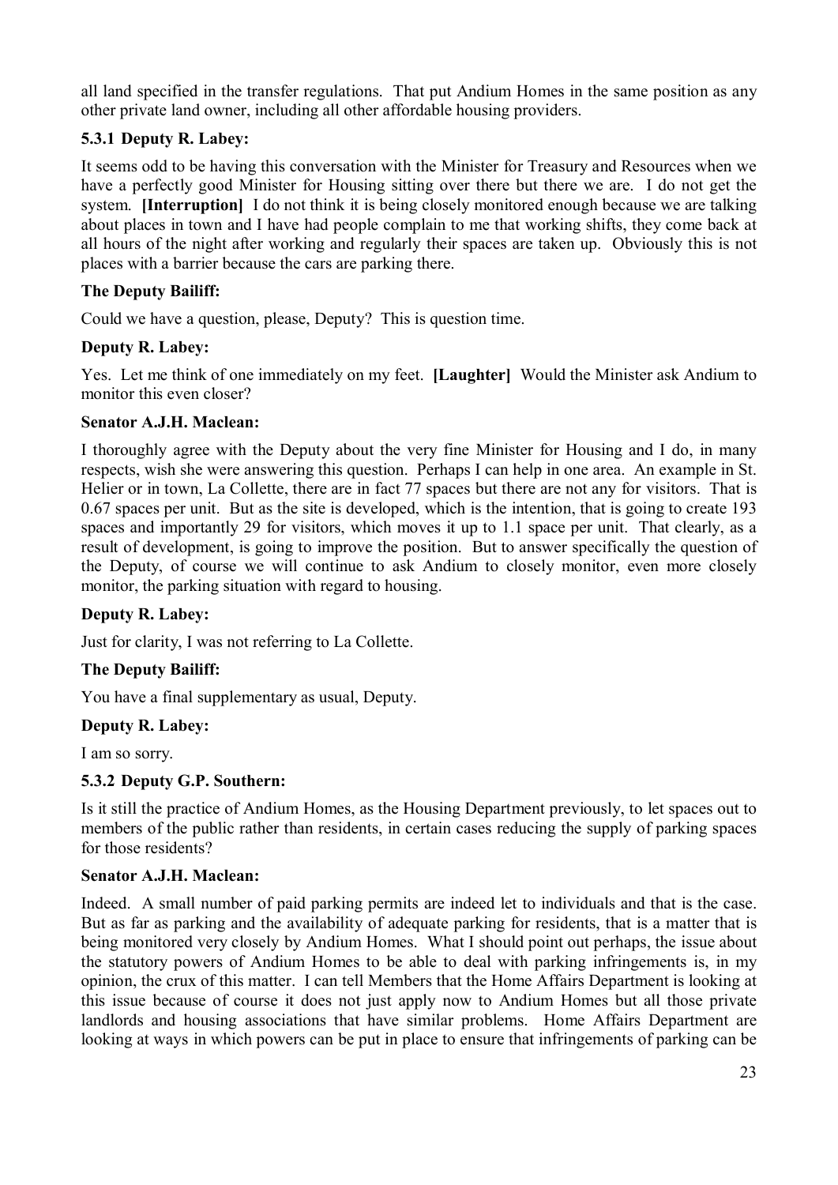all land specified in the transfer regulations. That put Andium Homes in the same position as any other private land owner, including all other affordable housing providers.

### 5.3.1 Deputy R. Labey:

It seems odd to be having this conversation with the Minister for Treasury and Resources when we have a perfectly good Minister for Housing sitting over there but there we are. I do not get the system. **[Interruption]** I do not think it is being closely monitored enough because we are talking about places in town and I have had people complain to me that working shifts, they come back at all hours of the night after working and regularly their spaces are taken up. Obviously this is not places with a barrier because the cars are parking there.

**The Deputy Bailiff:**

Could we have a question, please, Deputy? This is question time.

**Deputy R. Labey:**

Yes. Let me think of one immediately on my feet. **[Laughter]** Would the Minister ask Andium to monitor this even closer?

**Senator A.J.H. Maclean:**

I thoroughly agree with the Deputy about the very fine Minister for Housing and I do, in many respects, wish she were answering this question. Perhaps I can help in one area. An example in St. Helier or in town, La Collette, there are in fact 77 spaces but there are not any for visitors. That is 0.67 spaces per unit. But as the site is developed, which is the intention, that is going to create 193 spaces and importantly 29 for visitors, which moves it up to 1.1 space per unit. That clearly, as a result of development, is going to improve the position. But to answer specifically the question of the Deputy, of course we will continue to ask Andium to closely monitor, even more closely monitor, the parking situation with regard to housing.

**Deputy R. Labey:**

Just for clarity, I was not referring to La Collette.

**The Deputy Bailiff:**

You have a final supplementary as usual, Deputy.

**Deputy R. Labey:**

I am so sorry.

### 5.3.2 Deputy G.P. Southern:

Is it still the practice of Andium Homes, as the Housing Department previously, to let spaces out to members of the public rather than residents, in certain cases reducing the supply of parking spaces for those residents?

**Senator A.J.H. Maclean:**

Indeed. A small number of paid parking permits are indeed let to individuals and that is the case. But as far as parking and the availability of adequate parking for residents, that is a matter that is being monitored very closely by Andium Homes. What I should point out perhaps, the issue about the statutory powers of Andium Homes to be able to deal with parking infringements is, in my opinion, the crux of this matter. I can tell Members that the Home Affairs Department is looking at this issue because of course it does not just apply now to Andium Homes but all those private landlords and housing associations that have similar problems. Home Affairs Department are looking at ways in which powers can be put in place to ensure that infringements of parking can be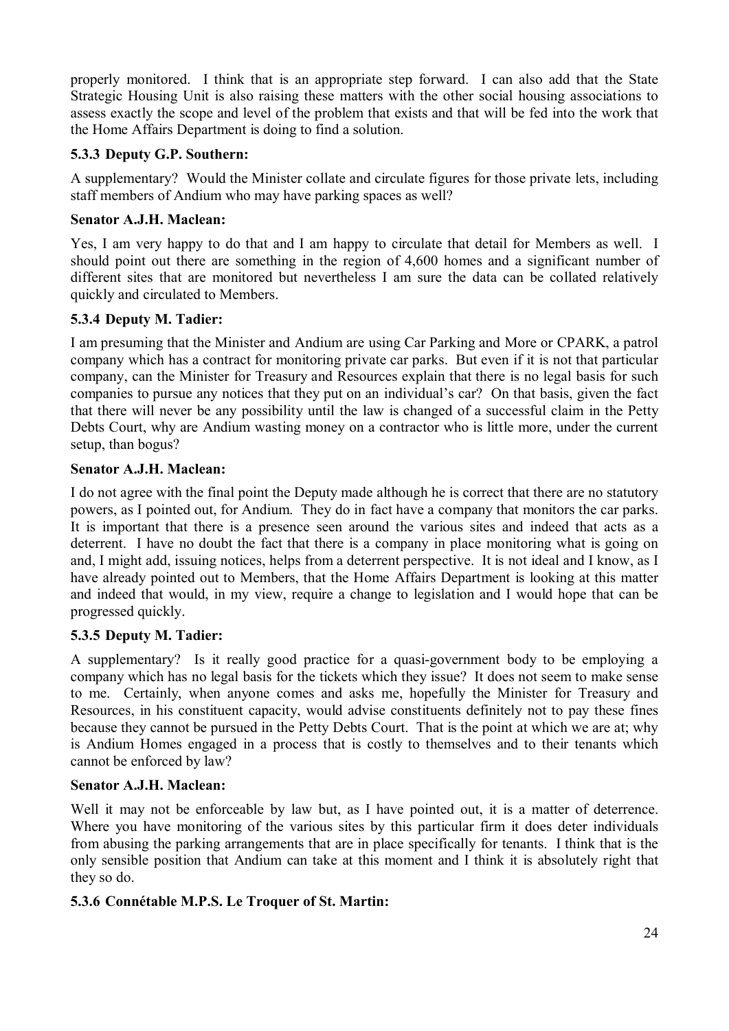properly monitored. I think that is an appropriate step forward. I can also add that the State Strategic Housing Unit is also raising these matters with the other social housing associations to assess exactly the scope and level of the problem that exists and that will be fed into the work that the Home Affairs Department is doing to find a solution.

### 5.3.3 Deputy G.P. Southern:

A supplementary? Would the Minister collate and circulate figures for those private lets, including staff members of Andium who may have parking spaces as well?

**Senator A.J.H. Maclean:**

Yes, I am very happy to do that and I am happy to circulate that detail for Members as well. I should point out there are something in the region of 4,600 homes and a significant number of different sites that are monitored but nevertheless I am sure the data can be collated relatively quickly and circulated to Members.

### 5.3.4 Deputy M. Tadier:

I am presuming that the Minister and Andium are using Car Parking and More or CPARK, a patrol company which has a contract for monitoring private car parks. But even if it is not that particular company, can the Minister for Treasury and Resources explain that there is no legal basis for such companies to pursue any notices that they put on an individual's car? On that basis, given the fact that there will never be any possibility until the law is changed of a successful claim in the Petty Debts Court, why are Andium wasting money on a contractor who is little more, under the current setup, than bogus?

**Senator A.J.H. Maclean:**

I do not agree with the final point the Deputy made although he is correct that there are no statutory powers, as I pointed out, for Andium. They do in fact have a company that monitors the car parks. It is important that there is a presence seen around the various sites and indeed that acts as a deterrent. I have no doubt the fact that there is a company in place monitoring what is going on and, I might add, issuing notices, helps from a deterrent perspective. It is not ideal and I know, as I have already pointed out to Members, that the Home Affairs Department is looking at this matter and indeed that would, in my view, require a change to legislation and I would hope that can be progressed quickly.

### 5.3.5 Deputy M. Tadier:

A supplementary? Is it really good practice for a quasi-government body to be employing a company which has no legal basis for the tickets which they issue? It does not seem to make sense to me. Certainly, when anyone comes and asks me, hopefully the Minister for Treasury and Resources, in his constituent capacity, would advise constituents definitely not to pay these fines because they cannot be pursued in the Petty Debts Court. That is the point at which we are at; why is Andium Homes engaged in a process that is costly to themselves and to their tenants which cannot be enforced by law?

**Senator A.J.H. Maclean:**

Well it may not be enforceable by law but, as I have pointed out, it is a matter of deterrence. Where you have monitoring of the various sites by this particular firm it does deter individuals from abusing the parking arrangements that are in place specifically for tenants. I think that is the only sensible position that Andium can take at this moment and I think it is absolutely right that they so do.

### 5.3.6 Connétable M.P.S. Le Troquer of St. Martin: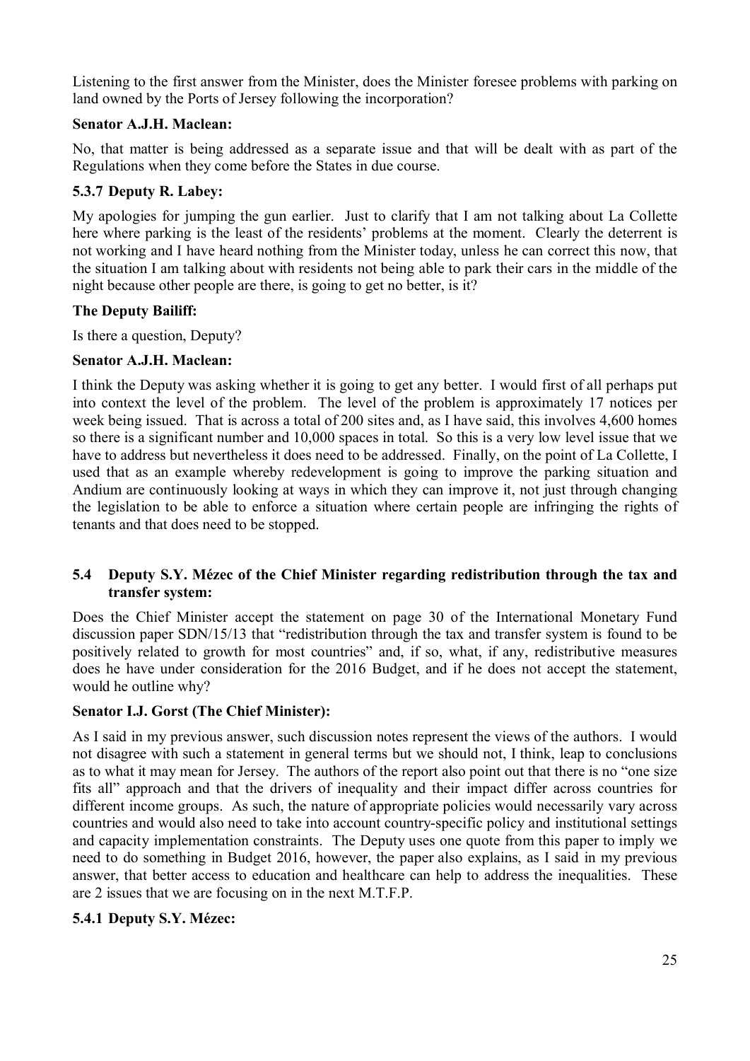Listening to the first answer from the Minister, does the Minister foresee problems with parking on land owned by the Ports of Jersey following the incorporation?

**Senator A.J.H. Maclean:**

No, that matter is being addressed as a separate issue and that will be dealt with as part of the Regulations when they come before the States in due course.

### 5.3.7 Deputy R. Labey:

My apologies for jumping the gun earlier. Just to clarify that I am not talking about La Collette here where parking is the least of the residents' problems at the moment. Clearly the deterrent is not working and I have heard nothing from the Minister today, unless he can correct this now, that the situation I am talking about with residents not being able to park their cars in the middle of the night because other people are there, is going to get no better, is it?

**The Deputy Bailiff:**

Is there a question, Deputy?

**Senator A.J.H. Maclean:**

I think the Deputy was asking whether it is going to get any better. I would first of all perhaps put into context the level of the problem. The level of the problem is approximately 17 notices per week being issued. That is across a total of 200 sites and, as I have said, this involves 4,600 homes so there is a significant number and 10,000 spaces in total. So this is a very low level issue that we have to address but nevertheless it does need to be addressed. Finally, on the point of La Collette, I used that as an example whereby redevelopment is going to improve the parking situation and Andium are continuously looking at ways in which they can improve it, not just through changing the legislation to be able to enforce a situation where certain people are infringing the rights of tenants and that does need to be stopped.

## 5.4 Deputy S.Y. Mézec of the Chief Minister regarding redistribution through the tax and transfer system:

Does the Chief Minister accept the statement on page 30 of the International Monetary Fund discussion paper SDN/15/13 that "redistribution through the tax and transfer system is found to be positively related to growth for most countries" and, if so, what, if any, redistributive measures does he have under consideration for the 2016 Budget, and if he does not accept the statement, would he outline why?

**Senator I.J. Gorst (The Chief Minister):**

As I said in my previous answer, such discussion notes represent the views of the authors. I would not disagree with such a statement in general terms but we should not, I think, leap to conclusions as to what it may mean for Jersey. The authors of the report also point out that there is no "one size fits all" approach and that the drivers of inequality and their impact differ across countries for different income groups. As such, the nature of appropriate policies would necessarily vary across countries and would also need to take into account country-specific policy and institutional settings and capacity implementation constraints. The Deputy uses one quote from this paper to imply we need to do something in Budget 2016, however, the paper also explains, as I said in my previous answer, that better access to education and healthcare can help to address the inequalities. These are 2 issues that we are focusing on in the next M.T.F.P.

### 5.4.1 Deputy S.Y. Mézec: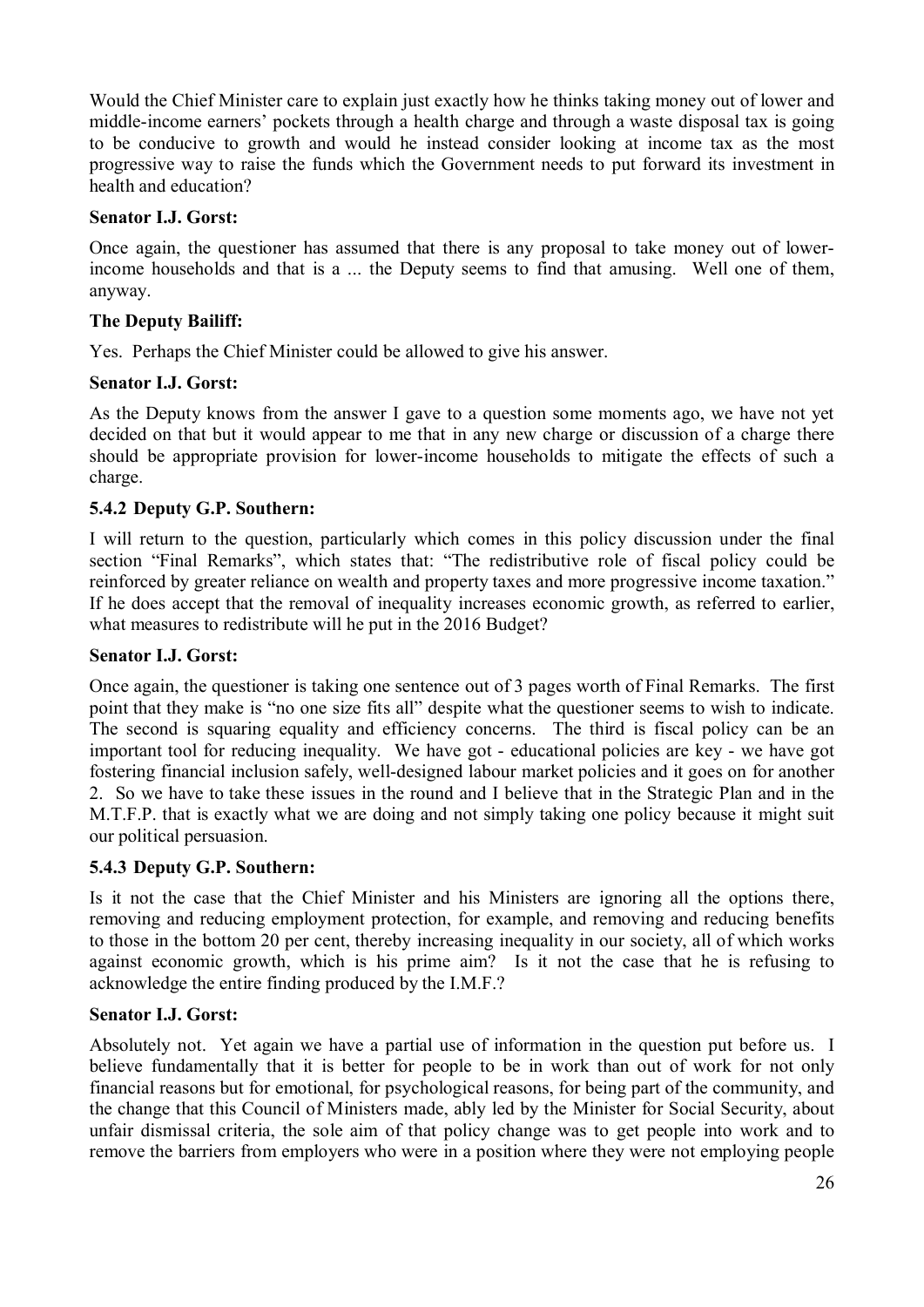Would the Chief Minister care to explain just exactly how he thinks taking money out of lower and middle-income earners' pockets through a health charge and through a waste disposal tax is going to be conducive to growth and would he instead consider looking at income tax as the most progressive way to raise the funds which the Government needs to put forward its investment in health and education?

**Senator I.J. Gorst:**

Once again, the questioner has assumed that there is any proposal to take money out of lower-income households and that is a ... the Deputy seems to find that amusing. Well one of them, anyway.

**The Deputy Bailiff:**

Yes. Perhaps the Chief Minister could be allowed to give his answer.

**Senator I.J. Gorst:**

As the Deputy knows from the answer I gave to a question some moments ago, we have not yet decided on that but it would appear to me that in any new charge or discussion of a charge there should be appropriate provision for lower-income households to mitigate the effects of such a charge.

**5.4.2 Deputy G.P. Southern:**

I will return to the question, particularly which comes in this policy discussion under the final section "Final Remarks", which states that: "The redistributive role of fiscal policy could be reinforced by greater reliance on wealth and property taxes and more progressive income taxation." If he does accept that the removal of inequality increases economic growth, as referred to earlier, what measures to redistribute will he put in the 2016 Budget?

**Senator I.J. Gorst:**

Once again, the questioner is taking one sentence out of 3 pages worth of Final Remarks. The first point that they make is "no one size fits all" despite what the questioner seems to wish to indicate. The second is squaring equality and efficiency concerns. The third is fiscal policy can be an important tool for reducing inequality. We have got - educational policies are key - we have got fostering financial inclusion safely, well-designed labour market policies and it goes on for another 2. So we have to take these issues in the round and I believe that in the Strategic Plan and in the M.T.F.P. that is exactly what we are doing and not simply taking one policy because it might suit our political persuasion.

**5.4.3 Deputy G.P. Southern:**

Is it not the case that the Chief Minister and his Ministers are ignoring all the options there, removing and reducing employment protection, for example, and removing and reducing benefits to those in the bottom 20 per cent, thereby increasing inequality in our society, all of which works against economic growth, which is his prime aim? Is it not the case that he is refusing to acknowledge the entire finding produced by the I.M.F.?

**Senator I.J. Gorst:**

Absolutely not. Yet again we have a partial use of information in the question put before us. I believe fundamentally that it is better for people to be in work than out of work for not only financial reasons but for emotional, for psychological reasons, for being part of the community, and the change that this Council of Ministers made, ably led by the Minister for Social Security, about unfair dismissal criteria, the sole aim of that policy change was to get people into work and to remove the barriers from employers who were in a position where they were not employing people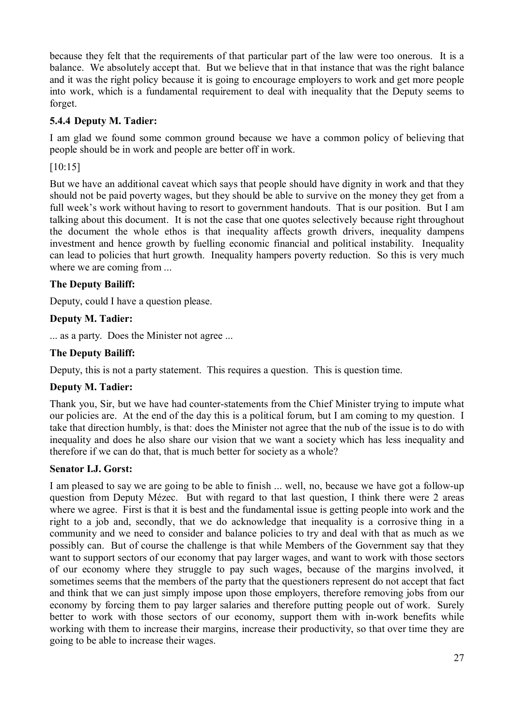because they felt that the requirements of that particular part of the law were too onerous. It is a balance. We absolutely accept that. But we believe that in that instance that was the right balance and it was the right policy because it is going to encourage employers to work and get more people into work, which is a fundamental requirement to deal with inequality that the Deputy seems to forget.

### 5.4.4 Deputy M. Tadier:

I am glad we found some common ground because we have a common policy of believing that people should be in work and people are better off in work.

[10:15]

But we have an additional caveat which says that people should have dignity in work and that they should not be paid poverty wages, but they should be able to survive on the money they get from a full week's work without having to resort to government handouts. That is our position. But I am talking about this document. It is not the case that one quotes selectively because right throughout the document the whole ethos is that inequality affects growth drivers, inequality dampens investment and hence growth by fuelling economic financial and political instability. Inequality can lead to policies that hurt growth. Inequality hampers poverty reduction. So this is very much where we are coming from ...

**The Deputy Bailiff:**

Deputy, could I have a question please.

**Deputy M. Tadier:**

... as a party. Does the Minister not agree ...

**The Deputy Bailiff:**

Deputy, this is not a party statement. This requires a question. This is question time.

**Deputy M. Tadier:**

Thank you, Sir, but we have had counter-statements from the Chief Minister trying to impute what our policies are. At the end of the day this is a political forum, but I am coming to my question. I take that direction humbly, is that: does the Minister not agree that the nub of the issue is to do with inequality and does he also share our vision that we want a society which has less inequality and therefore if we can do that, that is much better for society as a whole?

**Senator I.J. Gorst:**

I am pleased to say we are going to be able to finish ... well, no, because we have got a follow-up question from Deputy Mézec. But with regard to that last question, I think there were 2 areas where we agree. First is that it is best and the fundamental issue is getting people into work and the right to a job and, secondly, that we do acknowledge that inequality is a corrosive thing in a community and we need to consider and balance policies to try and deal with that as much as we possibly can. But of course the challenge is that while Members of the Government say that they want to support sectors of our economy that pay larger wages, and want to work with those sectors of our economy where they struggle to pay such wages, because of the margins involved, it sometimes seems that the members of the party that the questioners represent do not accept that fact and think that we can just simply impose upon those employers, therefore removing jobs from our economy by forcing them to pay larger salaries and therefore putting people out of work. Surely better to work with those sectors of our economy, support them with in-work benefits while working with them to increase their margins, increase their productivity, so that over time they are going to be able to increase their wages.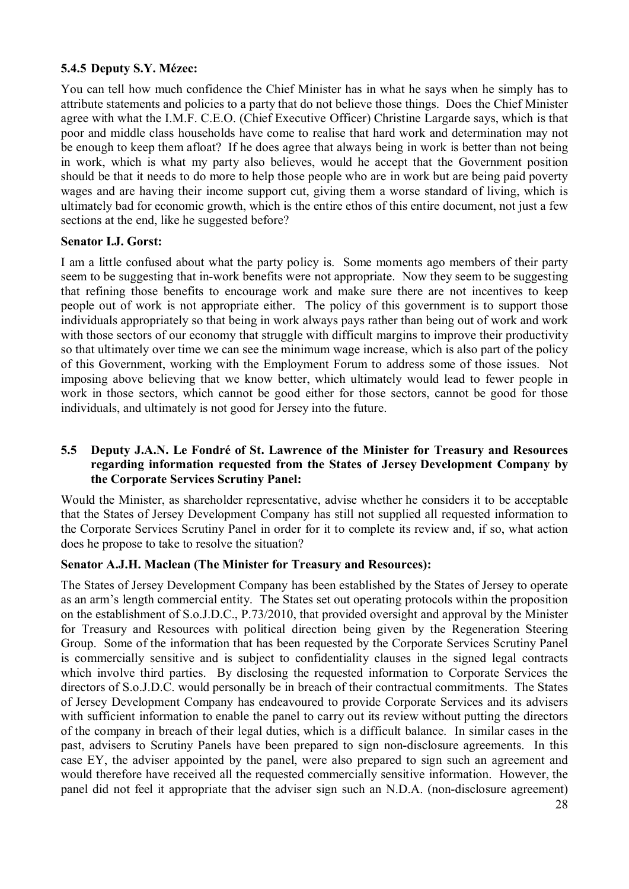### 5.4.5 Deputy S.Y. Mézec:

You can tell how much confidence the Chief Minister has in what he says when he simply has to attribute statements and policies to a party that do not believe those things. Does the Chief Minister agree with what the I.M.F. C.E.O. (Chief Executive Officer) Christine Largarde says, which is that poor and middle class households have come to realise that hard work and determination may not be enough to keep them afloat? If he does agree that always being in work is better than not being in work, which is what my party also believes, would he accept that the Government position should be that it needs to do more to help those people who are in work but are being paid poverty wages and are having their income support cut, giving them a worse standard of living, which is ultimately bad for economic growth, which is the entire ethos of this entire document, not just a few sections at the end, like he suggested before?

**Senator I.J. Gorst:**

I am a little confused about what the party policy is. Some moments ago members of their party seem to be suggesting that in-work benefits were not appropriate. Now they seem to be suggesting that refining those benefits to encourage work and make sure there are not incentives to keep people out of work is not appropriate either. The policy of this government is to support those individuals appropriately so that being in work always pays rather than being out of work and work with those sectors of our economy that struggle with difficult margins to improve their productivity so that ultimately over time we can see the minimum wage increase, which is also part of the policy of this Government, working with the Employment Forum to address some of those issues. Not imposing above believing that we know better, which ultimately would lead to fewer people in work in those sectors, which cannot be good either for those sectors, cannot be good for those individuals, and ultimately is not good for Jersey into the future.

## 5.5 Deputy J.A.N. Le Fondré of St. Lawrence of the Minister for Treasury and Resources regarding information requested from the States of Jersey Development Company by the Corporate Services Scrutiny Panel:

Would the Minister, as shareholder representative, advise whether he considers it to be acceptable that the States of Jersey Development Company has still not supplied all requested information to the Corporate Services Scrutiny Panel in order for it to complete its review and, if so, what action does he propose to take to resolve the situation?

**Senator A.J.H. Maclean (The Minister for Treasury and Resources):**

The States of Jersey Development Company has been established by the States of Jersey to operate as an arm's length commercial entity. The States set out operating protocols within the proposition on the establishment of S.o.J.D.C., P.73/2010, that provided oversight and approval by the Minister for Treasury and Resources with political direction being given by the Regeneration Steering Group. Some of the information that has been requested by the Corporate Services Scrutiny Panel is commercially sensitive and is subject to confidentiality clauses in the signed legal contracts which involve third parties. By disclosing the requested information to Corporate Services the directors of S.o.J.D.C. would personally be in breach of their contractual commitments. The States of Jersey Development Company has endeavoured to provide Corporate Services and its advisers with sufficient information to enable the panel to carry out its review without putting the directors of the company in breach of their legal duties, which is a difficult balance. In similar cases in the past, advisers to Scrutiny Panels have been prepared to sign non-disclosure agreements. In this case EY, the adviser appointed by the panel, were also prepared to sign such an agreement and would therefore have received all the requested commercially sensitive information. However, the panel did not feel it appropriate that the adviser sign such an N.D.A. (non-disclosure agreement)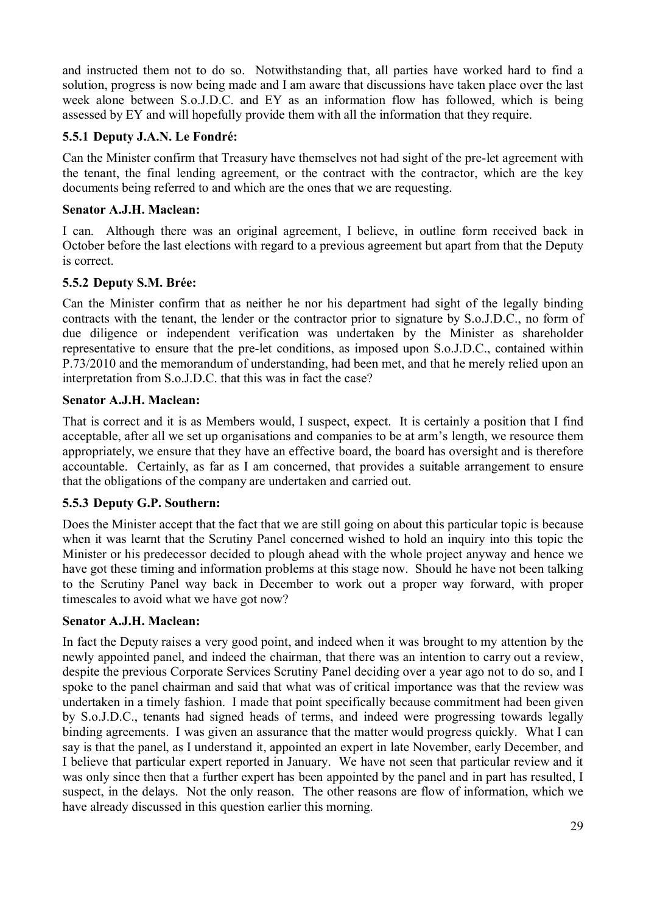and instructed them not to do so. Notwithstanding that, all parties have worked hard to find a solution, progress is now being made and I am aware that discussions have taken place over the last week alone between S.o.J.D.C. and EY as an information flow has followed, which is being assessed by EY and will hopefully provide them with all the information that they require.

### 5.5.1 Deputy J.A.N. Le Fondré:

Can the Minister confirm that Treasury have themselves not had sight of the pre-let agreement with the tenant, the final lending agreement, or the contract with the contractor, which are the key documents being referred to and which are the ones that we are requesting.

**Senator A.J.H. Maclean:**

I can. Although there was an original agreement, I believe, in outline form received back in October before the last elections with regard to a previous agreement but apart from that the Deputy is correct.

### 5.5.2 Deputy S.M. Brée:

Can the Minister confirm that as neither he nor his department had sight of the legally binding contracts with the tenant, the lender or the contractor prior to signature by S.o.J.D.C., no form of due diligence or independent verification was undertaken by the Minister as shareholder representative to ensure that the pre-let conditions, as imposed upon S.o.J.D.C., contained within P.73/2010 and the memorandum of understanding, had been met, and that he merely relied upon an interpretation from S.o.J.D.C. that this was in fact the case?

**Senator A.J.H. Maclean:**

That is correct and it is as Members would, I suspect, expect. It is certainly a position that I find acceptable, after all we set up organisations and companies to be at arm's length, we resource them appropriately, we ensure that they have an effective board, the board has oversight and is therefore accountable. Certainly, as far as I am concerned, that provides a suitable arrangement to ensure that the obligations of the company are undertaken and carried out.

### 5.5.3 Deputy G.P. Southern:

Does the Minister accept that the fact that we are still going on about this particular topic is because when it was learnt that the Scrutiny Panel concerned wished to hold an inquiry into this topic the Minister or his predecessor decided to plough ahead with the whole project anyway and hence we have got these timing and information problems at this stage now. Should he have not been talking to the Scrutiny Panel way back in December to work out a proper way forward, with proper timescales to avoid what we have got now?

**Senator A.J.H. Maclean:**

In fact the Deputy raises a very good point, and indeed when it was brought to my attention by the newly appointed panel, and indeed the chairman, that there was an intention to carry out a review, despite the previous Corporate Services Scrutiny Panel deciding over a year ago not to do so, and I spoke to the panel chairman and said that what was of critical importance was that the review was undertaken in a timely fashion. I made that point specifically because commitment had been given by S.o.J.D.C., tenants had signed heads of terms, and indeed were progressing towards legally binding agreements. I was given an assurance that the matter would progress quickly. What I can say is that the panel, as I understand it, appointed an expert in late November, early December, and I believe that particular expert reported in January. We have not seen that particular review and it was only since then that a further expert has been appointed by the panel and in part has resulted, I suspect, in the delays. Not the only reason. The other reasons are flow of information, which we have already discussed in this question earlier this morning.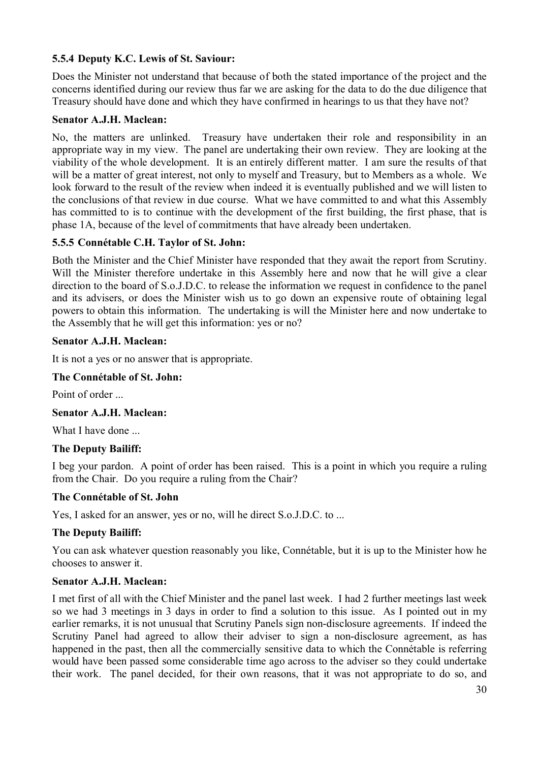### 5.5.4 Deputy K.C. Lewis of St. Saviour:

Does the Minister not understand that because of both the stated importance of the project and the concerns identified during our review thus far we are asking for the data to do the due diligence that Treasury should have done and which they have confirmed in hearings to us that they have not?

**Senator A.J.H. Maclean:**

No, the matters are unlinked. Treasury have undertaken their role and responsibility in an appropriate way in my view. The panel are undertaking their own review. They are looking at the viability of the whole development. It is an entirely different matter. I am sure the results of that will be a matter of great interest, not only to myself and Treasury, but to Members as a whole. We look forward to the result of the review when indeed it is eventually published and we will listen to the conclusions of that review in due course. What we have committed to and what this Assembly has committed to is to continue with the development of the first building, the first phase, that is phase 1A, because of the level of commitments that have already been undertaken.

### 5.5.5 Connétable C.H. Taylor of St. John:

Both the Minister and the Chief Minister have responded that they await the report from Scrutiny. Will the Minister therefore undertake in this Assembly here and now that he will give a clear direction to the board of S.o.J.D.C. to release the information we request in confidence to the panel and its advisers, or does the Minister wish us to go down an expensive route of obtaining legal powers to obtain this information. The undertaking is will the Minister here and now undertake to the Assembly that he will get this information: yes or no?

**Senator A.J.H. Maclean:**

It is not a yes or no answer that is appropriate.

**The Connétable of St. John:**

Point of order ...

**Senator A.J.H. Maclean:**

What I have done ...

**The Deputy Bailiff:**

I beg your pardon. A point of order has been raised. This is a point in which you require a ruling from the Chair. Do you require a ruling from the Chair?

**The Connétable of St. John**

Yes, I asked for an answer, yes or no, will he direct S.o.J.D.C. to ...

**The Deputy Bailiff:**

You can ask whatever question reasonably you like, Connétable, but it is up to the Minister how he chooses to answer it.

**Senator A.J.H. Maclean:**

I met first of all with the Chief Minister and the panel last week. I had 2 further meetings last week so we had 3 meetings in 3 days in order to find a solution to this issue. As I pointed out in my earlier remarks, it is not unusual that Scrutiny Panels sign non-disclosure agreements. If indeed the Scrutiny Panel had agreed to allow their adviser to sign a non-disclosure agreement, as has happened in the past, then all the commercially sensitive data to which the Connétable is referring would have been passed some considerable time ago across to the adviser so they could undertake their work. The panel decided, for their own reasons, that it was not appropriate to do so, and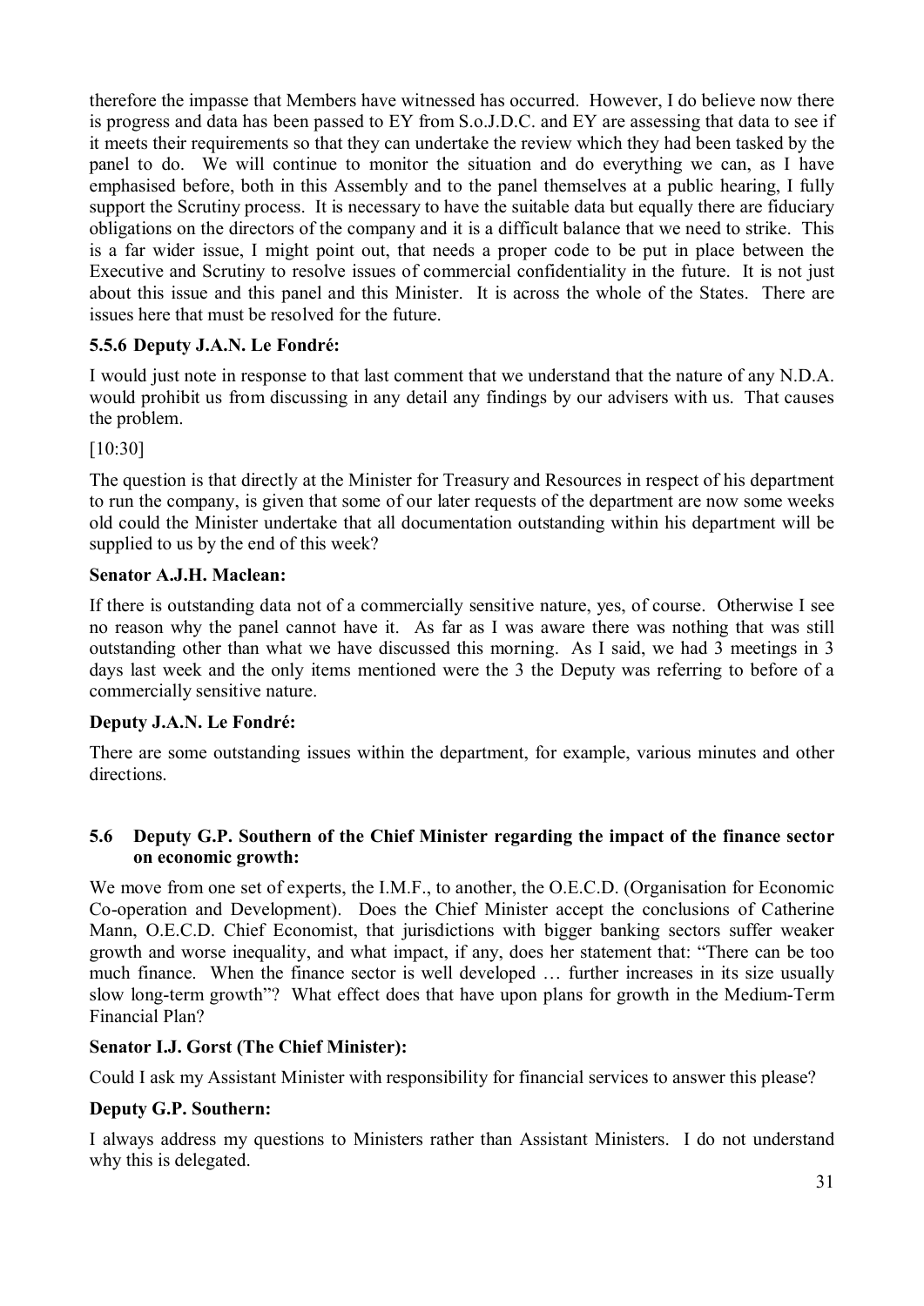therefore the impasse that Members have witnessed has occurred. However, I do believe now there is progress and data has been passed to EY from S.o.J.D.C. and EY are assessing that data to see if it meets their requirements so that they can undertake the review which they had been tasked by the panel to do. We will continue to monitor the situation and do everything we can, as I have emphasised before, both in this Assembly and to the panel themselves at a public hearing, I fully support the Scrutiny process. It is necessary to have the suitable data but equally there are fiduciary obligations on the directors of the company and it is a difficult balance that we need to strike. This is a far wider issue, I might point out, that needs a proper code to be put in place between the Executive and Scrutiny to resolve issues of commercial confidentiality in the future. It is not just about this issue and this panel and this Minister. It is across the whole of the States. There are issues here that must be resolved for the future.

### 5.5.6 Deputy J.A.N. Le Fondré:

I would just note in response to that last comment that we understand that the nature of any N.D.A. would prohibit us from discussing in any detail any findings by our advisers with us. That causes the problem.

[10:30]

The question is that directly at the Minister for Treasury and Resources in respect of his department to run the company, is given that some of our later requests of the department are now some weeks old could the Minister undertake that all documentation outstanding within his department will be supplied to us by the end of this week?

**Senator A.J.H. Maclean:**

If there is outstanding data not of a commercially sensitive nature, yes, of course. Otherwise I see no reason why the panel cannot have it. As far as I was aware there was nothing that was still outstanding other than what we have discussed this morning. As I said, we had 3 meetings in 3 days last week and the only items mentioned were the 3 the Deputy was referring to before of a commercially sensitive nature.

**Deputy J.A.N. Le Fondré:**

There are some outstanding issues within the department, for example, various minutes and other directions.

### 5.6 Deputy G.P. Southern of the Chief Minister regarding the impact of the finance sector on economic growth:

We move from one set of experts, the I.M.F., to another, the O.E.C.D. (Organisation for Economic Co-operation and Development). Does the Chief Minister accept the conclusions of Catherine Mann, O.E.C.D. Chief Economist, that jurisdictions with bigger banking sectors suffer weaker growth and worse inequality, and what impact, if any, does her statement that: "There can be too much finance. When the finance sector is well developed … further increases in its size usually slow long-term growth"? What effect does that have upon plans for growth in the Medium-Term Financial Plan?

**Senator I.J. Gorst (The Chief Minister):**

Could I ask my Assistant Minister with responsibility for financial services to answer this please?

**Deputy G.P. Southern:**

I always address my questions to Ministers rather than Assistant Ministers. I do not understand why this is delegated.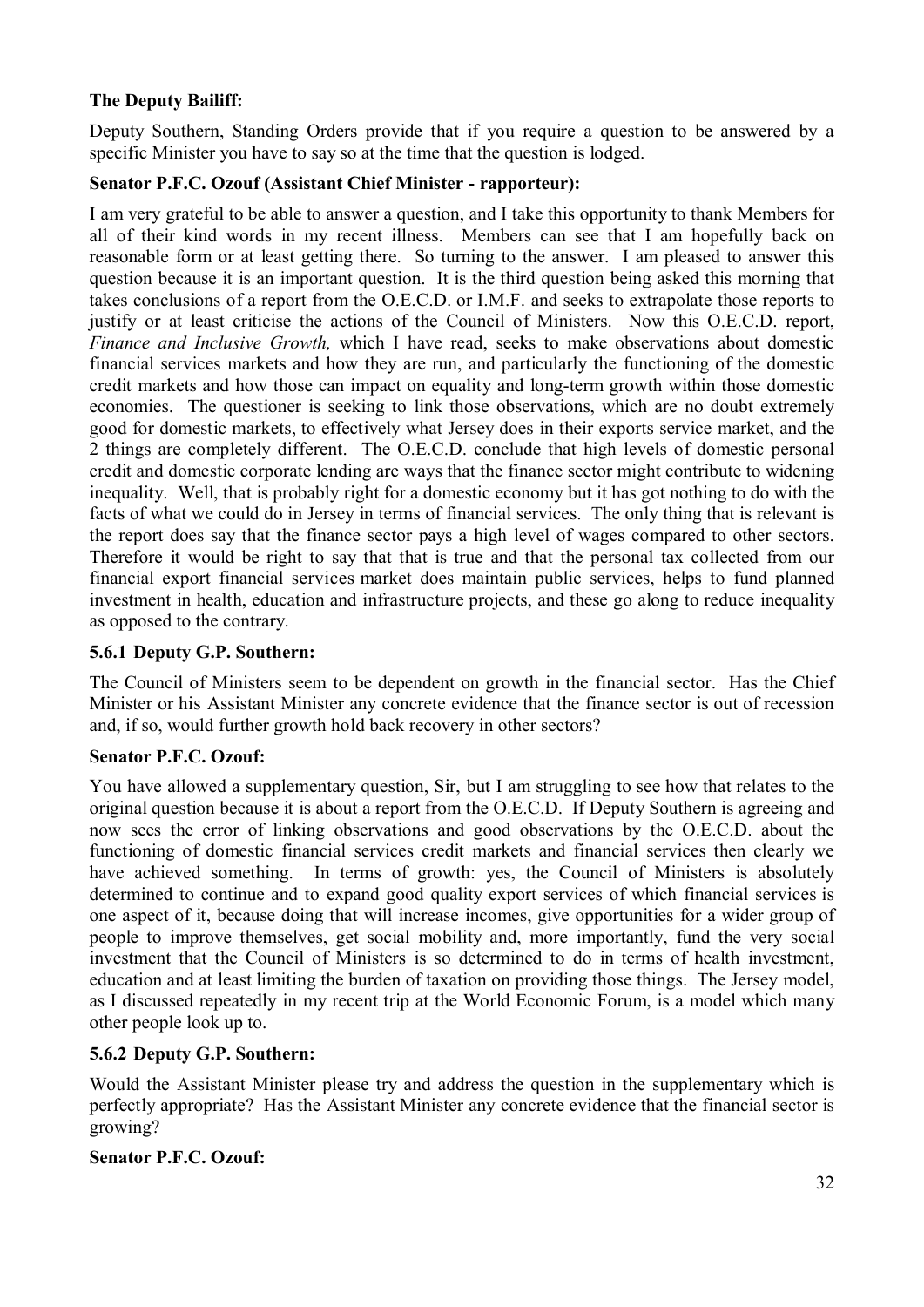**The Deputy Bailiff:**

Deputy Southern, Standing Orders provide that if you require a question to be answered by a specific Minister you have to say so at the time that the question is lodged.

**Senator P.F.C. Ozouf (Assistant Chief Minister - rapporteur):**

I am very grateful to be able to answer a question, and I take this opportunity to thank Members for all of their kind words in my recent illness. Members can see that I am hopefully back on reasonable form or at least getting there. So turning to the answer. I am pleased to answer this question because it is an important question. It is the third question being asked this morning that takes conclusions of a report from the O.E.C.D. or I.M.F. and seeks to extrapolate those reports to justify or at least criticise the actions of the Council of Ministers. Now this O.E.C.D. report, *Finance and Inclusive Growth,* which I have read, seeks to make observations about domestic financial services markets and how they are run, and particularly the functioning of the domestic credit markets and how those can impact on equality and long-term growth within those domestic economies. The questioner is seeking to link those observations, which are no doubt extremely good for domestic markets, to effectively what Jersey does in their exports service market, and the 2 things are completely different. The O.E.C.D. conclude that high levels of domestic personal credit and domestic corporate lending are ways that the finance sector might contribute to widening inequality. Well, that is probably right for a domestic economy but it has got nothing to do with the facts of what we could do in Jersey in terms of financial services. The only thing that is relevant is the report does say that the finance sector pays a high level of wages compared to other sectors. Therefore it would be right to say that that is true and that the personal tax collected from our financial export financial services market does maintain public services, helps to fund planned investment in health, education and infrastructure projects, and these go along to reduce inequality as opposed to the contrary.

**5.6.1 Deputy G.P. Southern:**

The Council of Ministers seem to be dependent on growth in the financial sector. Has the Chief Minister or his Assistant Minister any concrete evidence that the finance sector is out of recession and, if so, would further growth hold back recovery in other sectors?

**Senator P.F.C. Ozouf:**

You have allowed a supplementary question, Sir, but I am struggling to see how that relates to the original question because it is about a report from the O.E.C.D. If Deputy Southern is agreeing and now sees the error of linking observations and good observations by the O.E.C.D. about the functioning of domestic financial services credit markets and financial services then clearly we have achieved something. In terms of growth: yes, the Council of Ministers is absolutely determined to continue and to expand good quality export services of which financial services is one aspect of it, because doing that will increase incomes, give opportunities for a wider group of people to improve themselves, get social mobility and, more importantly, fund the very social investment that the Council of Ministers is so determined to do in terms of health investment, education and at least limiting the burden of taxation on providing those things. The Jersey model, as I discussed repeatedly in my recent trip at the World Economic Forum, is a model which many other people look up to.

**5.6.2 Deputy G.P. Southern:**

Would the Assistant Minister please try and address the question in the supplementary which is perfectly appropriate? Has the Assistant Minister any concrete evidence that the financial sector is growing?

**Senator P.F.C. Ozouf:**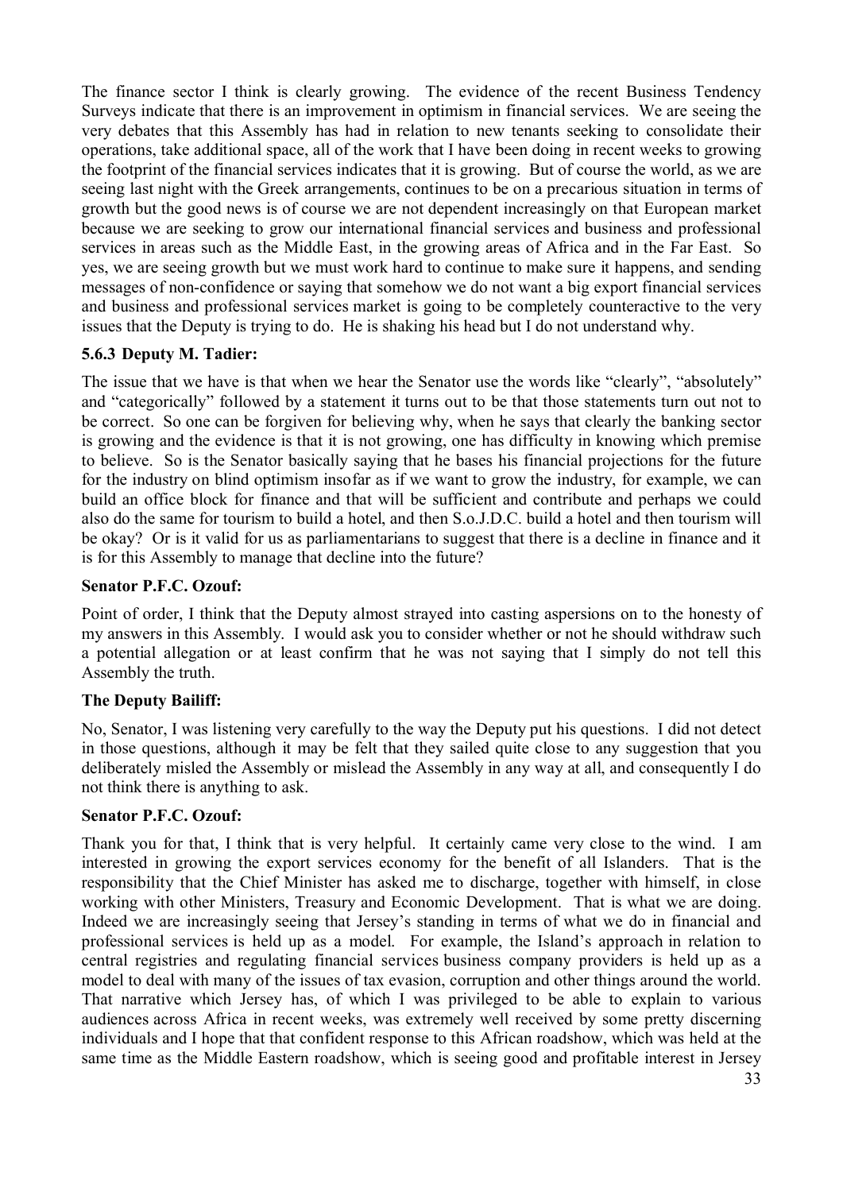The finance sector I think is clearly growing. The evidence of the recent Business Tendency Surveys indicate that there is an improvement in optimism in financial services. We are seeing the very debates that this Assembly has had in relation to new tenants seeking to consolidate their operations, take additional space, all of the work that I have been doing in recent weeks to growing the footprint of the financial services indicates that it is growing. But of course the world, as we are seeing last night with the Greek arrangements, continues to be on a precarious situation in terms of growth but the good news is of course we are not dependent increasingly on that European market because we are seeking to grow our international financial services and business and professional services in areas such as the Middle East, in the growing areas of Africa and in the Far East. So yes, we are seeing growth but we must work hard to continue to make sure it happens, and sending messages of non-confidence or saying that somehow we do not want a big export financial services and business and professional services market is going to be completely counteractive to the very issues that the Deputy is trying to do. He is shaking his head but I do not understand why.

### 5.6.3 Deputy M. Tadier:

The issue that we have is that when we hear the Senator use the words like "clearly", "absolutely" and "categorically" followed by a statement it turns out to be that those statements turn out not to be correct. So one can be forgiven for believing why, when he says that clearly the banking sector is growing and the evidence is that it is not growing, one has difficulty in knowing which premise to believe. So is the Senator basically saying that he bases his financial projections for the future for the industry on blind optimism insofar as if we want to grow the industry, for example, we can build an office block for finance and that will be sufficient and contribute and perhaps we could also do the same for tourism to build a hotel, and then S.o.J.D.C. build a hotel and then tourism will be okay? Or is it valid for us as parliamentarians to suggest that there is a decline in finance and it is for this Assembly to manage that decline into the future?

**Senator P.F.C. Ozouf:**

Point of order, I think that the Deputy almost strayed into casting aspersions on to the honesty of my answers in this Assembly. I would ask you to consider whether or not he should withdraw such a potential allegation or at least confirm that he was not saying that I simply do not tell this Assembly the truth.

**The Deputy Bailiff:**

No, Senator, I was listening very carefully to the way the Deputy put his questions. I did not detect in those questions, although it may be felt that they sailed quite close to any suggestion that you deliberately misled the Assembly or mislead the Assembly in any way at all, and consequently I do not think there is anything to ask.

**Senator P.F.C. Ozouf:**

Thank you for that, I think that is very helpful. It certainly came very close to the wind. I am interested in growing the export services economy for the benefit of all Islanders. That is the responsibility that the Chief Minister has asked me to discharge, together with himself, in close working with other Ministers, Treasury and Economic Development. That is what we are doing. Indeed we are increasingly seeing that Jersey's standing in terms of what we do in financial and professional services is held up as a model. For example, the Island's approach in relation to central registries and regulating financial services business company providers is held up as a model to deal with many of the issues of tax evasion, corruption and other things around the world. That narrative which Jersey has, of which I was privileged to be able to explain to various audiences across Africa in recent weeks, was extremely well received by some pretty discerning individuals and I hope that that confident response to this African roadshow, which was held at the same time as the Middle Eastern roadshow, which is seeing good and profitable interest in Jersey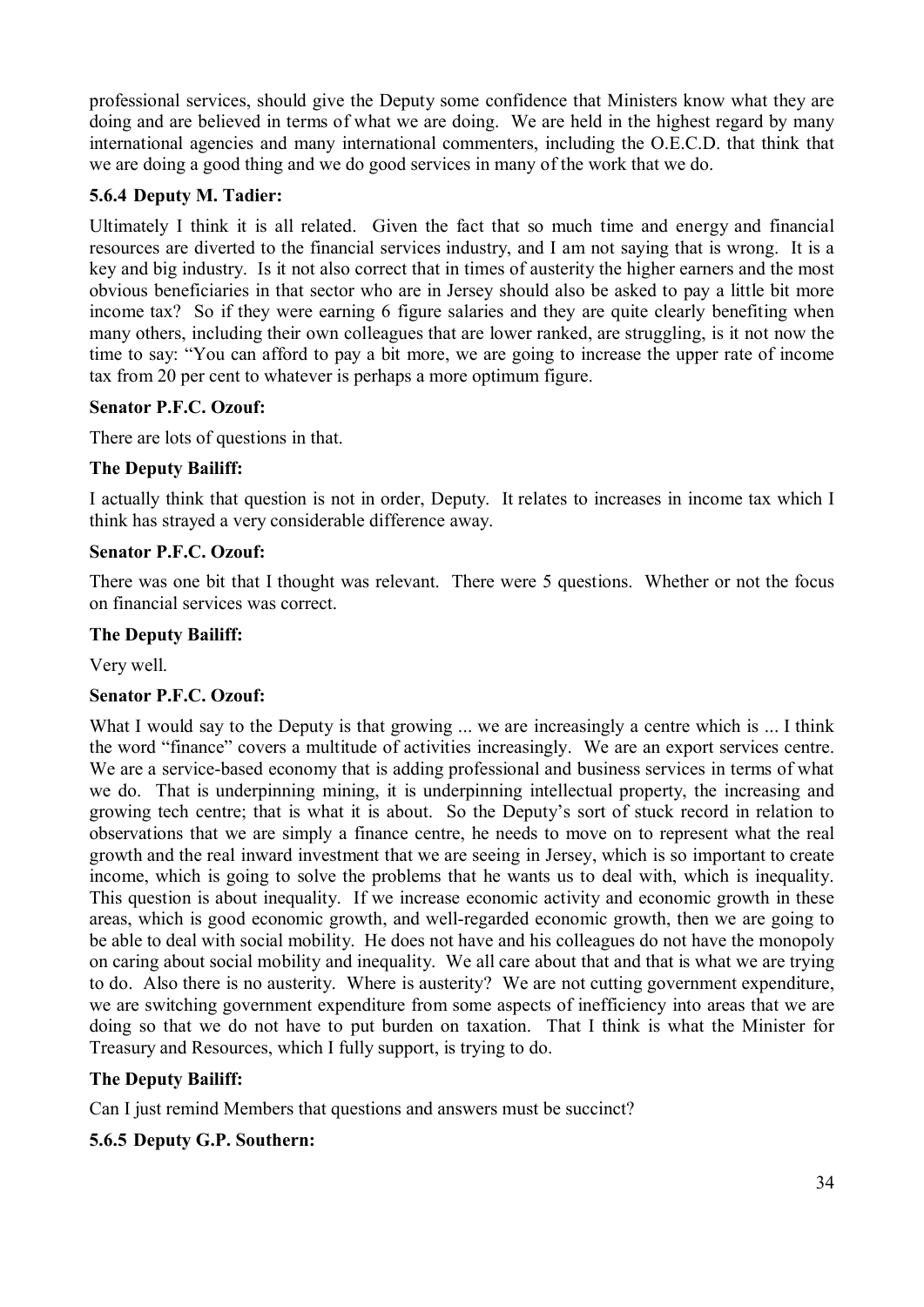professional services, should give the Deputy some confidence that Ministers know what they are doing and are believed in terms of what we are doing. We are held in the highest regard by many international agencies and many international commenters, including the O.E.C.D. that think that we are doing a good thing and we do good services in many of the work that we do.

### 5.6.4 Deputy M. Tadier:

Ultimately I think it is all related. Given the fact that so much time and energy and financial resources are diverted to the financial services industry, and I am not saying that is wrong. It is a key and big industry. Is it not also correct that in times of austerity the higher earners and the most obvious beneficiaries in that sector who are in Jersey should also be asked to pay a little bit more income tax? So if they were earning 6 figure salaries and they are quite clearly benefiting when many others, including their own colleagues that are lower ranked, are struggling, is it not now the time to say: "You can afford to pay a bit more, we are going to increase the upper rate of income tax from 20 per cent to whatever is perhaps a more optimum figure.

**Senator P.F.C. Ozouf:**

There are lots of questions in that.

**The Deputy Bailiff:**

I actually think that question is not in order, Deputy. It relates to increases in income tax which I think has strayed a very considerable difference away.

**Senator P.F.C. Ozouf:**

There was one bit that I thought was relevant. There were 5 questions. Whether or not the focus on financial services was correct.

**The Deputy Bailiff:**

Very well.

**Senator P.F.C. Ozouf:**

What I would say to the Deputy is that growing ... we are increasingly a centre which is ... I think the word "finance" covers a multitude of activities increasingly. We are an export services centre. We are a service-based economy that is adding professional and business services in terms of what we do. That is underpinning mining, it is underpinning intellectual property, the increasing and growing tech centre; that is what it is about. So the Deputy's sort of stuck record in relation to observations that we are simply a finance centre, he needs to move on to represent what the real growth and the real inward investment that we are seeing in Jersey, which is so important to create income, which is going to solve the problems that he wants us to deal with, which is inequality. This question is about inequality. If we increase economic activity and economic growth in these areas, which is good economic growth, and well-regarded economic growth, then we are going to be able to deal with social mobility. He does not have and his colleagues do not have the monopoly on caring about social mobility and inequality. We all care about that and that is what we are trying to do. Also there is no austerity. Where is austerity? We are not cutting government expenditure, we are switching government expenditure from some aspects of inefficiency into areas that we are doing so that we do not have to put burden on taxation. That I think is what the Minister for Treasury and Resources, which I fully support, is trying to do.

**The Deputy Bailiff:**

Can I just remind Members that questions and answers must be succinct?

### 5.6.5 Deputy G.P. Southern: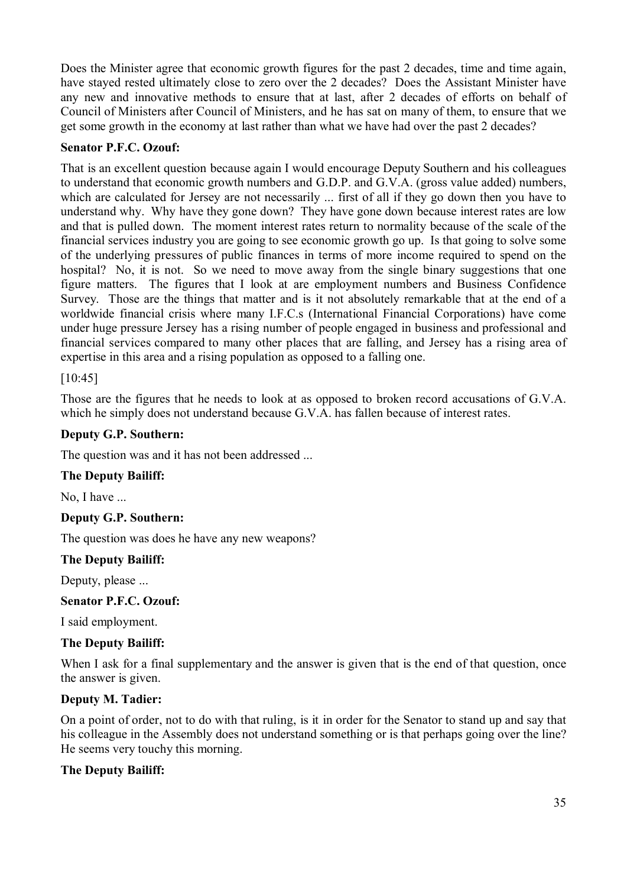Does the Minister agree that economic growth figures for the past 2 decades, time and time again, have stayed rested ultimately close to zero over the 2 decades? Does the Assistant Minister have any new and innovative methods to ensure that at last, after 2 decades of efforts on behalf of Council of Ministers after Council of Ministers, and he has sat on many of them, to ensure that we get some growth in the economy at last rather than what we have had over the past 2 decades?

**Senator P.F.C. Ozouf:**

That is an excellent question because again I would encourage Deputy Southern and his colleagues to understand that economic growth numbers and G.D.P. and G.V.A. (gross value added) numbers, which are calculated for Jersey are not necessarily ... first of all if they go down then you have to understand why. Why have they gone down? They have gone down because interest rates are low and that is pulled down. The moment interest rates return to normality because of the scale of the financial services industry you are going to see economic growth go up. Is that going to solve some of the underlying pressures of public finances in terms of more income required to spend on the hospital? No, it is not. So we need to move away from the single binary suggestions that one figure matters. The figures that I look at are employment numbers and Business Confidence Survey. Those are the things that matter and is it not absolutely remarkable that at the end of a worldwide financial crisis where many I.F.C.s (International Financial Corporations) have come under huge pressure Jersey has a rising number of people engaged in business and professional and financial services compared to many other places that are falling, and Jersey has a rising area of expertise in this area and a rising population as opposed to a falling one.

[10:45]

Those are the figures that he needs to look at as opposed to broken record accusations of G.V.A. which he simply does not understand because G.V.A. has fallen because of interest rates.

**Deputy G.P. Southern:**

The question was and it has not been addressed ...

**The Deputy Bailiff:**

No, I have ...

**Deputy G.P. Southern:**

The question was does he have any new weapons?

**The Deputy Bailiff:**

Deputy, please ...

**Senator P.F.C. Ozouf:**

I said employment.

**The Deputy Bailiff:**

When I ask for a final supplementary and the answer is given that is the end of that question, once the answer is given.

**Deputy M. Tadier:**

On a point of order, not to do with that ruling, is it in order for the Senator to stand up and say that his colleague in the Assembly does not understand something or is that perhaps going over the line? He seems very touchy this morning.

**The Deputy Bailiff:**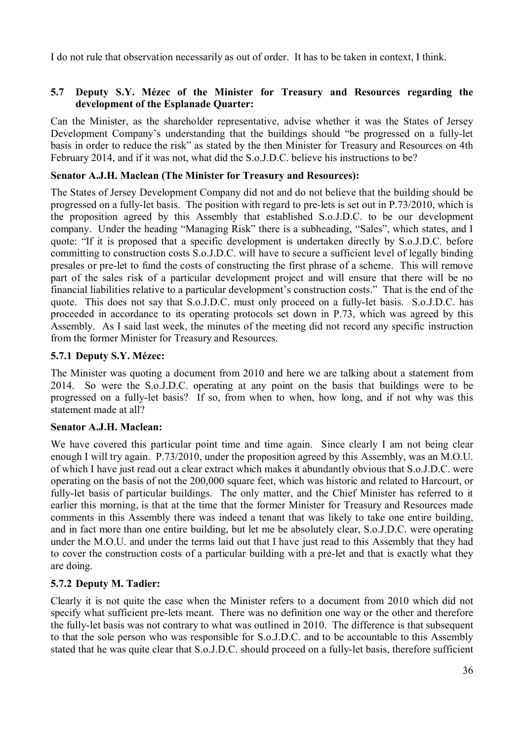I do not rule that observation necessarily as out of order. It has to be taken in context, I think.

### 5.7 Deputy S.Y. Mézec of the Minister for Treasury and Resources regarding the development of the Esplanade Quarter:

Can the Minister, as the shareholder representative, advise whether it was the States of Jersey Development Company's understanding that the buildings should "be progressed on a fully-let basis in order to reduce the risk" as stated by the then Minister for Treasury and Resources on 4th February 2014, and if it was not, what did the S.o.J.D.C. believe his instructions to be?

**Senator A.J.H. Maclean (The Minister for Treasury and Resources):**

The States of Jersey Development Company did not and do not believe that the building should be progressed on a fully-let basis. The position with regard to pre-lets is set out in P.73/2010, which is the proposition agreed by this Assembly that established S.o.J.D.C. to be our development company. Under the heading "Managing Risk" there is a subheading, "Sales", which states, and I quote: "If it is proposed that a specific development is undertaken directly by S.o.J.D.C. before committing to construction costs S.o.J.D.C. will have to secure a sufficient level of legally binding presales or pre-let to fund the costs of constructing the first phrase of a scheme. This will remove part of the sales risk of a particular development project and will ensure that there will be no financial liabilities relative to a particular development's construction costs." That is the end of the quote. This does not say that S.o.J.D.C. must only proceed on a fully-let basis. S.o.J.D.C. has proceeded in accordance to its operating protocols set down in P.73, which was agreed by this Assembly. As I said last week, the minutes of the meeting did not record any specific instruction from the former Minister for Treasury and Resources.

#### 5.7.1 Deputy S.Y. Mézec:

The Minister was quoting a document from 2010 and here we are talking about a statement from 2014. So were the S.o.J.D.C. operating at any point on the basis that buildings were to be progressed on a fully-let basis? If so, from when to when, how long, and if not why was this statement made at all?

**Senator A.J.H. Maclean:**

We have covered this particular point time and time again. Since clearly I am not being clear enough I will try again. P.73/2010, under the proposition agreed by this Assembly, was an M.O.U. of which I have just read out a clear extract which makes it abundantly obvious that S.o.J.D.C. were operating on the basis of not the 200,000 square feet, which was historic and related to Harcourt, or fully-let basis of particular buildings. The only matter, and the Chief Minister has referred to it earlier this morning, is that at the time that the former Minister for Treasury and Resources made comments in this Assembly there was indeed a tenant that was likely to take one entire building, and in fact more than one entire building, but let me be absolutely clear, S.o.J.D.C. were operating under the M.O.U. and under the terms laid out that I have just read to this Assembly that they had to cover the construction costs of a particular building with a pre-let and that is exactly what they are doing.

#### 5.7.2 Deputy M. Tadier:

Clearly it is not quite the case when the Minister refers to a document from 2010 which did not specify what sufficient pre-lets meant. There was no definition one way or the other and therefore the fully-let basis was not contrary to what was outlined in 2010. The difference is that subsequent to that the sole person who was responsible for S.o.J.D.C. and to be accountable to this Assembly stated that he was quite clear that S.o.J.D.C. should proceed on a fully-let basis, therefore sufficient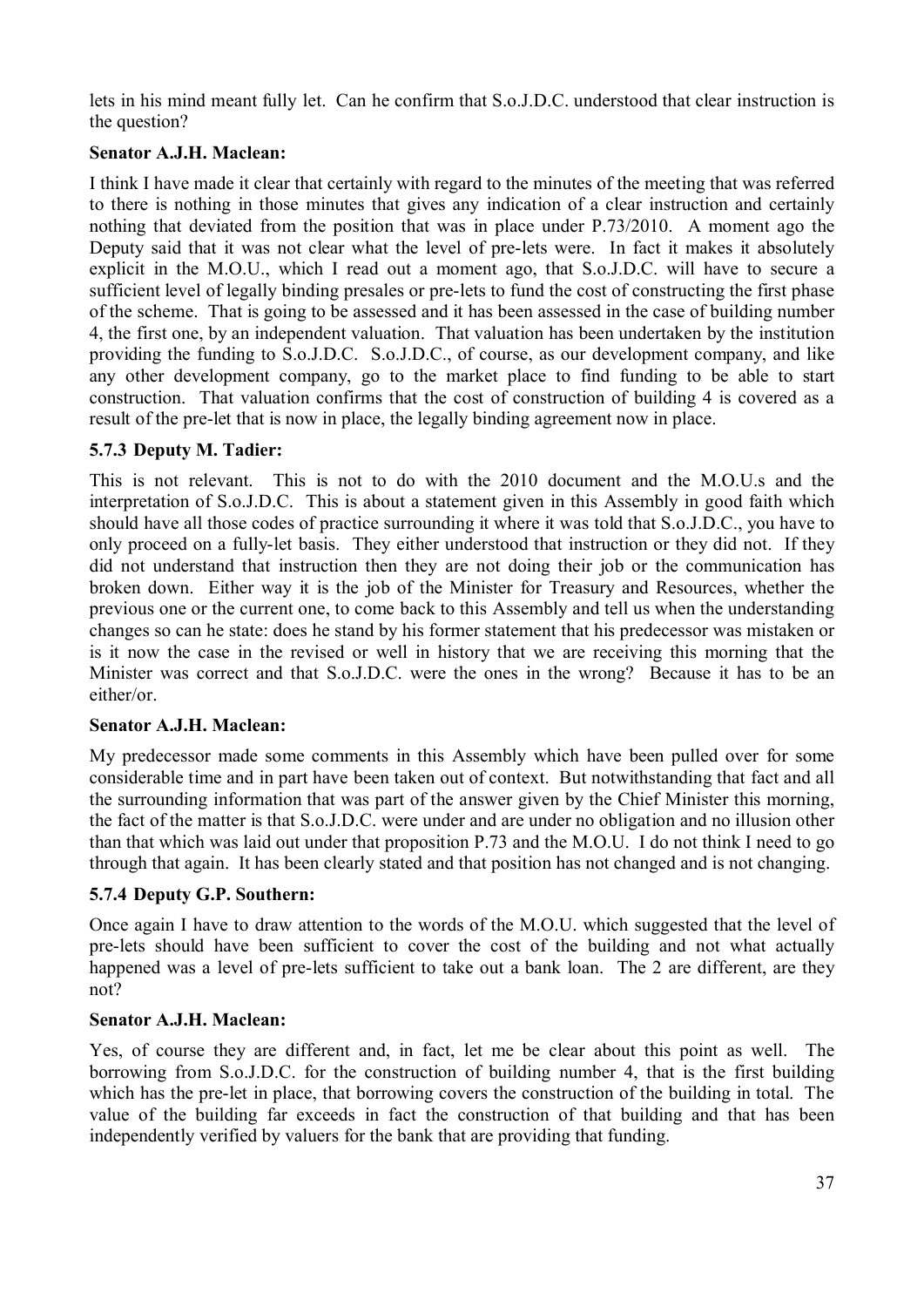lets in his mind meant fully let. Can he confirm that S.o.J.D.C. understood that clear instruction is the question?

**Senator A.J.H. Maclean:**

I think I have made it clear that certainly with regard to the minutes of the meeting that was referred to there is nothing in those minutes that gives any indication of a clear instruction and certainly nothing that deviated from the position that was in place under P.73/2010. A moment ago the Deputy said that it was not clear what the level of pre-lets were. In fact it makes it absolutely explicit in the M.O.U., which I read out a moment ago, that S.o.J.D.C. will have to secure a sufficient level of legally binding presales or pre-lets to fund the cost of constructing the first phase of the scheme. That is going to be assessed and it has been assessed in the case of building number 4, the first one, by an independent valuation. That valuation has been undertaken by the institution providing the funding to S.o.J.D.C. S.o.J.D.C., of course, as our development company, and like any other development company, go to the market place to find funding to be able to start construction. That valuation confirms that the cost of construction of building 4 is covered as a result of the pre-let that is now in place, the legally binding agreement now in place.

### 5.7.3 Deputy M. Tadier:

This is not relevant. This is not to do with the 2010 document and the M.O.U.s and the interpretation of S.o.J.D.C. This is about a statement given in this Assembly in good faith which should have all those codes of practice surrounding it where it was told that S.o.J.D.C., you have to only proceed on a fully-let basis. They either understood that instruction or they did not. If they did not understand that instruction then they are not doing their job or the communication has broken down. Either way it is the job of the Minister for Treasury and Resources, whether the previous one or the current one, to come back to this Assembly and tell us when the understanding changes so can he state: does he stand by his former statement that his predecessor was mistaken or is it now the case in the revised or well in history that we are receiving this morning that the Minister was correct and that S.o.J.D.C. were the ones in the wrong? Because it has to be an either/or.

**Senator A.J.H. Maclean:**

My predecessor made some comments in this Assembly which have been pulled over for some considerable time and in part have been taken out of context. But notwithstanding that fact and all the surrounding information that was part of the answer given by the Chief Minister this morning, the fact of the matter is that S.o.J.D.C. were under and are under no obligation and no illusion other than that which was laid out under that proposition P.73 and the M.O.U. I do not think I need to go through that again. It has been clearly stated and that position has not changed and is not changing.

### 5.7.4 Deputy G.P. Southern:

Once again I have to draw attention to the words of the M.O.U. which suggested that the level of pre-lets should have been sufficient to cover the cost of the building and not what actually happened was a level of pre-lets sufficient to take out a bank loan. The 2 are different, are they not?

**Senator A.J.H. Maclean:**

Yes, of course they are different and, in fact, let me be clear about this point as well. The borrowing from S.o.J.D.C. for the construction of building number 4, that is the first building which has the pre-let in place, that borrowing covers the construction of the building in total. The value of the building far exceeds in fact the construction of that building and that has been independently verified by valuers for the bank that are providing that funding.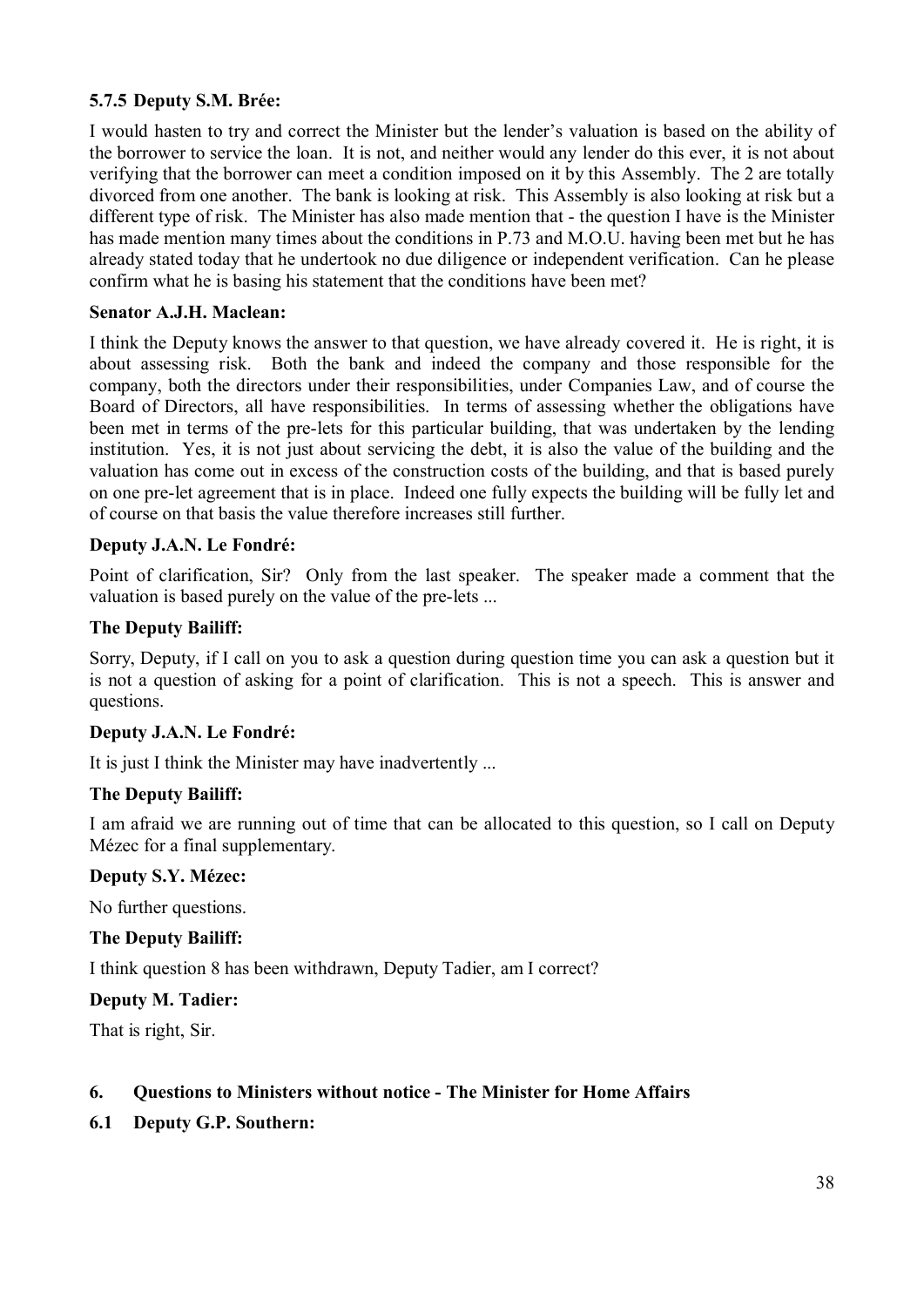### 5.7.5 Deputy S.M. Brée:

I would hasten to try and correct the Minister but the lender's valuation is based on the ability of the borrower to service the loan. It is not, and neither would any lender do this ever, it is not about verifying that the borrower can meet a condition imposed on it by this Assembly. The 2 are totally divorced from one another. The bank is looking at risk. This Assembly is also looking at risk but a different type of risk. The Minister has also made mention that - the question I have is the Minister has made mention many times about the conditions in P.73 and M.O.U. having been met but he has already stated today that he undertook no due diligence or independent verification. Can he please confirm what he is basing his statement that the conditions have been met?

**Senator A.J.H. Maclean:**

I think the Deputy knows the answer to that question, we have already covered it. He is right, it is about assessing risk. Both the bank and indeed the company and those responsible for the company, both the directors under their responsibilities, under Companies Law, and of course the Board of Directors, all have responsibilities. In terms of assessing whether the obligations have been met in terms of the pre-lets for this particular building, that was undertaken by the lending institution. Yes, it is not just about servicing the debt, it is also the value of the building and the valuation has come out in excess of the construction costs of the building, and that is based purely on one pre-let agreement that is in place. Indeed one fully expects the building will be fully let and of course on that basis the value therefore increases still further.

**Deputy J.A.N. Le Fondré:**

Point of clarification, Sir? Only from the last speaker. The speaker made a comment that the valuation is based purely on the value of the pre-lets ...

**The Deputy Bailiff:**

Sorry, Deputy, if I call on you to ask a question during question time you can ask a question but it is not a question of asking for a point of clarification. This is not a speech. This is answer and questions.

**Deputy J.A.N. Le Fondré:**

It is just I think the Minister may have inadvertently ...

**The Deputy Bailiff:**

I am afraid we are running out of time that can be allocated to this question, so I call on Deputy Mézec for a final supplementary.

**Deputy S.Y. Mézec:**

No further questions.

**The Deputy Bailiff:**

I think question 8 has been withdrawn, Deputy Tadier, am I correct?

**Deputy M. Tadier:**

That is right, Sir.

## 6. Questions to Ministers without notice - The Minister for Home Affairs

### 6.1 Deputy G.P. Southern: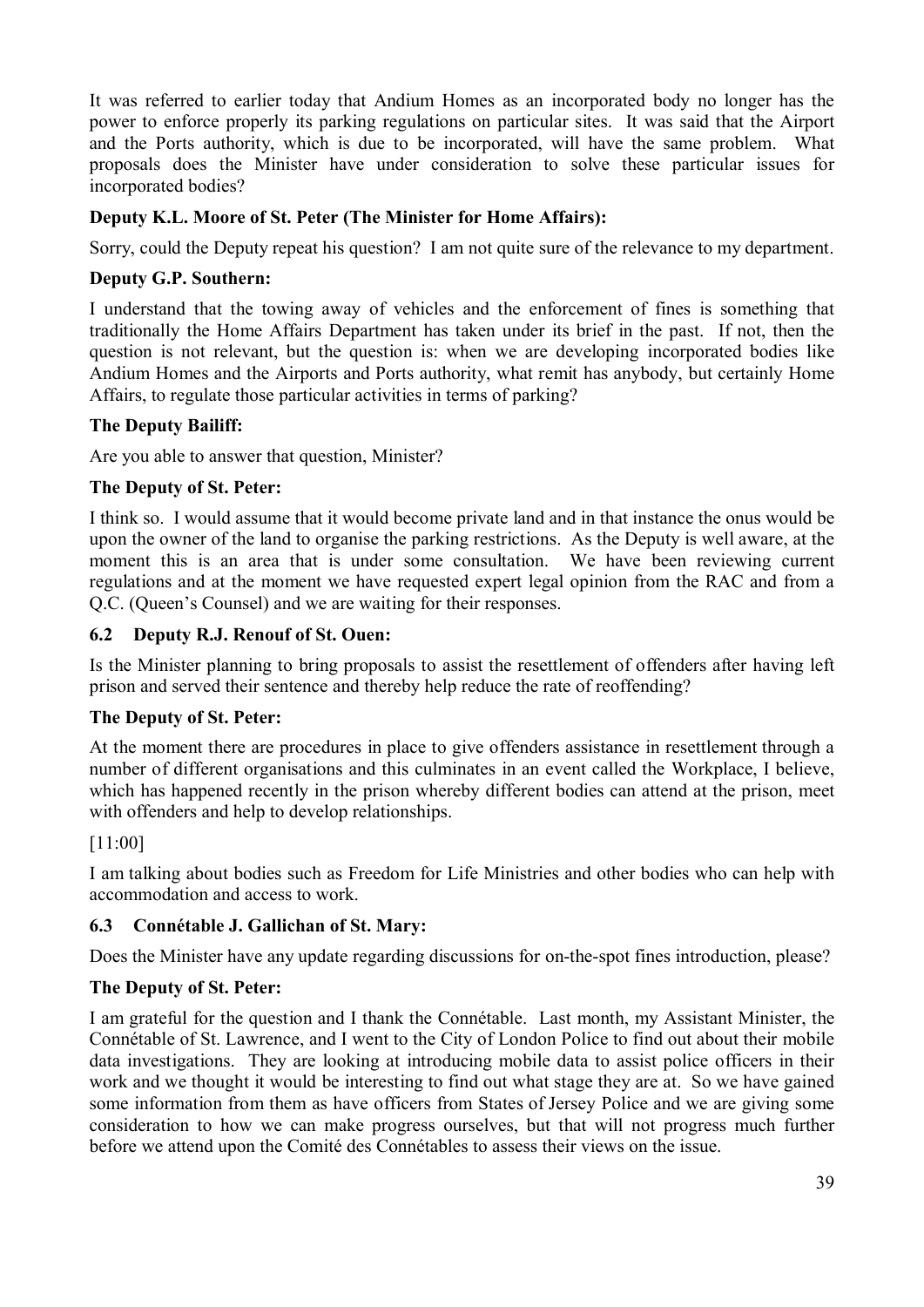It was referred to earlier today that Andium Homes as an incorporated body no longer has the power to enforce properly its parking regulations on particular sites. It was said that the Airport and the Ports authority, which is due to be incorporated, will have the same problem. What proposals does the Minister have under consideration to solve these particular issues for incorporated bodies?

**Deputy K.L. Moore of St. Peter (The Minister for Home Affairs):**

Sorry, could the Deputy repeat his question? I am not quite sure of the relevance to my department.

**Deputy G.P. Southern:**

I understand that the towing away of vehicles and the enforcement of fines is something that traditionally the Home Affairs Department has taken under its brief in the past. If not, then the question is not relevant, but the question is: when we are developing incorporated bodies like Andium Homes and the Airports and Ports authority, what remit has anybody, but certainly Home Affairs, to regulate those particular activities in terms of parking?

**The Deputy Bailiff:**

Are you able to answer that question, Minister?

**The Deputy of St. Peter:**

I think so. I would assume that it would become private land and in that instance the onus would be upon the owner of the land to organise the parking restrictions. As the Deputy is well aware, at the moment this is an area that is under some consultation. We have been reviewing current regulations and at the moment we have requested expert legal opinion from the RAC and from a Q.C. (Queen's Counsel) and we are waiting for their responses.

### 6.2 Deputy R.J. Renouf of St. Ouen:

Is the Minister planning to bring proposals to assist the resettlement of offenders after having left prison and served their sentence and thereby help reduce the rate of reoffending?

**The Deputy of St. Peter:**

At the moment there are procedures in place to give offenders assistance in resettlement through a number of different organisations and this culminates in an event called the Workplace, I believe, which has happened recently in the prison whereby different bodies can attend at the prison, meet with offenders and help to develop relationships.

[11:00]

I am talking about bodies such as Freedom for Life Ministries and other bodies who can help with accommodation and access to work.

### 6.3 Connétable J. Gallichan of St. Mary:

Does the Minister have any update regarding discussions for on-the-spot fines introduction, please?

**The Deputy of St. Peter:**

I am grateful for the question and I thank the Connétable. Last month, my Assistant Minister, the Connétable of St. Lawrence, and I went to the City of London Police to find out about their mobile data investigations. They are looking at introducing mobile data to assist police officers in their work and we thought it would be interesting to find out what stage they are at. So we have gained some information from them as have officers from States of Jersey Police and we are giving some consideration to how we can make progress ourselves, but that will not progress much further before we attend upon the Comité des Connétables to assess their views on the issue.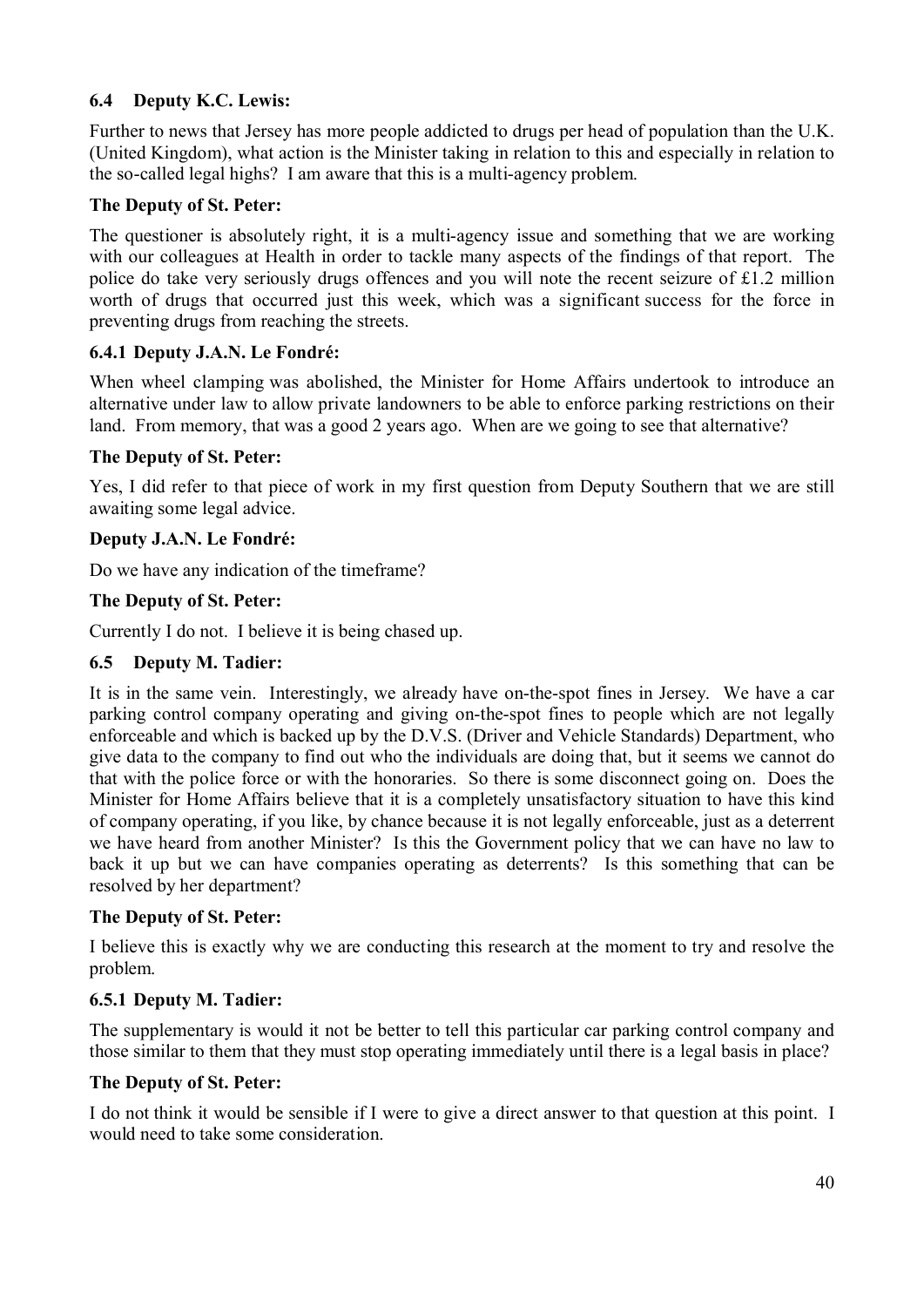### 6.4 Deputy K.C. Lewis:

Further to news that Jersey has more people addicted to drugs per head of population than the U.K. (United Kingdom), what action is the Minister taking in relation to this and especially in relation to the so-called legal highs? I am aware that this is a multi-agency problem.

**The Deputy of St. Peter:**

The questioner is absolutely right, it is a multi-agency issue and something that we are working with our colleagues at Health in order to tackle many aspects of the findings of that report. The police do take very seriously drugs offences and you will note the recent seizure of £1.2 million worth of drugs that occurred just this week, which was a significant success for the force in preventing drugs from reaching the streets.

### 6.4.1 Deputy J.A.N. Le Fondré:

When wheel clamping was abolished, the Minister for Home Affairs undertook to introduce an alternative under law to allow private landowners to be able to enforce parking restrictions on their land. From memory, that was a good 2 years ago. When are we going to see that alternative?

**The Deputy of St. Peter:**

Yes, I did refer to that piece of work in my first question from Deputy Southern that we are still awaiting some legal advice.

**Deputy J.A.N. Le Fondré:**

Do we have any indication of the timeframe?

**The Deputy of St. Peter:**

Currently I do not. I believe it is being chased up.

### 6.5 Deputy M. Tadier:

It is in the same vein. Interestingly, we already have on-the-spot fines in Jersey. We have a car parking control company operating and giving on-the-spot fines to people which are not legally enforceable and which is backed up by the D.V.S. (Driver and Vehicle Standards) Department, who give data to the company to find out who the individuals are doing that, but it seems we cannot do that with the police force or with the honoraries. So there is some disconnect going on. Does the Minister for Home Affairs believe that it is a completely unsatisfactory situation to have this kind of company operating, if you like, by chance because it is not legally enforceable, just as a deterrent we have heard from another Minister? Is this the Government policy that we can have no law to back it up but we can have companies operating as deterrents? Is this something that can be resolved by her department?

**The Deputy of St. Peter:**

I believe this is exactly why we are conducting this research at the moment to try and resolve the problem.

### 6.5.1 Deputy M. Tadier:

The supplementary is would it not be better to tell this particular car parking control company and those similar to them that they must stop operating immediately until there is a legal basis in place?

**The Deputy of St. Peter:**

I do not think it would be sensible if I were to give a direct answer to that question at this point. I would need to take some consideration.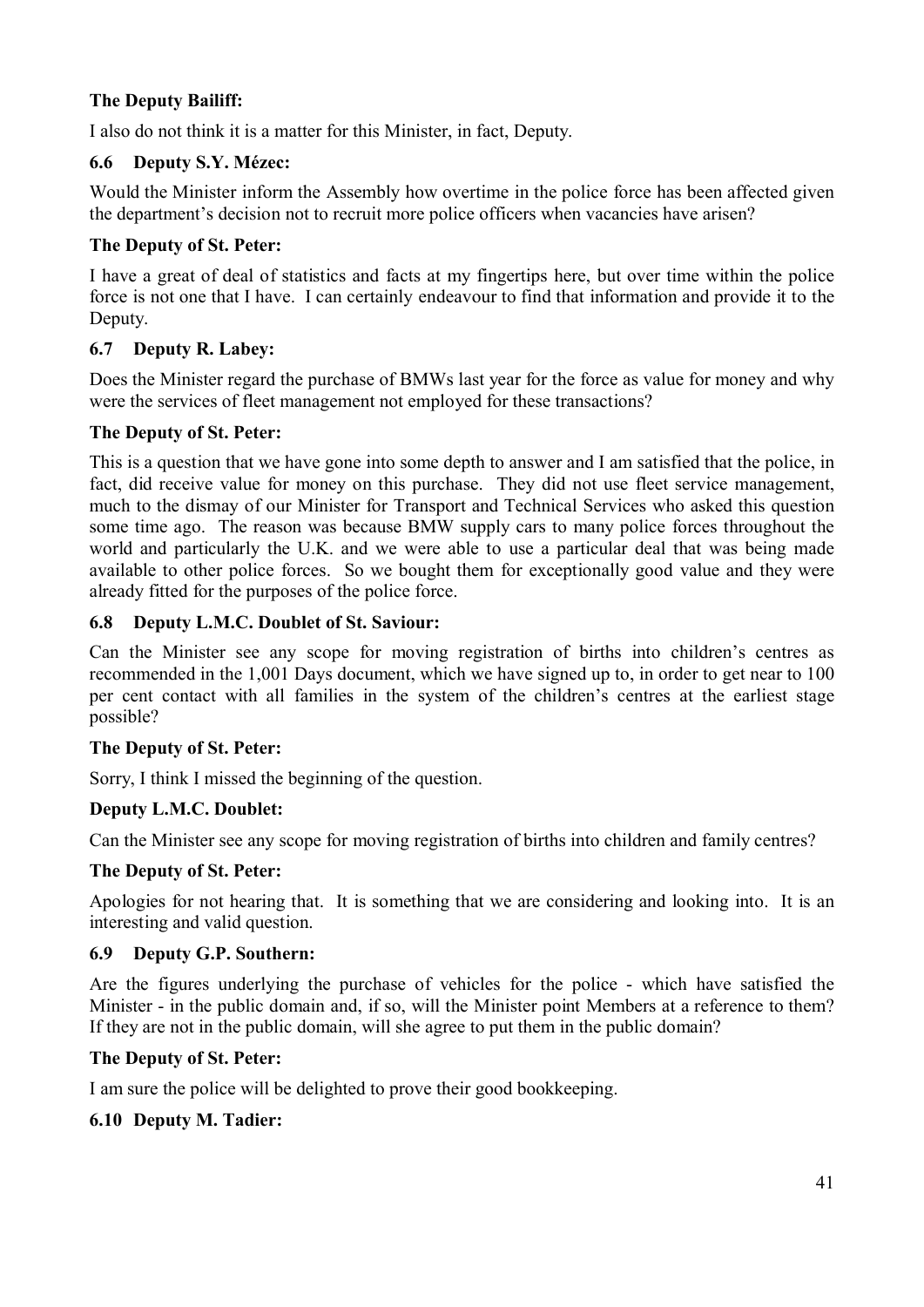**The Deputy Bailiff:**

I also do not think it is a matter for this Minister, in fact, Deputy.

### 6.6 Deputy S.Y. Mézec:

Would the Minister inform the Assembly how overtime in the police force has been affected given the department's decision not to recruit more police officers when vacancies have arisen?

**The Deputy of St. Peter:**

I have a great of deal of statistics and facts at my fingertips here, but over time within the police force is not one that I have. I can certainly endeavour to find that information and provide it to the Deputy.

### 6.7 Deputy R. Labey:

Does the Minister regard the purchase of BMWs last year for the force as value for money and why were the services of fleet management not employed for these transactions?

**The Deputy of St. Peter:**

This is a question that we have gone into some depth to answer and I am satisfied that the police, in fact, did receive value for money on this purchase. They did not use fleet service management, much to the dismay of our Minister for Transport and Technical Services who asked this question some time ago. The reason was because BMW supply cars to many police forces throughout the world and particularly the U.K. and we were able to use a particular deal that was being made available to other police forces. So we bought them for exceptionally good value and they were already fitted for the purposes of the police force.

### 6.8 Deputy L.M.C. Doublet of St. Saviour:

Can the Minister see any scope for moving registration of births into children's centres as recommended in the 1,001 Days document, which we have signed up to, in order to get near to 100 per cent contact with all families in the system of the children's centres at the earliest stage possible?

**The Deputy of St. Peter:**

Sorry, I think I missed the beginning of the question.

**Deputy L.M.C. Doublet:**

Can the Minister see any scope for moving registration of births into children and family centres?

**The Deputy of St. Peter:**

Apologies for not hearing that. It is something that we are considering and looking into. It is an interesting and valid question.

### 6.9 Deputy G.P. Southern:

Are the figures underlying the purchase of vehicles for the police - which have satisfied the Minister - in the public domain and, if so, will the Minister point Members at a reference to them? If they are not in the public domain, will she agree to put them in the public domain?

**The Deputy of St. Peter:**

I am sure the police will be delighted to prove their good bookkeeping.

### 6.10 Deputy M. Tadier: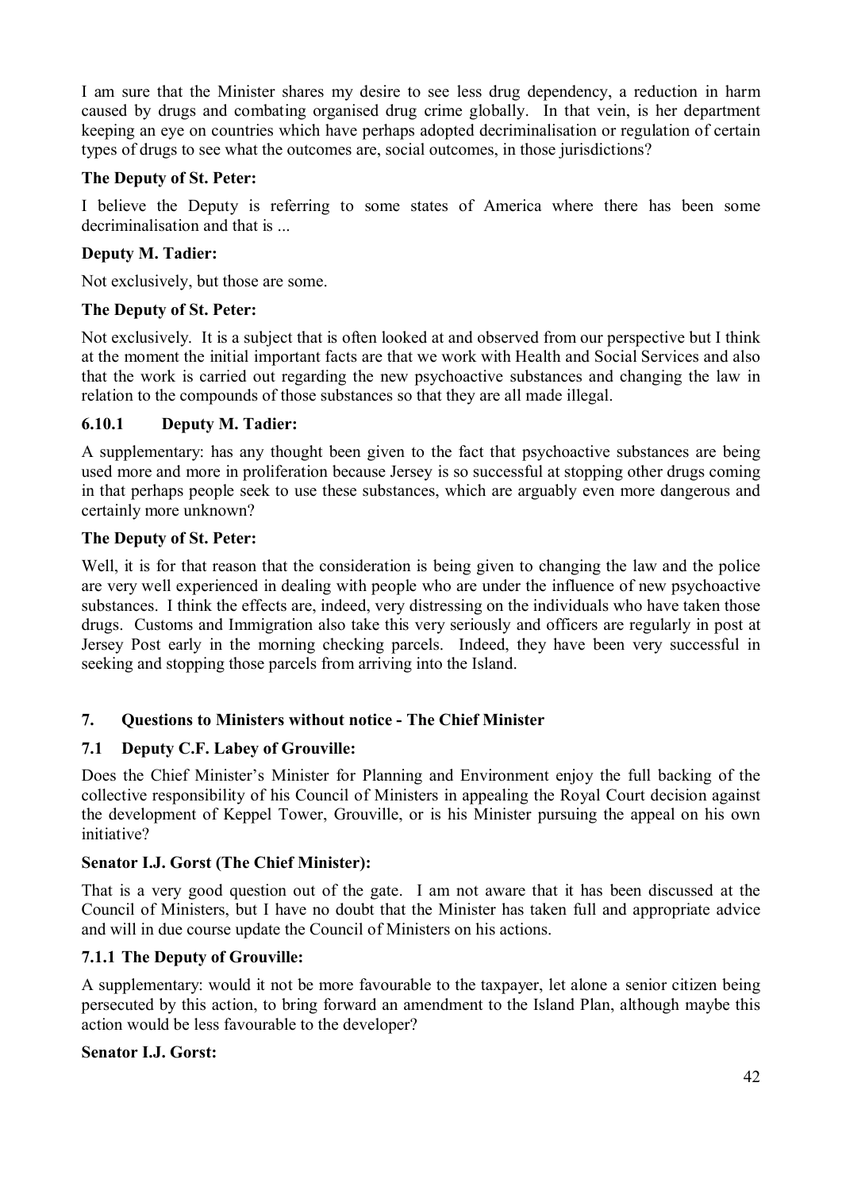I am sure that the Minister shares my desire to see less drug dependency, a reduction in harm caused by drugs and combating organised drug crime globally. In that vein, is her department keeping an eye on countries which have perhaps adopted decriminalisation or regulation of certain types of drugs to see what the outcomes are, social outcomes, in those jurisdictions?

**The Deputy of St. Peter:**

I believe the Deputy is referring to some states of America where there has been some decriminalisation and that is ...

**Deputy M. Tadier:**

Not exclusively, but those are some.

**The Deputy of St. Peter:**

Not exclusively. It is a subject that is often looked at and observed from our perspective but I think at the moment the initial important facts are that we work with Health and Social Services and also that the work is carried out regarding the new psychoactive substances and changing the law in relation to the compounds of those substances so that they are all made illegal.

### 6.10.1 Deputy M. Tadier:

A supplementary: has any thought been given to the fact that psychoactive substances are being used more and more in proliferation because Jersey is so successful at stopping other drugs coming in that perhaps people seek to use these substances, which are arguably even more dangerous and certainly more unknown?

**The Deputy of St. Peter:**

Well, it is for that reason that the consideration is being given to changing the law and the police are very well experienced in dealing with people who are under the influence of new psychoactive substances. I think the effects are, indeed, very distressing on the individuals who have taken those drugs. Customs and Immigration also take this very seriously and officers are regularly in post at Jersey Post early in the morning checking parcels. Indeed, they have been very successful in seeking and stopping those parcels from arriving into the Island.

## 7. Questions to Ministers without notice - The Chief Minister

### 7.1 Deputy C.F. Labey of Grouville:

Does the Chief Minister's Minister for Planning and Environment enjoy the full backing of the collective responsibility of his Council of Ministers in appealing the Royal Court decision against the development of Keppel Tower, Grouville, or is his Minister pursuing the appeal on his own initiative?

**Senator I.J. Gorst (The Chief Minister):**

That is a very good question out of the gate. I am not aware that it has been discussed at the Council of Ministers, but I have no doubt that the Minister has taken full and appropriate advice and will in due course update the Council of Ministers on his actions.

### 7.1.1 The Deputy of Grouville:

A supplementary: would it not be more favourable to the taxpayer, let alone a senior citizen being persecuted by this action, to bring forward an amendment to the Island Plan, although maybe this action would be less favourable to the developer?

**Senator I.J. Gorst:**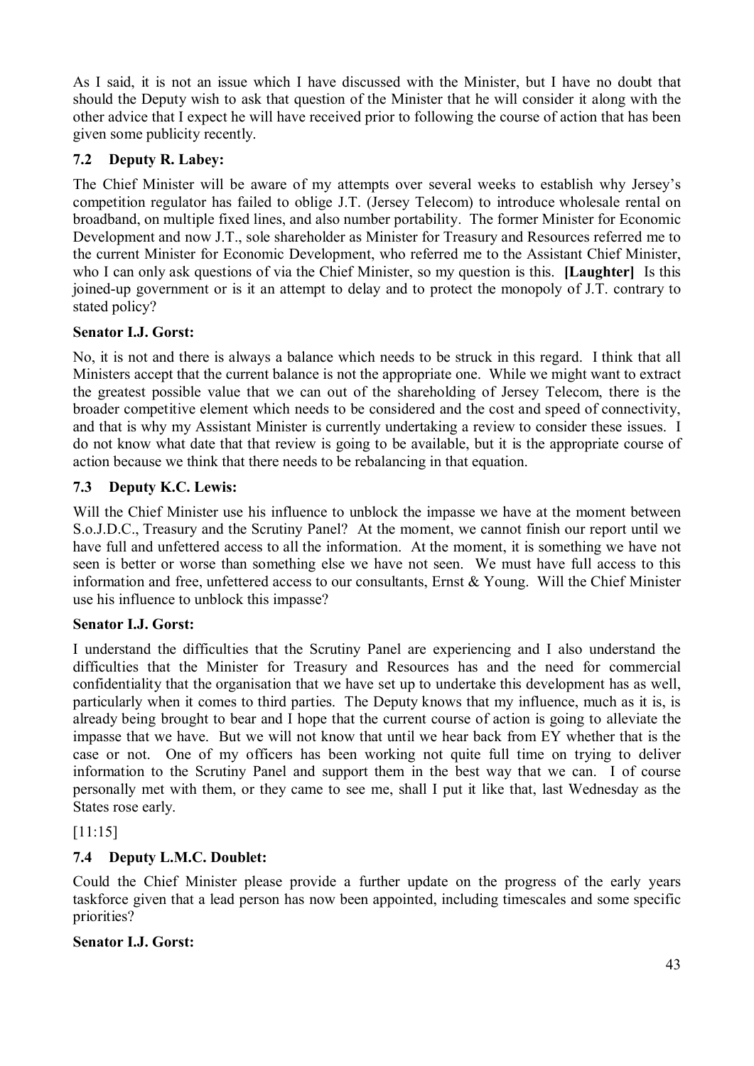As I said, it is not an issue which I have discussed with the Minister, but I have no doubt that should the Deputy wish to ask that question of the Minister that he will consider it along with the other advice that I expect he will have received prior to following the course of action that has been given some publicity recently.

### 7.2 Deputy R. Labey:

The Chief Minister will be aware of my attempts over several weeks to establish why Jersey's competition regulator has failed to oblige J.T. (Jersey Telecom) to introduce wholesale rental on broadband, on multiple fixed lines, and also number portability. The former Minister for Economic Development and now J.T., sole shareholder as Minister for Treasury and Resources referred me to the current Minister for Economic Development, who referred me to the Assistant Chief Minister, who I can only ask questions of via the Chief Minister, so my question is this. **[Laughter]** Is this joined-up government or is it an attempt to delay and to protect the monopoly of J.T. contrary to stated policy?

### Senator I.J. Gorst:

No, it is not and there is always a balance which needs to be struck in this regard. I think that all Ministers accept that the current balance is not the appropriate one. While we might want to extract the greatest possible value that we can out of the shareholding of Jersey Telecom, there is the broader competitive element which needs to be considered and the cost and speed of connectivity, and that is why my Assistant Minister is currently undertaking a review to consider these issues. I do not know what date that that review is going to be available, but it is the appropriate course of action because we think that there needs to be rebalancing in that equation.

### 7.3 Deputy K.C. Lewis:

Will the Chief Minister use his influence to unblock the impasse we have at the moment between S.o.J.D.C., Treasury and the Scrutiny Panel? At the moment, we cannot finish our report until we have full and unfettered access to all the information. At the moment, it is something we have not seen is better or worse than something else we have not seen. We must have full access to this information and free, unfettered access to our consultants, Ernst & Young. Will the Chief Minister use his influence to unblock this impasse?

### Senator I.J. Gorst:

I understand the difficulties that the Scrutiny Panel are experiencing and I also understand the difficulties that the Minister for Treasury and Resources has and the need for commercial confidentiality that the organisation that we have set up to undertake this development has as well, particularly when it comes to third parties. The Deputy knows that my influence, much as it is, is already being brought to bear and I hope that the current course of action is going to alleviate the impasse that we have. But we will not know that until we hear back from EY whether that is the case or not. One of my officers has been working not quite full time on trying to deliver information to the Scrutiny Panel and support them in the best way that we can. I of course personally met with them, or they came to see me, shall I put it like that, last Wednesday as the States rose early.

[11:15]

### 7.4 Deputy L.M.C. Doublet:

Could the Chief Minister please provide a further update on the progress of the early years taskforce given that a lead person has now been appointed, including timescales and some specific priorities?

### Senator I.J. Gorst: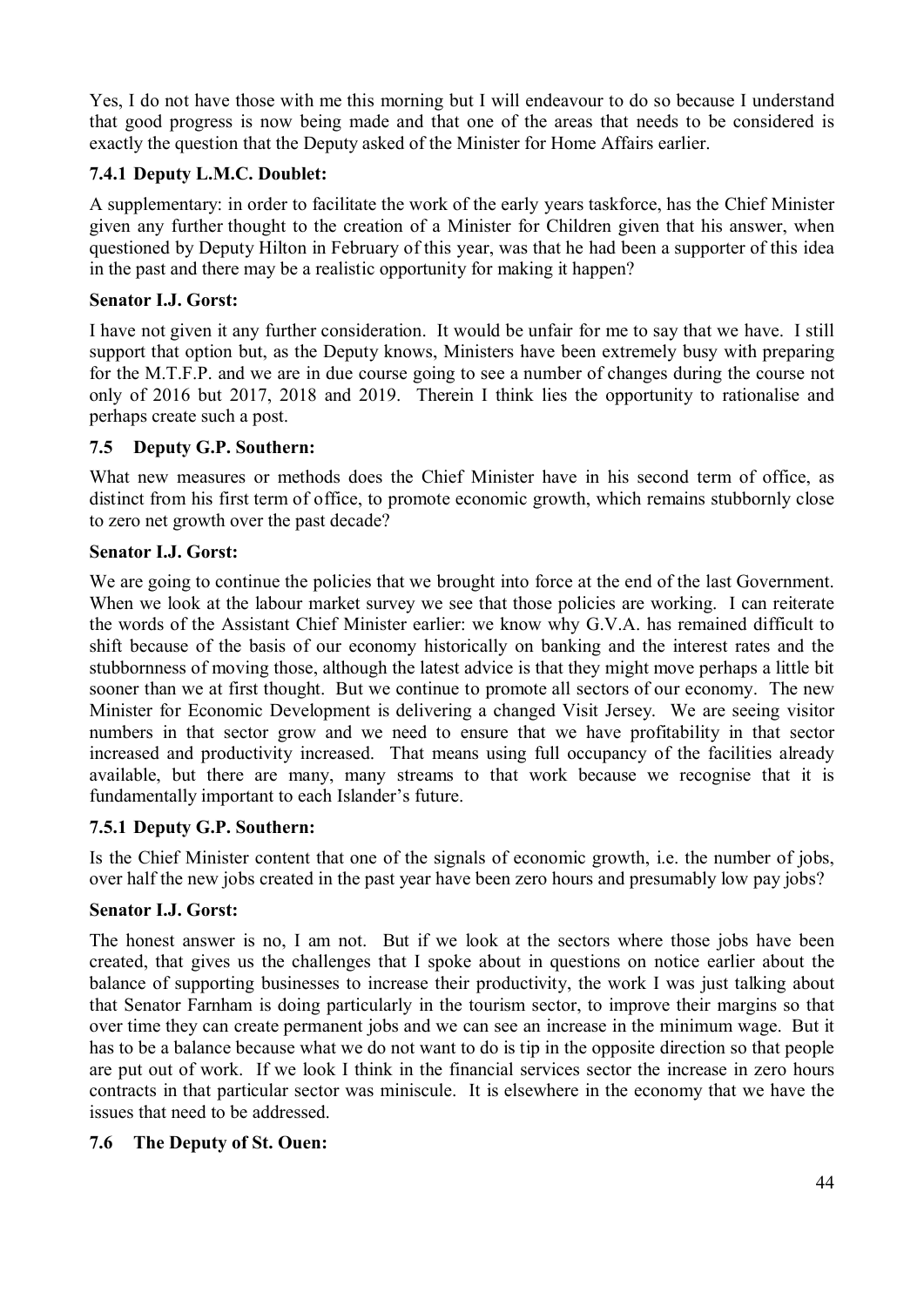Yes, I do not have those with me this morning but I will endeavour to do so because I understand that good progress is now being made and that one of the areas that needs to be considered is exactly the question that the Deputy asked of the Minister for Home Affairs earlier.

### 7.4.1 Deputy L.M.C. Doublet:

A supplementary: in order to facilitate the work of the early years taskforce, has the Chief Minister given any further thought to the creation of a Minister for Children given that his answer, when questioned by Deputy Hilton in February of this year, was that he had been a supporter of this idea in the past and there may be a realistic opportunity for making it happen?

**Senator I.J. Gorst:**

I have not given it any further consideration. It would be unfair for me to say that we have. I still support that option but, as the Deputy knows, Ministers have been extremely busy with preparing for the M.T.F.P. and we are in due course going to see a number of changes during the course not only of 2016 but 2017, 2018 and 2019. Therein I think lies the opportunity to rationalise and perhaps create such a post.

### 7.5 Deputy G.P. Southern:

What new measures or methods does the Chief Minister have in his second term of office, as distinct from his first term of office, to promote economic growth, which remains stubbornly close to zero net growth over the past decade?

**Senator I.J. Gorst:**

We are going to continue the policies that we brought into force at the end of the last Government. When we look at the labour market survey we see that those policies are working. I can reiterate the words of the Assistant Chief Minister earlier: we know why G.V.A. has remained difficult to shift because of the basis of our economy historically on banking and the interest rates and the stubbornness of moving those, although the latest advice is that they might move perhaps a little bit sooner than we at first thought. But we continue to promote all sectors of our economy. The new Minister for Economic Development is delivering a changed Visit Jersey. We are seeing visitor numbers in that sector grow and we need to ensure that we have profitability in that sector increased and productivity increased. That means using full occupancy of the facilities already available, but there are many, many streams to that work because we recognise that it is fundamentally important to each Islander's future.

### 7.5.1 Deputy G.P. Southern:

Is the Chief Minister content that one of the signals of economic growth, i.e. the number of jobs, over half the new jobs created in the past year have been zero hours and presumably low pay jobs?

**Senator I.J. Gorst:**

The honest answer is no, I am not. But if we look at the sectors where those jobs have been created, that gives us the challenges that I spoke about in questions on notice earlier about the balance of supporting businesses to increase their productivity, the work I was just talking about that Senator Farnham is doing particularly in the tourism sector, to improve their margins so that over time they can create permanent jobs and we can see an increase in the minimum wage. But it has to be a balance because what we do not want to do is tip in the opposite direction so that people are put out of work. If we look I think in the financial services sector the increase in zero hours contracts in that particular sector was miniscule. It is elsewhere in the economy that we have the issues that need to be addressed.

### 7.6 The Deputy of St. Ouen: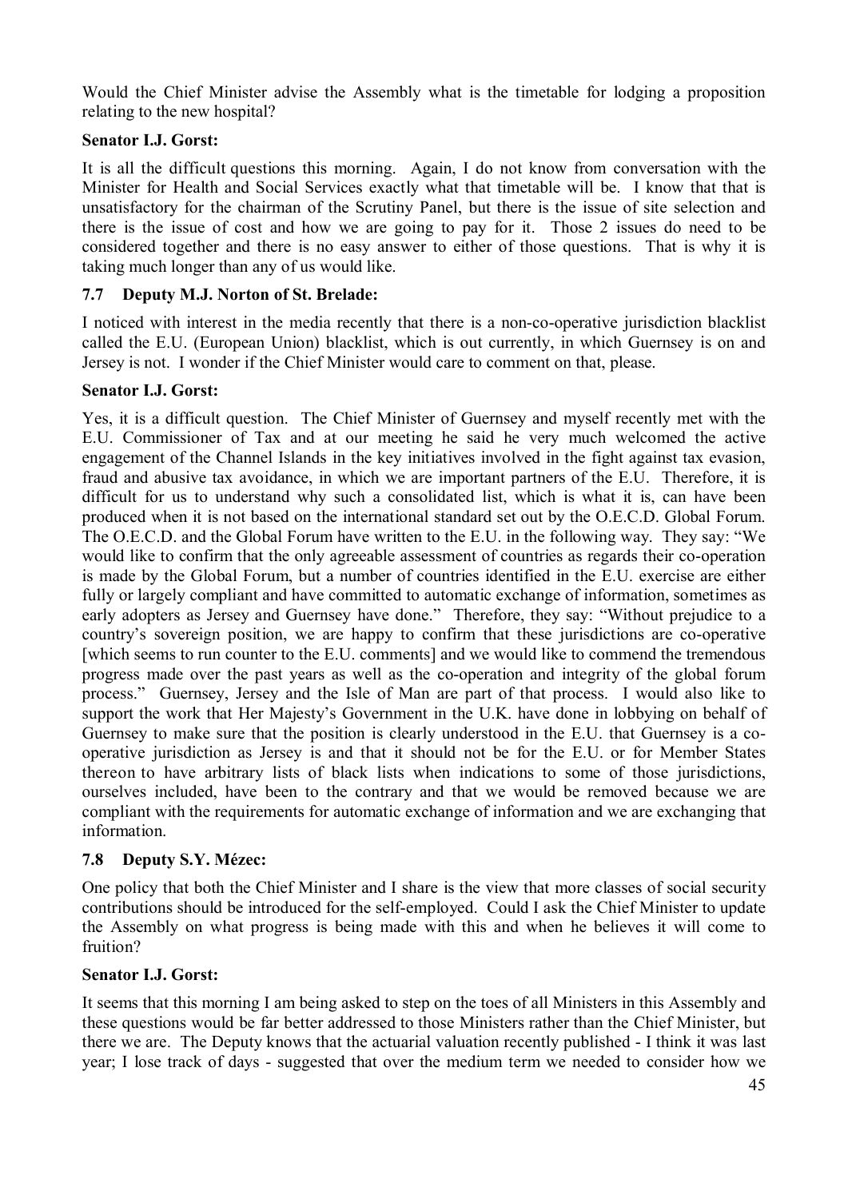Would the Chief Minister advise the Assembly what is the timetable for lodging a proposition relating to the new hospital?

**Senator I.J. Gorst:**

It is all the difficult questions this morning. Again, I do not know from conversation with the Minister for Health and Social Services exactly what that timetable will be. I know that that is unsatisfactory for the chairman of the Scrutiny Panel, but there is the issue of site selection and there is the issue of cost and how we are going to pay for it. Those 2 issues do need to be considered together and there is no easy answer to either of those questions. That is why it is taking much longer than any of us would like.

### 7.7 Deputy M.J. Norton of St. Brelade:

I noticed with interest in the media recently that there is a non-co-operative jurisdiction blacklist called the E.U. (European Union) blacklist, which is out currently, in which Guernsey is on and Jersey is not. I wonder if the Chief Minister would care to comment on that, please.

**Senator I.J. Gorst:**

Yes, it is a difficult question. The Chief Minister of Guernsey and myself recently met with the E.U. Commissioner of Tax and at our meeting he said he very much welcomed the active engagement of the Channel Islands in the key initiatives involved in the fight against tax evasion, fraud and abusive tax avoidance, in which we are important partners of the E.U. Therefore, it is difficult for us to understand why such a consolidated list, which is what it is, can have been produced when it is not based on the international standard set out by the O.E.C.D. Global Forum. The O.E.C.D. and the Global Forum have written to the E.U. in the following way. They say: "We would like to confirm that the only agreeable assessment of countries as regards their co-operation is made by the Global Forum, but a number of countries identified in the E.U. exercise are either fully or largely compliant and have committed to automatic exchange of information, sometimes as early adopters as Jersey and Guernsey have done." Therefore, they say: "Without prejudice to a country's sovereign position, we are happy to confirm that these jurisdictions are co-operative [which seems to run counter to the E.U. comments] and we would like to commend the tremendous progress made over the past years as well as the co-operation and integrity of the global forum process." Guernsey, Jersey and the Isle of Man are part of that process. I would also like to support the work that Her Majesty's Government in the U.K. have done in lobbying on behalf of Guernsey to make sure that the position is clearly understood in the E.U. that Guernsey is a co-operative jurisdiction as Jersey is and that it should not be for the E.U. or for Member States thereon to have arbitrary lists of black lists when indications to some of those jurisdictions, ourselves included, have been to the contrary and that we would be removed because we are compliant with the requirements for automatic exchange of information and we are exchanging that information.

### 7.8 Deputy S.Y. Mézec:

One policy that both the Chief Minister and I share is the view that more classes of social security contributions should be introduced for the self-employed. Could I ask the Chief Minister to update the Assembly on what progress is being made with this and when he believes it will come to fruition?

**Senator I.J. Gorst:**

It seems that this morning I am being asked to step on the toes of all Ministers in this Assembly and these questions would be far better addressed to those Ministers rather than the Chief Minister, but there we are. The Deputy knows that the actuarial valuation recently published - I think it was last year; I lose track of days - suggested that over the medium term we needed to consider how we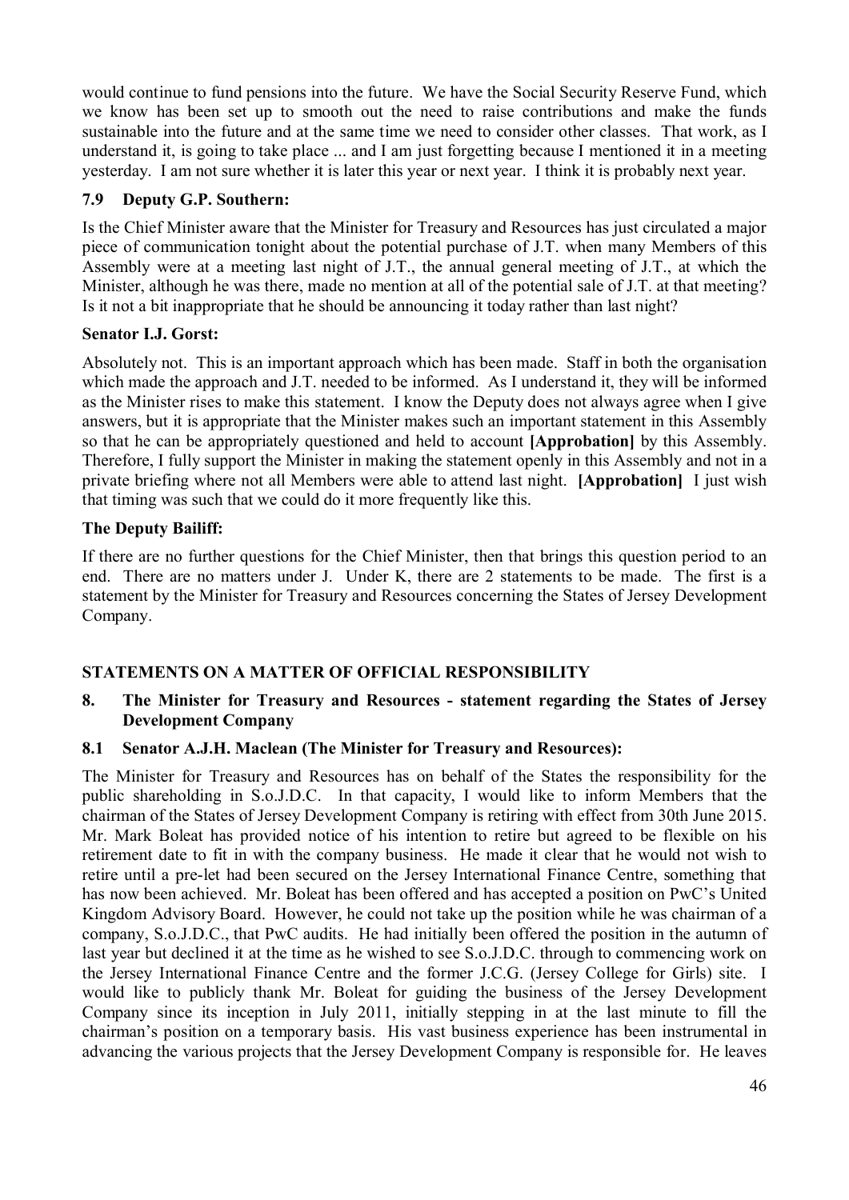would continue to fund pensions into the future. We have the Social Security Reserve Fund, which we know has been set up to smooth out the need to raise contributions and make the funds sustainable into the future and at the same time we need to consider other classes. That work, as I understand it, is going to take place ... and I am just forgetting because I mentioned it in a meeting yesterday. I am not sure whether it is later this year or next year. I think it is probably next year.

### 7.9 Deputy G.P. Southern:

Is the Chief Minister aware that the Minister for Treasury and Resources has just circulated a major piece of communication tonight about the potential purchase of J.T. when many Members of this Assembly were at a meeting last night of J.T., the annual general meeting of J.T., at which the Minister, although he was there, made no mention at all of the potential sale of J.T. at that meeting? Is it not a bit inappropriate that he should be announcing it today rather than last night?

### Senator I.J. Gorst:

Absolutely not. This is an important approach which has been made. Staff in both the organisation which made the approach and J.T. needed to be informed. As I understand it, they will be informed as the Minister rises to make this statement. I know the Deputy does not always agree when I give answers, but it is appropriate that the Minister makes such an important statement in this Assembly so that he can be appropriately questioned and held to account **[Approbation]** by this Assembly. Therefore, I fully support the Minister in making the statement openly in this Assembly and not in a private briefing where not all Members were able to attend last night. **[Approbation]** I just wish that timing was such that we could do it more frequently like this.

### The Deputy Bailiff:

If there are no further questions for the Chief Minister, then that brings this question period to an end. There are no matters under J. Under K, there are 2 statements to be made. The first is a statement by the Minister for Treasury and Resources concerning the States of Jersey Development Company.

## STATEMENTS ON A MATTER OF OFFICIAL RESPONSIBILITY

## 8. The Minister for Treasury and Resources - statement regarding the States of Jersey Development Company

### 8.1 Senator A.J.H. Maclean (The Minister for Treasury and Resources):

The Minister for Treasury and Resources has on behalf of the States the responsibility for the public shareholding in S.o.J.D.C. In that capacity, I would like to inform Members that the chairman of the States of Jersey Development Company is retiring with effect from 30th June 2015. Mr. Mark Boleat has provided notice of his intention to retire but agreed to be flexible on his retirement date to fit in with the company business. He made it clear that he would not wish to retire until a pre-let had been secured on the Jersey International Finance Centre, something that has now been achieved. Mr. Boleat has been offered and has accepted a position on PwC's United Kingdom Advisory Board. However, he could not take up the position while he was chairman of a company, S.o.J.D.C., that PwC audits. He had initially been offered the position in the autumn of last year but declined it at the time as he wished to see S.o.J.D.C. through to commencing work on the Jersey International Finance Centre and the former J.C.G. (Jersey College for Girls) site. I would like to publicly thank Mr. Boleat for guiding the business of the Jersey Development Company since its inception in July 2011, initially stepping in at the last minute to fill the chairman's position on a temporary basis. His vast business experience has been instrumental in advancing the various projects that the Jersey Development Company is responsible for. He leaves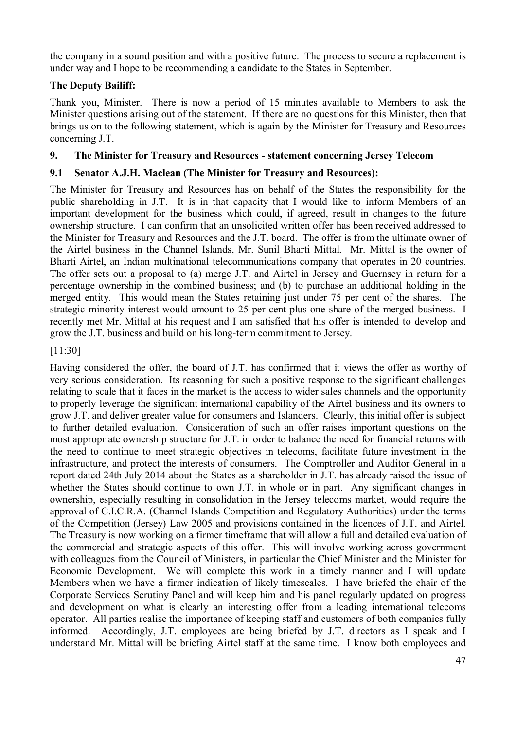the company in a sound position and with a positive future. The process to secure a replacement is under way and I hope to be recommending a candidate to the States in September.

**The Deputy Bailiff:**

Thank you, Minister. There is now a period of 15 minutes available to Members to ask the Minister questions arising out of the statement. If there are no questions for this Minister, then that brings us on to the following statement, which is again by the Minister for Treasury and Resources concerning J.T.

## 9. The Minister for Treasury and Resources - statement concerning Jersey Telecom

### 9.1 Senator A.J.H. Maclean (The Minister for Treasury and Resources):

The Minister for Treasury and Resources has on behalf of the States the responsibility for the public shareholding in J.T. It is in that capacity that I would like to inform Members of an important development for the business which could, if agreed, result in changes to the future ownership structure. I can confirm that an unsolicited written offer has been received addressed to the Minister for Treasury and Resources and the J.T. board. The offer is from the ultimate owner of the Airtel business in the Channel Islands, Mr. Sunil Bharti Mittal. Mr. Mittal is the owner of Bharti Airtel, an Indian multinational telecommunications company that operates in 20 countries. The offer sets out a proposal to (a) merge J.T. and Airtel in Jersey and Guernsey in return for a percentage ownership in the combined business; and (b) to purchase an additional holding in the merged entity. This would mean the States retaining just under 75 per cent of the shares. The strategic minority interest would amount to 25 per cent plus one share of the merged business. I recently met Mr. Mittal at his request and I am satisfied that his offer is intended to develop and grow the J.T. business and build on his long-term commitment to Jersey.

[11:30]

Having considered the offer, the board of J.T. has confirmed that it views the offer as worthy of very serious consideration. Its reasoning for such a positive response to the significant challenges relating to scale that it faces in the market is the access to wider sales channels and the opportunity to properly leverage the significant international capability of the Airtel business and its owners to grow J.T. and deliver greater value for consumers and Islanders. Clearly, this initial offer is subject to further detailed evaluation. Consideration of such an offer raises important questions on the most appropriate ownership structure for J.T. in order to balance the need for financial returns with the need to continue to meet strategic objectives in telecoms, facilitate future investment in the infrastructure, and protect the interests of consumers. The Comptroller and Auditor General in a report dated 24th July 2014 about the States as a shareholder in J.T. has already raised the issue of whether the States should continue to own J.T. in whole or in part. Any significant changes in ownership, especially resulting in consolidation in the Jersey telecoms market, would require the approval of C.I.C.R.A. (Channel Islands Competition and Regulatory Authorities) under the terms of the Competition (Jersey) Law 2005 and provisions contained in the licences of J.T. and Airtel. The Treasury is now working on a firmer timeframe that will allow a full and detailed evaluation of the commercial and strategic aspects of this offer. This will involve working across government with colleagues from the Council of Ministers, in particular the Chief Minister and the Minister for Economic Development. We will complete this work in a timely manner and I will update Members when we have a firmer indication of likely timescales. I have briefed the chair of the Corporate Services Scrutiny Panel and will keep him and his panel regularly updated on progress and development on what is clearly an interesting offer from a leading international telecoms operator. All parties realise the importance of keeping staff and customers of both companies fully informed. Accordingly, J.T. employees are being briefed by J.T. directors as I speak and I understand Mr. Mittal will be briefing Airtel staff at the same time. I know both employees and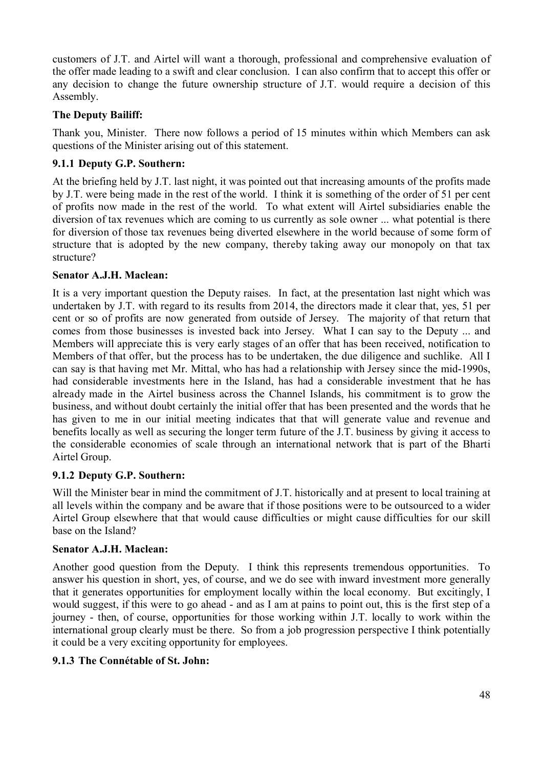customers of J.T. and Airtel will want a thorough, professional and comprehensive evaluation of the offer made leading to a swift and clear conclusion. I can also confirm that to accept this offer or any decision to change the future ownership structure of J.T. would require a decision of this Assembly.

**The Deputy Bailiff:**

Thank you, Minister. There now follows a period of 15 minutes within which Members can ask questions of the Minister arising out of this statement.

**9.1.1 Deputy G.P. Southern:**

At the briefing held by J.T. last night, it was pointed out that increasing amounts of the profits made by J.T. were being made in the rest of the world. I think it is something of the order of 51 per cent of profits now made in the rest of the world. To what extent will Airtel subsidiaries enable the diversion of tax revenues which are coming to us currently as sole owner ... what potential is there for diversion of those tax revenues being diverted elsewhere in the world because of some form of structure that is adopted by the new company, thereby taking away our monopoly on that tax structure?

**Senator A.J.H. Maclean:**

It is a very important question the Deputy raises. In fact, at the presentation last night which was undertaken by J.T. with regard to its results from 2014, the directors made it clear that, yes, 51 per cent or so of profits are now generated from outside of Jersey. The majority of that return that comes from those businesses is invested back into Jersey. What I can say to the Deputy ... and Members will appreciate this is very early stages of an offer that has been received, notification to Members of that offer, but the process has to be undertaken, the due diligence and suchlike. All I can say is that having met Mr. Mittal, who has had a relationship with Jersey since the mid-1990s, had considerable investments here in the Island, has had a considerable investment that he has already made in the Airtel business across the Channel Islands, his commitment is to grow the business, and without doubt certainly the initial offer that has been presented and the words that he has given to me in our initial meeting indicates that that will generate value and revenue and benefits locally as well as securing the longer term future of the J.T. business by giving it access to the considerable economies of scale through an international network that is part of the Bharti Airtel Group.

**9.1.2 Deputy G.P. Southern:**

Will the Minister bear in mind the commitment of J.T. historically and at present to local training at all levels within the company and be aware that if those positions were to be outsourced to a wider Airtel Group elsewhere that that would cause difficulties or might cause difficulties for our skill base on the Island?

**Senator A.J.H. Maclean:**

Another good question from the Deputy. I think this represents tremendous opportunities. To answer his question in short, yes, of course, and we do see with inward investment more generally that it generates opportunities for employment locally within the local economy. But excitingly, I would suggest, if this were to go ahead - and as I am at pains to point out, this is the first step of a journey - then, of course, opportunities for those working within J.T. locally to work within the international group clearly must be there. So from a job progression perspective I think potentially it could be a very exciting opportunity for employees.

**9.1.3 The Connétable of St. John:**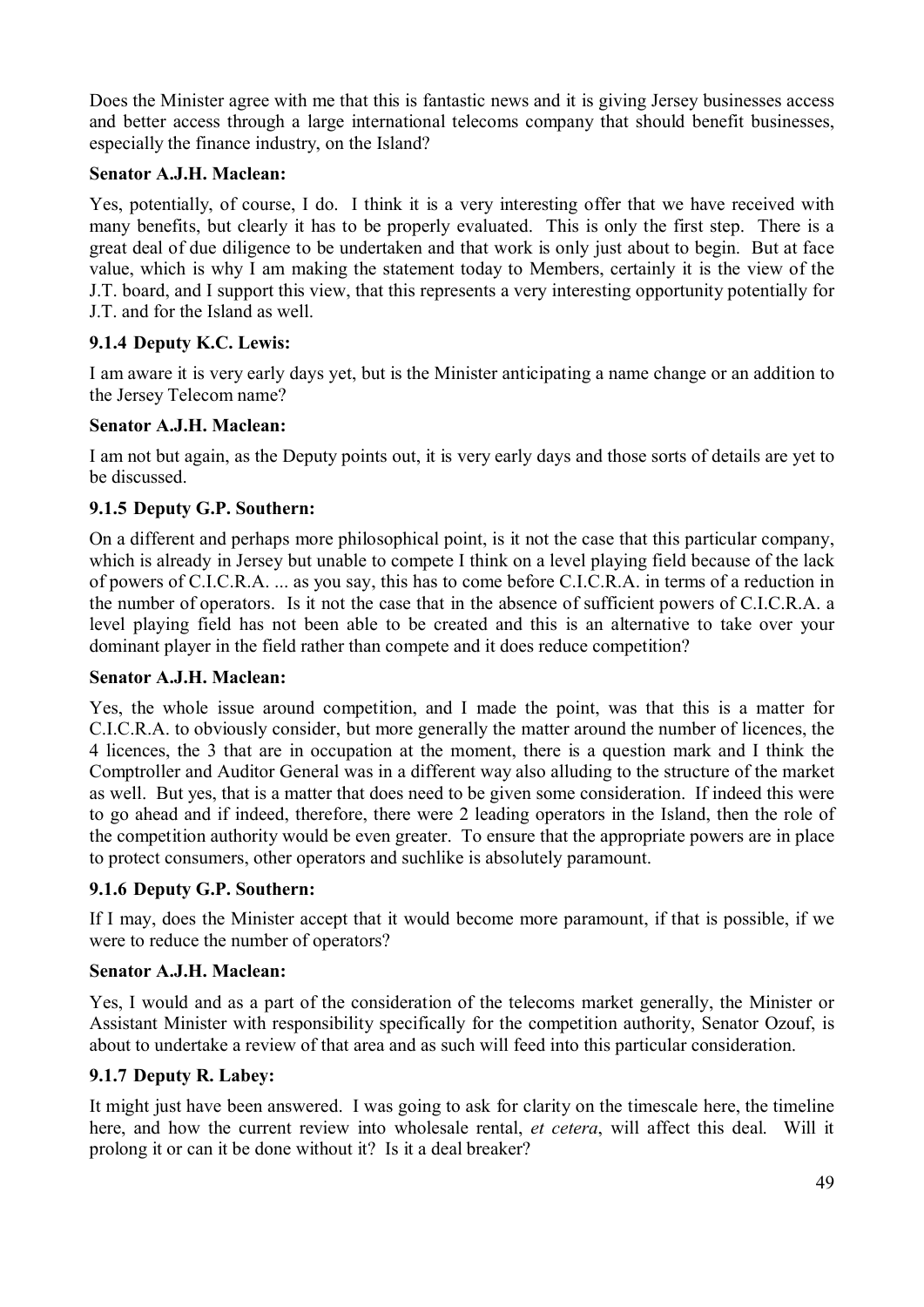Does the Minister agree with me that this is fantastic news and it is giving Jersey businesses access and better access through a large international telecoms company that should benefit businesses, especially the finance industry, on the Island?

**Senator A.J.H. Maclean:**

Yes, potentially, of course, I do. I think it is a very interesting offer that we have received with many benefits, but clearly it has to be properly evaluated. This is only the first step. There is a great deal of due diligence to be undertaken and that work is only just about to begin. But at face value, which is why I am making the statement today to Members, certainly it is the view of the J.T. board, and I support this view, that this represents a very interesting opportunity potentially for J.T. and for the Island as well.

### 9.1.4 Deputy K.C. Lewis:

I am aware it is very early days yet, but is the Minister anticipating a name change or an addition to the Jersey Telecom name?

**Senator A.J.H. Maclean:**

I am not but again, as the Deputy points out, it is very early days and those sorts of details are yet to be discussed.

### 9.1.5 Deputy G.P. Southern:

On a different and perhaps more philosophical point, is it not the case that this particular company, which is already in Jersey but unable to compete I think on a level playing field because of the lack of powers of C.I.C.R.A. ... as you say, this has to come before C.I.C.R.A. in terms of a reduction in the number of operators. Is it not the case that in the absence of sufficient powers of C.I.C.R.A. a level playing field has not been able to be created and this is an alternative to take over your dominant player in the field rather than compete and it does reduce competition?

**Senator A.J.H. Maclean:**

Yes, the whole issue around competition, and I made the point, was that this is a matter for C.I.C.R.A. to obviously consider, but more generally the matter around the number of licences, the 4 licences, the 3 that are in occupation at the moment, there is a question mark and I think the Comptroller and Auditor General was in a different way also alluding to the structure of the market as well. But yes, that is a matter that does need to be given some consideration. If indeed this were to go ahead and if indeed, therefore, there were 2 leading operators in the Island, then the role of the competition authority would be even greater. To ensure that the appropriate powers are in place to protect consumers, other operators and suchlike is absolutely paramount.

### 9.1.6 Deputy G.P. Southern:

If I may, does the Minister accept that it would become more paramount, if that is possible, if we were to reduce the number of operators?

**Senator A.J.H. Maclean:**

Yes, I would and as a part of the consideration of the telecoms market generally, the Minister or Assistant Minister with responsibility specifically for the competition authority, Senator Ozouf, is about to undertake a review of that area and as such will feed into this particular consideration.

### 9.1.7 Deputy R. Labey:

It might just have been answered. I was going to ask for clarity on the timescale here, the timeline here, and how the current review into wholesale rental, *et cetera*, will affect this deal. Will it prolong it or can it be done without it? Is it a deal breaker?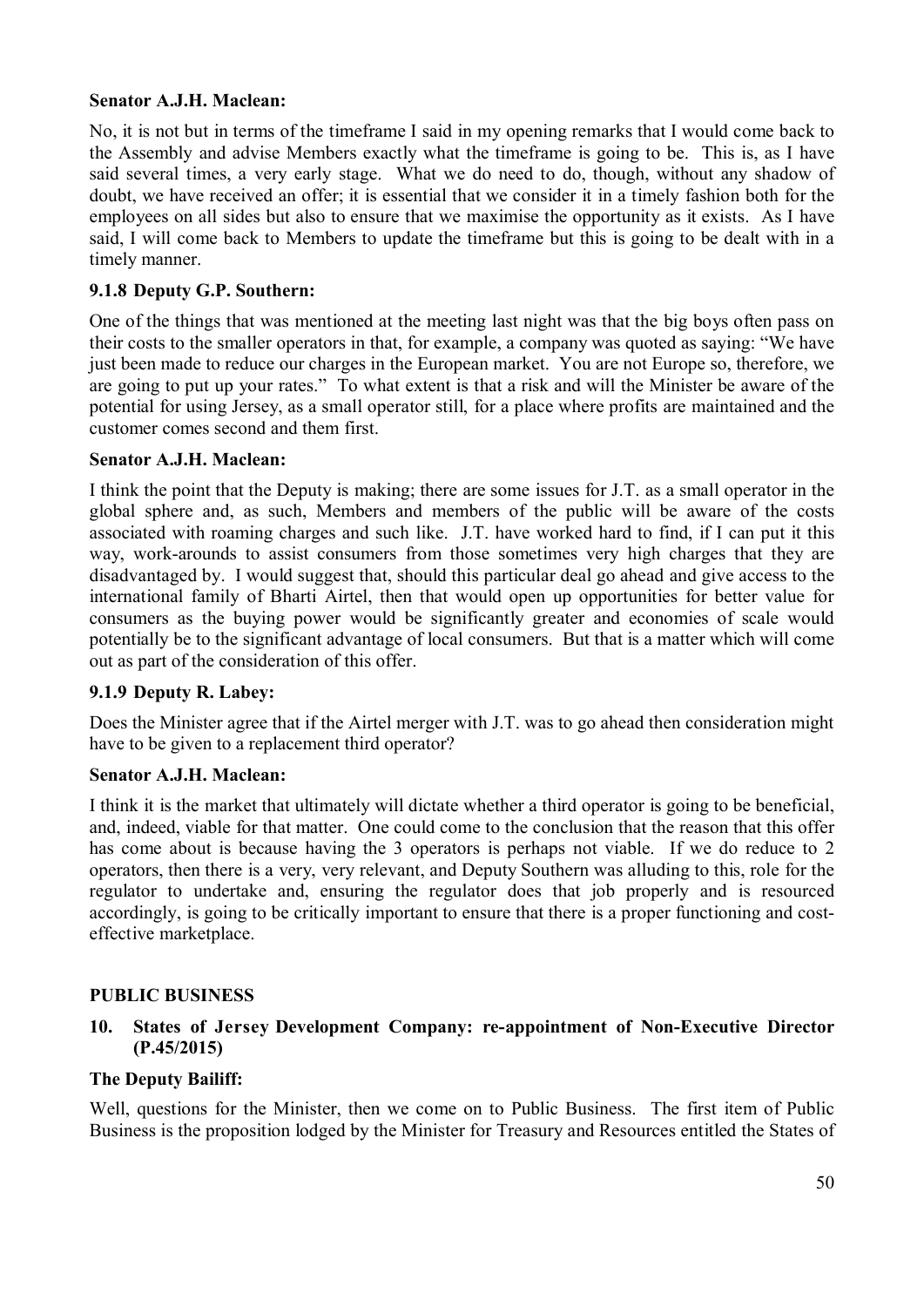**Senator A.J.H. Maclean:**

No, it is not but in terms of the timeframe I said in my opening remarks that I would come back to the Assembly and advise Members exactly what the timeframe is going to be. This is, as I have said several times, a very early stage. What we do need to do, though, without any shadow of doubt, we have received an offer; it is essential that we consider it in a timely fashion both for the employees on all sides but also to ensure that we maximise the opportunity as it exists. As I have said, I will come back to Members to update the timeframe but this is going to be dealt with in a timely manner.

### 9.1.8 Deputy G.P. Southern:

One of the things that was mentioned at the meeting last night was that the big boys often pass on their costs to the smaller operators in that, for example, a company was quoted as saying: "We have just been made to reduce our charges in the European market. You are not Europe so, therefore, we are going to put up your rates." To what extent is that a risk and will the Minister be aware of the potential for using Jersey, as a small operator still, for a place where profits are maintained and the customer comes second and them first.

**Senator A.J.H. Maclean:**

I think the point that the Deputy is making; there are some issues for J.T. as a small operator in the global sphere and, as such, Members and members of the public will be aware of the costs associated with roaming charges and such like. J.T. have worked hard to find, if I can put it this way, work-arounds to assist consumers from those sometimes very high charges that they are disadvantaged by. I would suggest that, should this particular deal go ahead and give access to the international family of Bharti Airtel, then that would open up opportunities for better value for consumers as the buying power would be significantly greater and economies of scale would potentially be to the significant advantage of local consumers. But that is a matter which will come out as part of the consideration of this offer.

### 9.1.9 Deputy R. Labey:

Does the Minister agree that if the Airtel merger with J.T. was to go ahead then consideration might have to be given to a replacement third operator?

**Senator A.J.H. Maclean:**

I think it is the market that ultimately will dictate whether a third operator is going to be beneficial, and, indeed, viable for that matter. One could come to the conclusion that the reason that this offer has come about is because having the 3 operators is perhaps not viable. If we do reduce to 2 operators, then there is a very, very relevant, and Deputy Southern was alluding to this, role for the regulator to undertake and, ensuring the regulator does that job properly and is resourced accordingly, is going to be critically important to ensure that there is a proper functioning and cost-effective marketplace.

## PUBLIC BUSINESS

### 10. States of Jersey Development Company: re-appointment of Non-Executive Director (P.45/2015)

**The Deputy Bailiff:**

Well, questions for the Minister, then we come on to Public Business. The first item of Public Business is the proposition lodged by the Minister for Treasury and Resources entitled the States of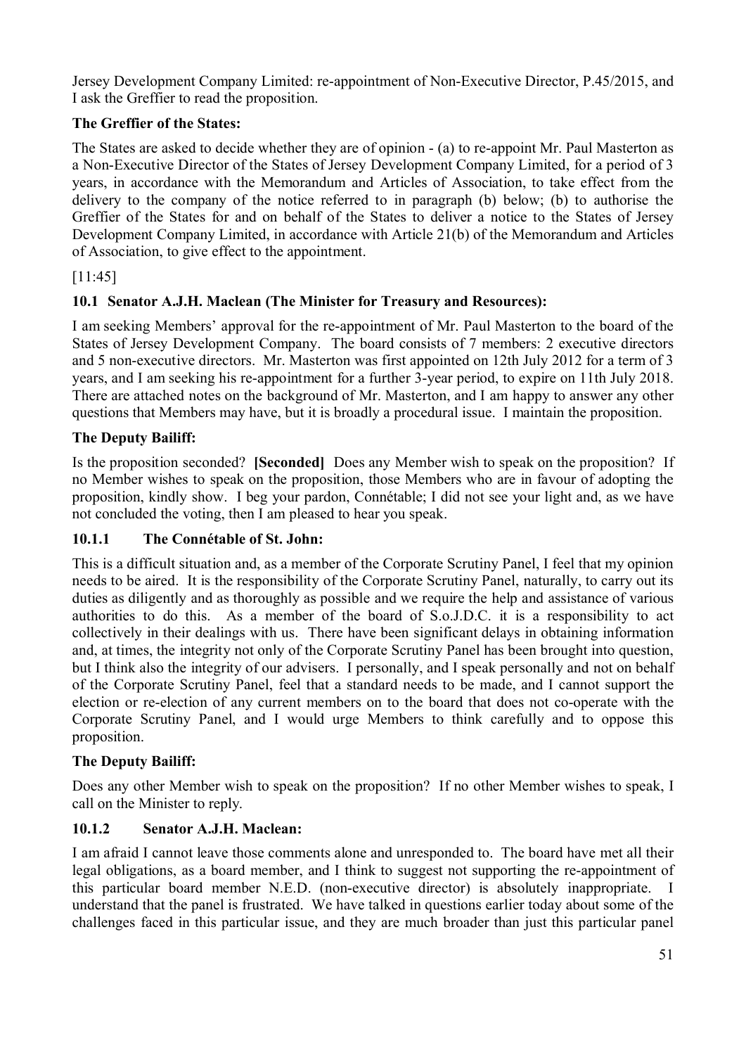Jersey Development Company Limited: re-appointment of Non-Executive Director, P.45/2015, and I ask the Greffier to read the proposition.

**The Greffier of the States:**

The States are asked to decide whether they are of opinion - (a) to re-appoint Mr. Paul Masterton as a Non-Executive Director of the States of Jersey Development Company Limited, for a period of 3 years, in accordance with the Memorandum and Articles of Association, to take effect from the delivery to the company of the notice referred to in paragraph (b) below; (b) to authorise the Greffier of the States for and on behalf of the States to deliver a notice to the States of Jersey Development Company Limited, in accordance with Article 21(b) of the Memorandum and Articles of Association, to give effect to the appointment.

[11:45]

### 10.1 Senator A.J.H. Maclean (The Minister for Treasury and Resources):

I am seeking Members' approval for the re-appointment of Mr. Paul Masterton to the board of the States of Jersey Development Company. The board consists of 7 members: 2 executive directors and 5 non-executive directors. Mr. Masterton was first appointed on 12th July 2012 for a term of 3 years, and I am seeking his re-appointment for a further 3-year period, to expire on 11th July 2018. There are attached notes on the background of Mr. Masterton, and I am happy to answer any other questions that Members may have, but it is broadly a procedural issue. I maintain the proposition.

**The Deputy Bailiff:**

Is the proposition seconded? **[Seconded]** Does any Member wish to speak on the proposition? If no Member wishes to speak on the proposition, those Members who are in favour of adopting the proposition, kindly show. I beg your pardon, Connétable; I did not see your light and, as we have not concluded the voting, then I am pleased to hear you speak.

### 10.1.1 The Connétable of St. John:

This is a difficult situation and, as a member of the Corporate Scrutiny Panel, I feel that my opinion needs to be aired. It is the responsibility of the Corporate Scrutiny Panel, naturally, to carry out its duties as diligently and as thoroughly as possible and we require the help and assistance of various authorities to do this. As a member of the board of S.o.J.D.C. it is a responsibility to act collectively in their dealings with us. There have been significant delays in obtaining information and, at times, the integrity not only of the Corporate Scrutiny Panel has been brought into question, but I think also the integrity of our advisers. I personally, and I speak personally and not on behalf of the Corporate Scrutiny Panel, feel that a standard needs to be made, and I cannot support the election or re-election of any current members on to the board that does not co-operate with the Corporate Scrutiny Panel, and I would urge Members to think carefully and to oppose this proposition.

**The Deputy Bailiff:**

Does any other Member wish to speak on the proposition? If no other Member wishes to speak, I call on the Minister to reply.

### 10.1.2 Senator A.J.H. Maclean:

I am afraid I cannot leave those comments alone and unresponded to. The board have met all their legal obligations, as a board member, and I think to suggest not supporting the re-appointment of this particular board member N.E.D. (non-executive director) is absolutely inappropriate. I understand that the panel is frustrated. We have talked in questions earlier today about some of the challenges faced in this particular issue, and they are much broader than just this particular panel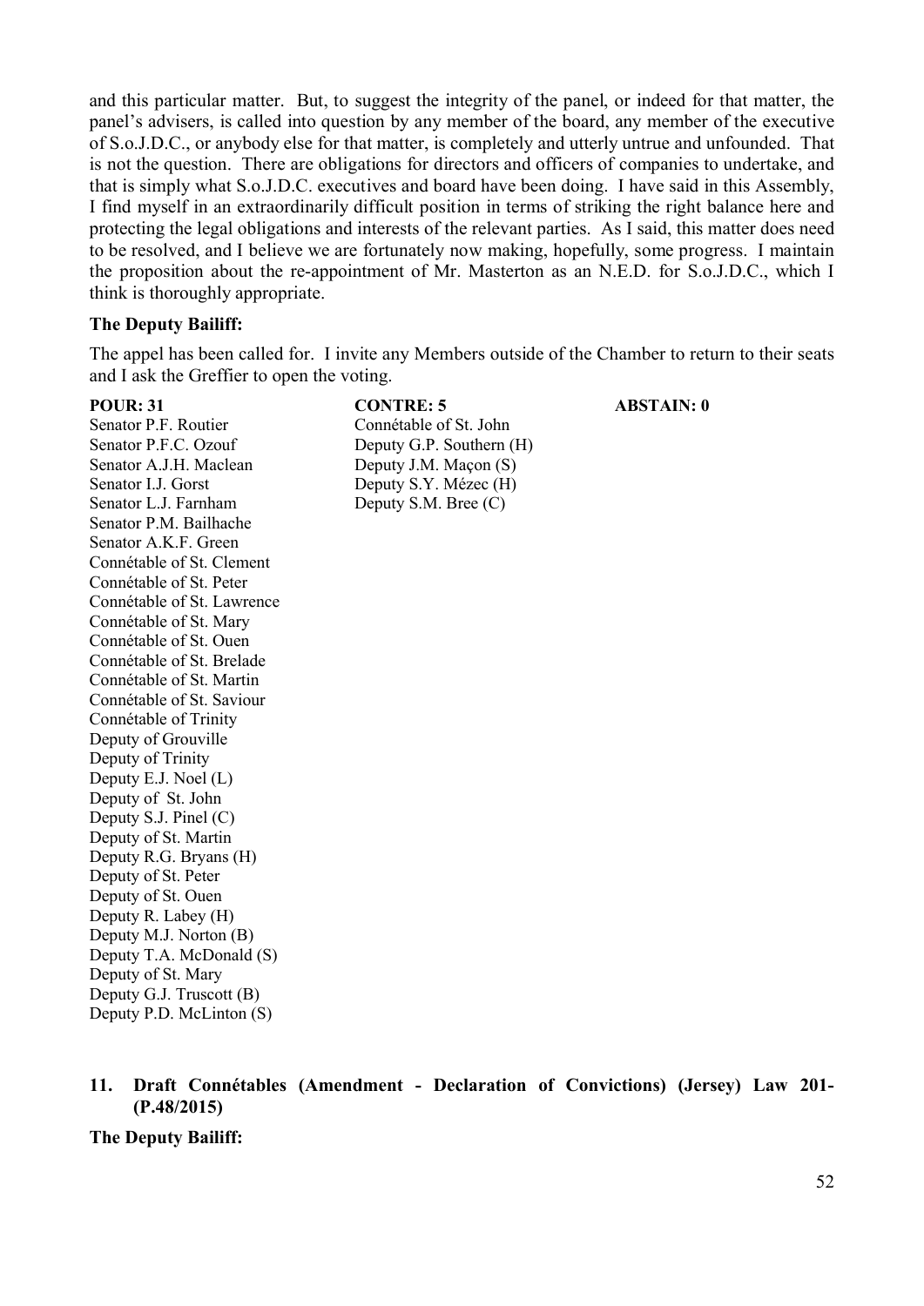and this particular matter. But, to suggest the integrity of the panel, or indeed for that matter, the panel's advisers, is called into question by any member of the board, any member of the executive of S.o.J.D.C., or anybody else for that matter, is completely and utterly untrue and unfounded. That is not the question. There are obligations for directors and officers of companies to undertake, and that is simply what S.o.J.D.C. executives and board have been doing. I have said in this Assembly, I find myself in an extraordinarily difficult position in terms of striking the right balance here and protecting the legal obligations and interests of the relevant parties. As I said, this matter does need to be resolved, and I believe we are fortunately now making, hopefully, some progress. I maintain the proposition about the re-appointment of Mr. Masterton as an N.E.D. for S.o.J.D.C., which I think is thoroughly appropriate.

**The Deputy Bailiff:**

The appel has been called for. I invite any Members outside of the Chamber to return to their seats and I ask the Greffier to open the voting.

| POUR: 31 | CONTRE: 5 | ABSTAIN: 0 |
|---|---|---|
| Senator P.F. Routier | Connétable of St. John | |
| Senator P.F.C. Ozouf | Deputy G.P. Southern (H) | |
| Senator A.J.H. Maclean | Deputy J.M. Maçon (S) | |
| Senator I.J. Gorst | Deputy S.Y. Mézec (H) | |
| Senator L.J. Farnham | Deputy S.M. Bree (C) | |
| Senator P.M. Bailhache | | |
| Senator A.K.F. Green | | |
| Connétable of St. Clement | | |
| Connétable of St. Peter | | |
| Connétable of St. Lawrence | | |
| Connétable of St. Mary | | |
| Connétable of St. Ouen | | |
| Connétable of St. Brelade | | |
| Connétable of St. Martin | | |
| Connétable of St. Saviour | | |
| Connétable of Trinity | | |
| Deputy of Grouville | | |
| Deputy of Trinity | | |
| Deputy E.J. Noel (L) | | |
| Deputy of St. John | | |
| Deputy S.J. Pinel (C) | | |
| Deputy of St. Martin | | |
| Deputy R.G. Bryans (H) | | |
| Deputy of St. Peter | | |
| Deputy of St. Ouen | | |
| Deputy R. Labey (H) | | |
| Deputy M.J. Norton (B) | | |
| Deputy T.A. McDonald (S) | | |
| Deputy of St. Mary | | |
| Deputy G.J. Truscott (B) | | |
| Deputy P.D. McLinton (S) | | |

## 11. Draft Connétables (Amendment - Declaration of Convictions) (Jersey) Law 201- (P.48/2015)

**The Deputy Bailiff:**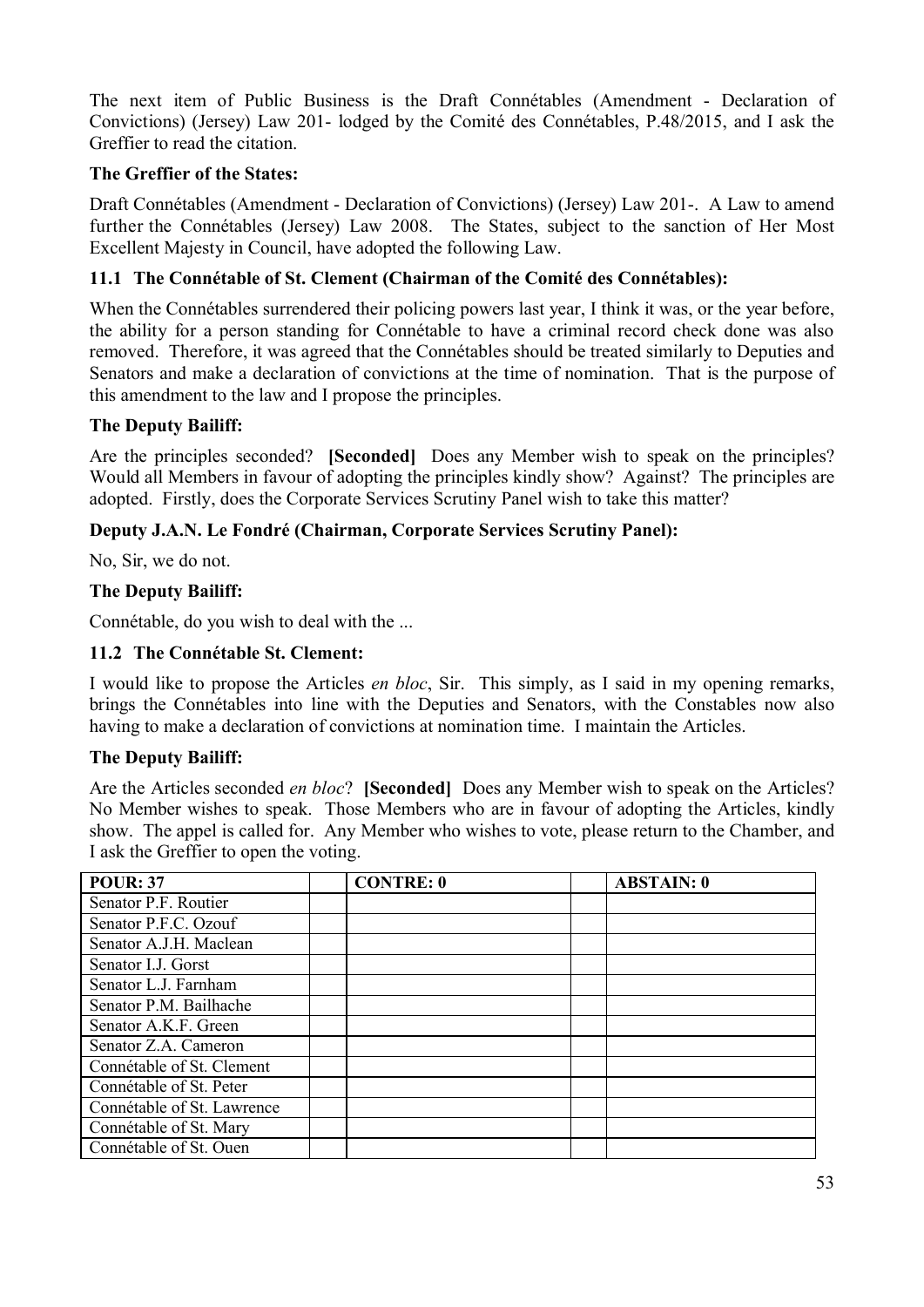The next item of Public Business is the Draft Connétables (Amendment - Declaration of Convictions) (Jersey) Law 201- lodged by the Comité des Connétables, P.48/2015, and I ask the Greffier to read the citation.

**The Greffier of the States:**

Draft Connétables (Amendment - Declaration of Convictions) (Jersey) Law 201-. A Law to amend further the Connétables (Jersey) Law 2008. The States, subject to the sanction of Her Most Excellent Majesty in Council, have adopted the following Law.

### 11.1 The Connétable of St. Clement (Chairman of the Comité des Connétables):

When the Connétables surrendered their policing powers last year, I think it was, or the year before, the ability for a person standing for Connétable to have a criminal record check done was also removed. Therefore, it was agreed that the Connétables should be treated similarly to Deputies and Senators and make a declaration of convictions at the time of nomination. That is the purpose of this amendment to the law and I propose the principles.

**The Deputy Bailiff:**

Are the principles seconded? **[Seconded]** Does any Member wish to speak on the principles? Would all Members in favour of adopting the principles kindly show? Against? The principles are adopted. Firstly, does the Corporate Services Scrutiny Panel wish to take this matter?

**Deputy J.A.N. Le Fondré (Chairman, Corporate Services Scrutiny Panel):**

No, Sir, we do not.

**The Deputy Bailiff:**

Connétable, do you wish to deal with the ...

### 11.2 The Connétable St. Clement:

I would like to propose the Articles *en bloc*, Sir. This simply, as I said in my opening remarks, brings the Connétables into line with the Deputies and Senators, with the Constables now also having to make a declaration of convictions at nomination time. I maintain the Articles.

**The Deputy Bailiff:**

Are the Articles seconded *en bloc*? **[Seconded]** Does any Member wish to speak on the Articles? No Member wishes to speak. Those Members who are in favour of adopting the Articles, kindly show. The appel is called for. Any Member who wishes to vote, please return to the Chamber, and I ask the Greffier to open the voting.

| POUR: 37 | | CONTRE: 0 | | ABSTAIN: 0 |
|---|---|---|---|---|
| Senator P.F. Routier | | | | |
| Senator P.F.C. Ozouf | | | | |
| Senator A.J.H. Maclean | | | | |
| Senator I.J. Gorst | | | | |
| Senator L.J. Farnham | | | | |
| Senator P.M. Bailhache | | | | |
| Senator A.K.F. Green | | | | |
| Senator Z.A. Cameron | | | | |
| Connétable of St. Clement | | | | |
| Connétable of St. Peter | | | | |
| Connétable of St. Lawrence | | | | |
| Connétable of St. Mary | | | | |
| Connétable of St. Ouen | | | | |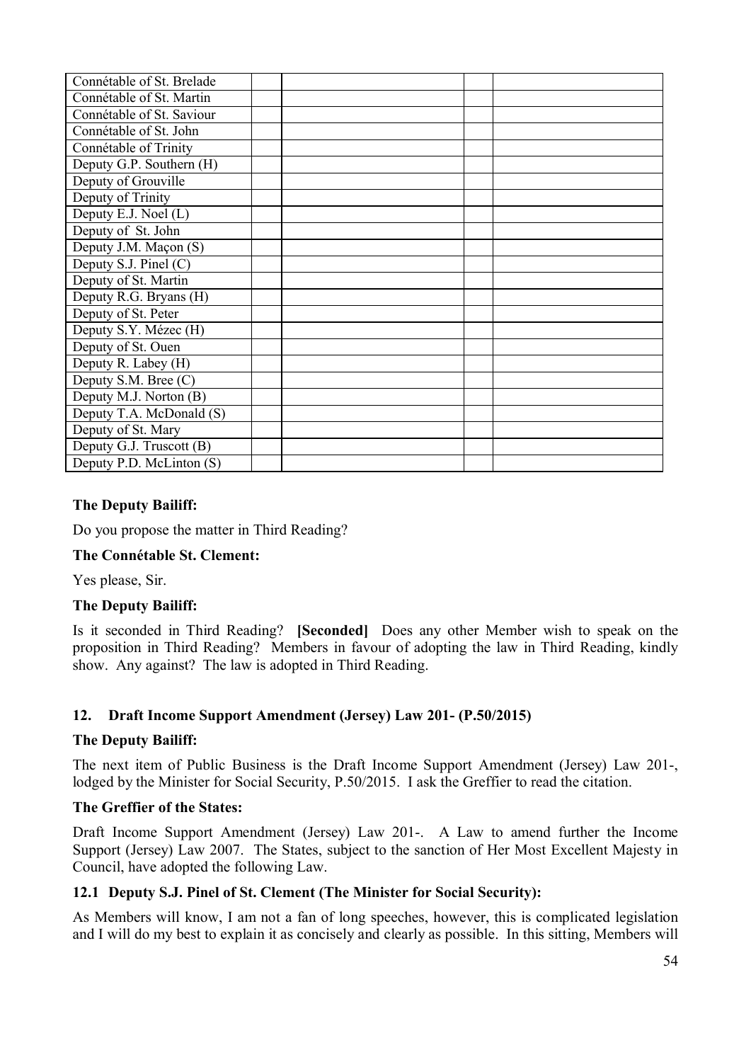| | | | | |
|---|---|---|---|---|
| Connétable of St. Brelade | | | | |
| Connétable of St. Martin | | | | |
| Connétable of St. Saviour | | | | |
| Connétable of St. John | | | | |
| Connétable of Trinity | | | | |
| Deputy G.P. Southern (H) | | | | |
| Deputy of Grouville | | | | |
| Deputy of Trinity | | | | |
| Deputy E.J. Noel (L) | | | | |
| Deputy of St. John | | | | |
| Deputy J.M. Maçon (S) | | | | |
| Deputy S.J. Pinel (C) | | | | |
| Deputy of St. Martin | | | | |
| Deputy R.G. Bryans (H) | | | | |
| Deputy of St. Peter | | | | |
| Deputy S.Y. Mézec (H) | | | | |
| Deputy of St. Ouen | | | | |
| Deputy R. Labey (H) | | | | |
| Deputy S.M. Bree (C) | | | | |
| Deputy M.J. Norton (B) | | | | |
| Deputy T.A. McDonald (S) | | | | |
| Deputy of St. Mary | | | | |
| Deputy G.J. Truscott (B) | | | | |
| Deputy P.D. McLinton (S) | | | | |

**The Deputy Bailiff:**

Do you propose the matter in Third Reading?

**The Connétable St. Clement:**

Yes please, Sir.

**The Deputy Bailiff:**

Is it seconded in Third Reading? **[Seconded]** Does any other Member wish to speak on the proposition in Third Reading? Members in favour of adopting the law in Third Reading, kindly show. Any against? The law is adopted in Third Reading.

## 12. Draft Income Support Amendment (Jersey) Law 201- (P.50/2015)

**The Deputy Bailiff:**

The next item of Public Business is the Draft Income Support Amendment (Jersey) Law 201-, lodged by the Minister for Social Security, P.50/2015. I ask the Greffier to read the citation.

**The Greffier of the States:**

Draft Income Support Amendment (Jersey) Law 201-. A Law to amend further the Income Support (Jersey) Law 2007. The States, subject to the sanction of Her Most Excellent Majesty in Council, have adopted the following Law.

### 12.1 Deputy S.J. Pinel of St. Clement (The Minister for Social Security):

As Members will know, I am not a fan of long speeches, however, this is complicated legislation and I will do my best to explain it as concisely and clearly as possible. In this sitting, Members will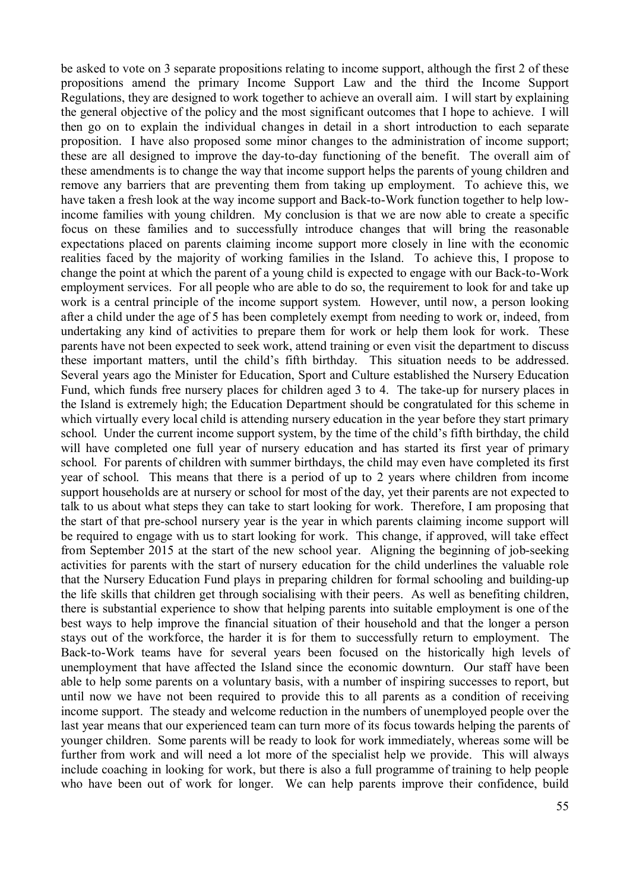be asked to vote on 3 separate propositions relating to income support, although the first 2 of these propositions amend the primary Income Support Law and the third the Income Support Regulations, they are designed to work together to achieve an overall aim. I will start by explaining the general objective of the policy and the most significant outcomes that I hope to achieve. I will then go on to explain the individual changes in detail in a short introduction to each separate proposition. I have also proposed some minor changes to the administration of income support; these are all designed to improve the day-to-day functioning of the benefit. The overall aim of these amendments is to change the way that income support helps the parents of young children and remove any barriers that are preventing them from taking up employment. To achieve this, we have taken a fresh look at the way income support and Back-to-Work function together to help low-income families with young children. My conclusion is that we are now able to create a specific focus on these families and to successfully introduce changes that will bring the reasonable expectations placed on parents claiming income support more closely in line with the economic realities faced by the majority of working families in the Island. To achieve this, I propose to change the point at which the parent of a young child is expected to engage with our Back-to-Work employment services. For all people who are able to do so, the requirement to look for and take up work is a central principle of the income support system. However, until now, a person looking after a child under the age of 5 has been completely exempt from needing to work or, indeed, from undertaking any kind of activities to prepare them for work or help them look for work. These parents have not been expected to seek work, attend training or even visit the department to discuss these important matters, until the child's fifth birthday. This situation needs to be addressed. Several years ago the Minister for Education, Sport and Culture established the Nursery Education Fund, which funds free nursery places for children aged 3 to 4. The take-up for nursery places in the Island is extremely high; the Education Department should be congratulated for this scheme in which virtually every local child is attending nursery education in the year before they start primary school. Under the current income support system, by the time of the child's fifth birthday, the child will have completed one full year of nursery education and has started its first year of primary school. For parents of children with summer birthdays, the child may even have completed its first year of school. This means that there is a period of up to 2 years where children from income support households are at nursery or school for most of the day, yet their parents are not expected to talk to us about what steps they can take to start looking for work. Therefore, I am proposing that the start of that pre-school nursery year is the year in which parents claiming income support will be required to engage with us to start looking for work. This change, if approved, will take effect from September 2015 at the start of the new school year. Aligning the beginning of job-seeking activities for parents with the start of nursery education for the child underlines the valuable role that the Nursery Education Fund plays in preparing children for formal schooling and building-up the life skills that children get through socialising with their peers. As well as benefiting children, there is substantial experience to show that helping parents into suitable employment is one of the best ways to help improve the financial situation of their household and that the longer a person stays out of the workforce, the harder it is for them to successfully return to employment. The Back-to-Work teams have for several years been focused on the historically high levels of unemployment that have affected the Island since the economic downturn. Our staff have been able to help some parents on a voluntary basis, with a number of inspiring successes to report, but until now we have not been required to provide this to all parents as a condition of receiving income support. The steady and welcome reduction in the numbers of unemployed people over the last year means that our experienced team can turn more of its focus towards helping the parents of younger children. Some parents will be ready to look for work immediately, whereas some will be further from work and will need a lot more of the specialist help we provide. This will always include coaching in looking for work, but there is also a full programme of training to help people who have been out of work for longer. We can help parents improve their confidence, build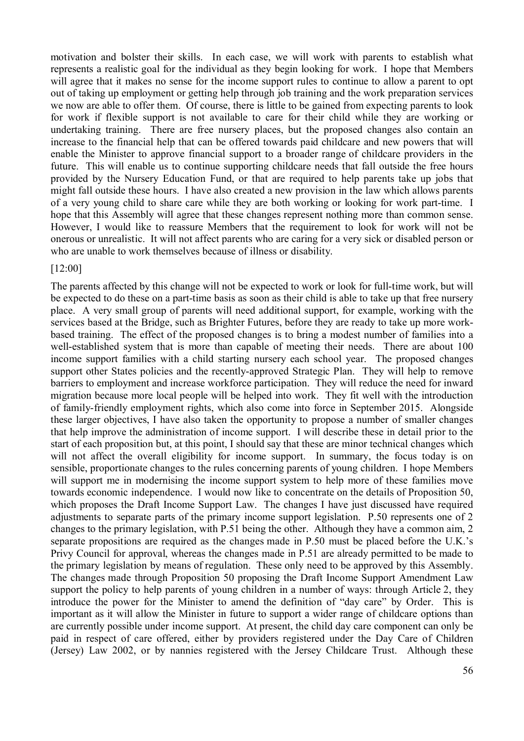motivation and bolster their skills. In each case, we will work with parents to establish what represents a realistic goal for the individual as they begin looking for work. I hope that Members will agree that it makes no sense for the income support rules to continue to allow a parent to opt out of taking up employment or getting help through job training and the work preparation services we now are able to offer them. Of course, there is little to be gained from expecting parents to look for work if flexible support is not available to care for their child while they are working or undertaking training. There are free nursery places, but the proposed changes also contain an increase to the financial help that can be offered towards paid childcare and new powers that will enable the Minister to approve financial support to a broader range of childcare providers in the future. This will enable us to continue supporting childcare needs that fall outside the free hours provided by the Nursery Education Fund, or that are required to help parents take up jobs that might fall outside these hours. I have also created a new provision in the law which allows parents of a very young child to share care while they are both working or looking for work part-time. I hope that this Assembly will agree that these changes represent nothing more than common sense. However, I would like to reassure Members that the requirement to look for work will not be onerous or unrealistic. It will not affect parents who are caring for a very sick or disabled person or who are unable to work themselves because of illness or disability.

[12:00]

The parents affected by this change will not be expected to work or look for full-time work, but will be expected to do these on a part-time basis as soon as their child is able to take up that free nursery place. A very small group of parents will need additional support, for example, working with the services based at the Bridge, such as Brighter Futures, before they are ready to take up more work-based training. The effect of the proposed changes is to bring a modest number of families into a well-established system that is more than capable of meeting their needs. There are about 100 income support families with a child starting nursery each school year. The proposed changes support other States policies and the recently-approved Strategic Plan. They will help to remove barriers to employment and increase workforce participation. They will reduce the need for inward migration because more local people will be helped into work. They fit well with the introduction of family-friendly employment rights, which also come into force in September 2015. Alongside these larger objectives, I have also taken the opportunity to propose a number of smaller changes that help improve the administration of income support. I will describe these in detail prior to the start of each proposition but, at this point, I should say that these are minor technical changes which will not affect the overall eligibility for income support. In summary, the focus today is on sensible, proportionate changes to the rules concerning parents of young children. I hope Members will support me in modernising the income support system to help more of these families move towards economic independence. I would now like to concentrate on the details of Proposition 50, which proposes the Draft Income Support Law. The changes I have just discussed have required adjustments to separate parts of the primary income support legislation. P.50 represents one of 2 changes to the primary legislation, with P.51 being the other. Although they have a common aim, 2 separate propositions are required as the changes made in P.50 must be placed before the U.K.'s Privy Council for approval, whereas the changes made in P.51 are already permitted to be made to the primary legislation by means of regulation. These only need to be approved by this Assembly. The changes made through Proposition 50 proposing the Draft Income Support Amendment Law support the policy to help parents of young children in a number of ways: through Article 2, they introduce the power for the Minister to amend the definition of "day care" by Order. This is important as it will allow the Minister in future to support a wider range of childcare options than are currently possible under income support. At present, the child day care component can only be paid in respect of care offered, either by providers registered under the Day Care of Children (Jersey) Law 2002, or by nannies registered with the Jersey Childcare Trust. Although these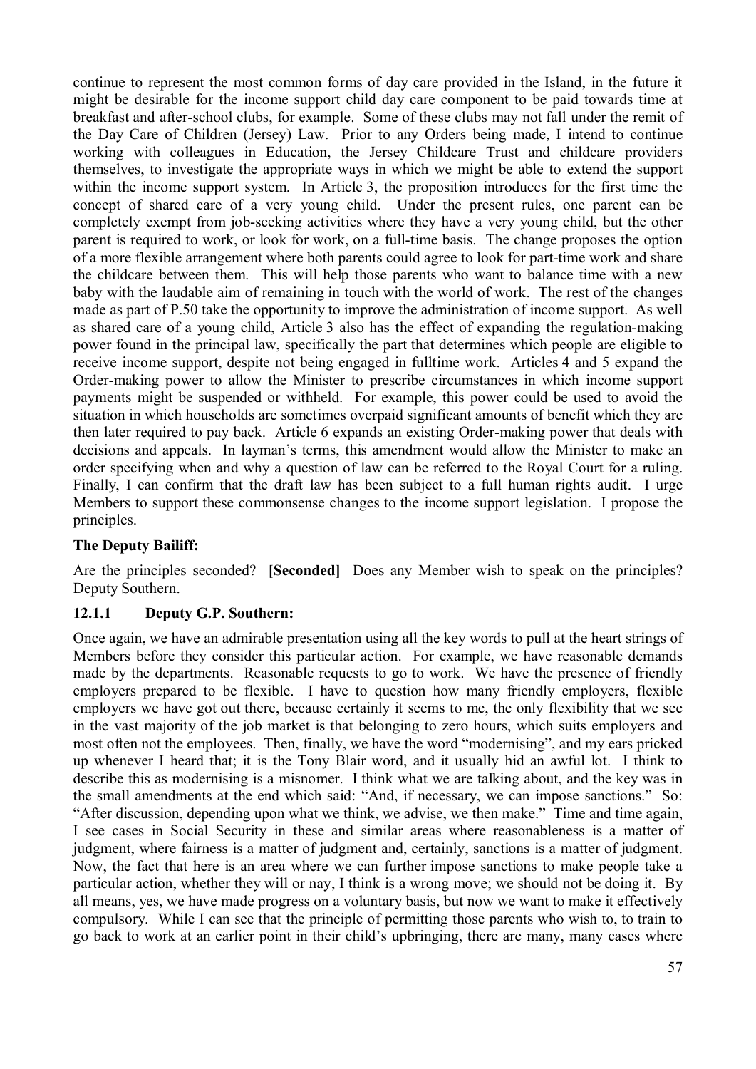continue to represent the most common forms of day care provided in the Island, in the future it might be desirable for the income support child day care component to be paid towards time at breakfast and after-school clubs, for example. Some of these clubs may not fall under the remit of the Day Care of Children (Jersey) Law. Prior to any Orders being made, I intend to continue working with colleagues in Education, the Jersey Childcare Trust and childcare providers themselves, to investigate the appropriate ways in which we might be able to extend the support within the income support system. In Article 3, the proposition introduces for the first time the concept of shared care of a very young child. Under the present rules, one parent can be completely exempt from job-seeking activities where they have a very young child, but the other parent is required to work, or look for work, on a full-time basis. The change proposes the option of a more flexible arrangement where both parents could agree to look for part-time work and share the childcare between them. This will help those parents who want to balance time with a new baby with the laudable aim of remaining in touch with the world of work. The rest of the changes made as part of P.50 take the opportunity to improve the administration of income support. As well as shared care of a young child, Article 3 also has the effect of expanding the regulation-making power found in the principal law, specifically the part that determines which people are eligible to receive income support, despite not being engaged in fulltime work. Articles 4 and 5 expand the Order-making power to allow the Minister to prescribe circumstances in which income support payments might be suspended or withheld. For example, this power could be used to avoid the situation in which households are sometimes overpaid significant amounts of benefit which they are then later required to pay back. Article 6 expands an existing Order-making power that deals with decisions and appeals. In layman's terms, this amendment would allow the Minister to make an order specifying when and why a question of law can be referred to the Royal Court for a ruling. Finally, I can confirm that the draft law has been subject to a full human rights audit. I urge Members to support these commonsense changes to the income support legislation. I propose the principles.

**The Deputy Bailiff:**

Are the principles seconded? **[Seconded]** Does any Member wish to speak on the principles? Deputy Southern.

### 12.1.1 Deputy G.P. Southern:

Once again, we have an admirable presentation using all the key words to pull at the heart strings of Members before they consider this particular action. For example, we have reasonable demands made by the departments. Reasonable requests to go to work. We have the presence of friendly employers prepared to be flexible. I have to question how many friendly employers, flexible employers we have got out there, because certainly it seems to me, the only flexibility that we see in the vast majority of the job market is that belonging to zero hours, which suits employers and most often not the employees. Then, finally, we have the word "modernising", and my ears pricked up whenever I heard that; it is the Tony Blair word, and it usually hid an awful lot. I think to describe this as modernising is a misnomer. I think what we are talking about, and the key was in the small amendments at the end which said: "And, if necessary, we can impose sanctions." So: "After discussion, depending upon what we think, we advise, we then make." Time and time again, I see cases in Social Security in these and similar areas where reasonableness is a matter of judgment, where fairness is a matter of judgment and, certainly, sanctions is a matter of judgment. Now, the fact that here is an area where we can further impose sanctions to make people take a particular action, whether they will or nay, I think is a wrong move; we should not be doing it. By all means, yes, we have made progress on a voluntary basis, but now we want to make it effectively compulsory. While I can see that the principle of permitting those parents who wish to, to train to go back to work at an earlier point in their child's upbringing, there are many, many cases where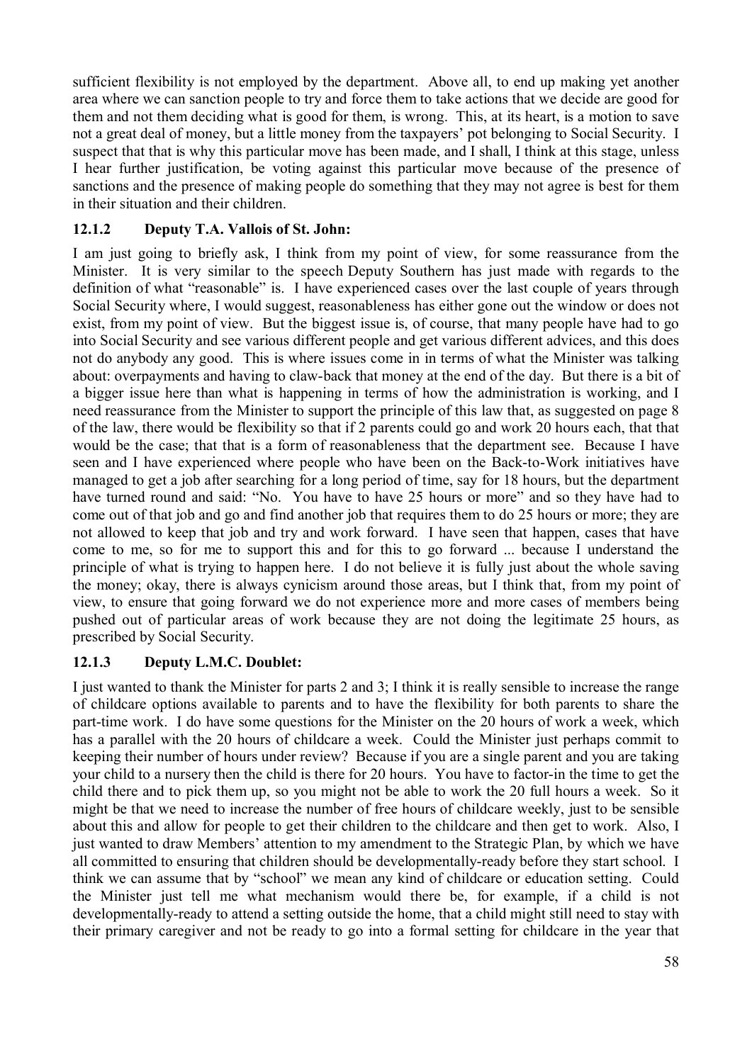sufficient flexibility is not employed by the department. Above all, to end up making yet another area where we can sanction people to try and force them to take actions that we decide are good for them and not them deciding what is good for them, is wrong. This, at its heart, is a motion to save not a great deal of money, but a little money from the taxpayers' pot belonging to Social Security. I suspect that that is why this particular move has been made, and I shall, I think at this stage, unless I hear further justification, be voting against this particular move because of the presence of sanctions and the presence of making people do something that they may not agree is best for them in their situation and their children.

### 12.1.2 Deputy T.A. Vallois of St. John:

I am just going to briefly ask, I think from my point of view, for some reassurance from the Minister. It is very similar to the speech Deputy Southern has just made with regards to the definition of what "reasonable" is. I have experienced cases over the last couple of years through Social Security where, I would suggest, reasonableness has either gone out the window or does not exist, from my point of view. But the biggest issue is, of course, that many people have had to go into Social Security and see various different people and get various different advices, and this does not do anybody any good. This is where issues come in in terms of what the Minister was talking about: overpayments and having to claw-back that money at the end of the day. But there is a bit of a bigger issue here than what is happening in terms of how the administration is working, and I need reassurance from the Minister to support the principle of this law that, as suggested on page 8 of the law, there would be flexibility so that if 2 parents could go and work 20 hours each, that that would be the case; that that is a form of reasonableness that the department see. Because I have seen and I have experienced where people who have been on the Back-to-Work initiatives have managed to get a job after searching for a long period of time, say for 18 hours, but the department have turned round and said: "No. You have to have 25 hours or more" and so they have had to come out of that job and go and find another job that requires them to do 25 hours or more; they are not allowed to keep that job and try and work forward. I have seen that happen, cases that have come to me, so for me to support this and for this to go forward ... because I understand the principle of what is trying to happen here. I do not believe it is fully just about the whole saving the money; okay, there is always cynicism around those areas, but I think that, from my point of view, to ensure that going forward we do not experience more and more cases of members being pushed out of particular areas of work because they are not doing the legitimate 25 hours, as prescribed by Social Security.

### 12.1.3 Deputy L.M.C. Doublet:

I just wanted to thank the Minister for parts 2 and 3; I think it is really sensible to increase the range of childcare options available to parents and to have the flexibility for both parents to share the part-time work. I do have some questions for the Minister on the 20 hours of work a week, which has a parallel with the 20 hours of childcare a week. Could the Minister just perhaps commit to keeping their number of hours under review? Because if you are a single parent and you are taking your child to a nursery then the child is there for 20 hours. You have to factor-in the time to get the child there and to pick them up, so you might not be able to work the 20 full hours a week. So it might be that we need to increase the number of free hours of childcare weekly, just to be sensible about this and allow for people to get their children to the childcare and then get to work. Also, I just wanted to draw Members' attention to my amendment to the Strategic Plan, by which we have all committed to ensuring that children should be developmentally-ready before they start school. I think we can assume that by "school" we mean any kind of childcare or education setting. Could the Minister just tell me what mechanism would there be, for example, if a child is not developmentally-ready to attend a setting outside the home, that a child might still need to stay with their primary caregiver and not be ready to go into a formal setting for childcare in the year that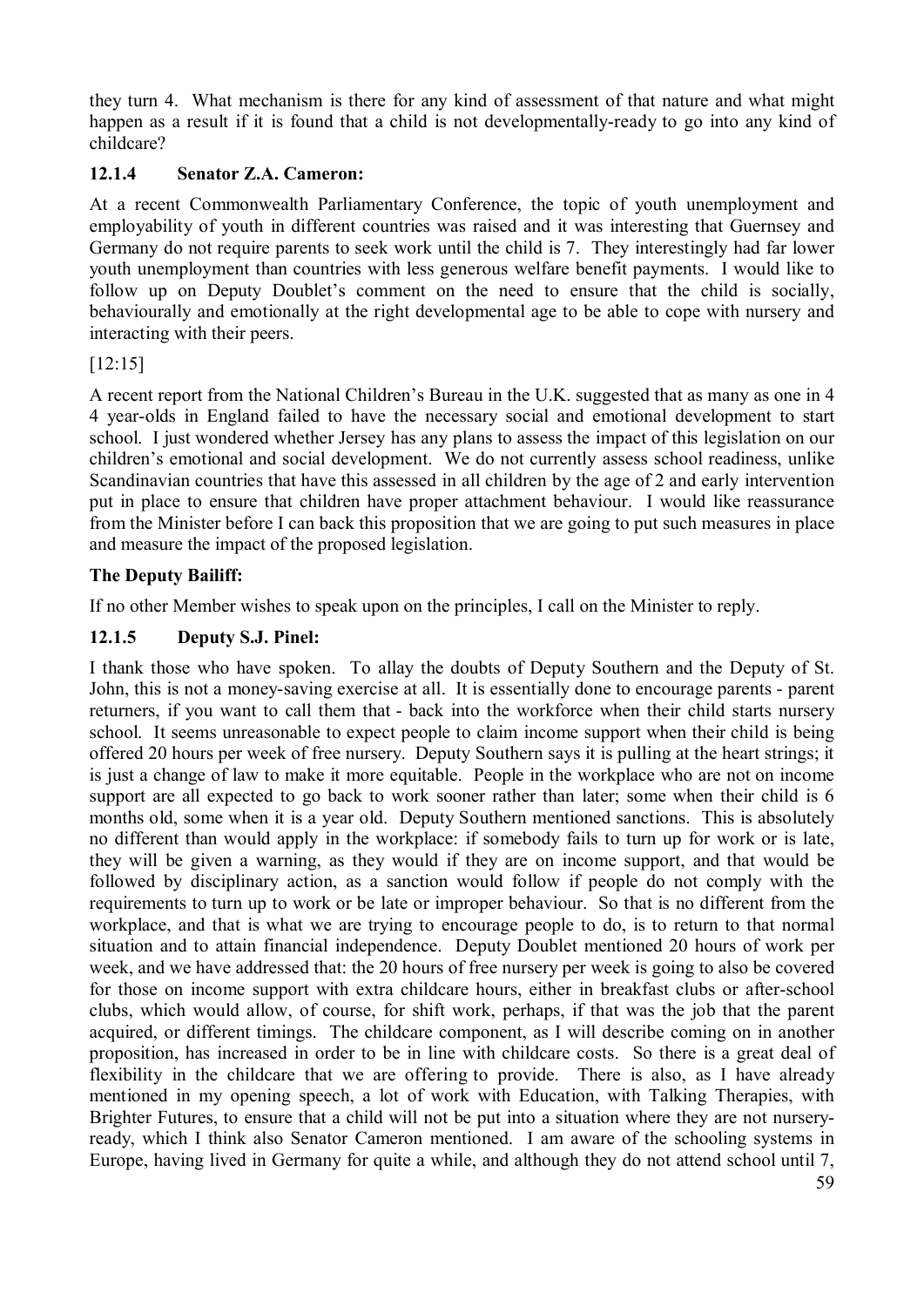they turn 4. What mechanism is there for any kind of assessment of that nature and what might happen as a result if it is found that a child is not developmentally-ready to go into any kind of childcare?

### 12.1.4 Senator Z.A. Cameron:

At a recent Commonwealth Parliamentary Conference, the topic of youth unemployment and employability of youth in different countries was raised and it was interesting that Guernsey and Germany do not require parents to seek work until the child is 7. They interestingly had far lower youth unemployment than countries with less generous welfare benefit payments. I would like to follow up on Deputy Doublet's comment on the need to ensure that the child is socially, behaviourally and emotionally at the right developmental age to be able to cope with nursery and interacting with their peers.

[12:15]

A recent report from the National Children's Bureau in the U.K. suggested that as many as one in 4 4 year-olds in England failed to have the necessary social and emotional development to start school. I just wondered whether Jersey has any plans to assess the impact of this legislation on our children's emotional and social development. We do not currently assess school readiness, unlike Scandinavian countries that have this assessed in all children by the age of 2 and early intervention put in place to ensure that children have proper attachment behaviour. I would like reassurance from the Minister before I can back this proposition that we are going to put such measures in place and measure the impact of the proposed legislation.

**The Deputy Bailiff:**

If no other Member wishes to speak upon on the principles, I call on the Minister to reply.

### 12.1.5 Deputy S.J. Pinel:

I thank those who have spoken. To allay the doubts of Deputy Southern and the Deputy of St. John, this is not a money-saving exercise at all. It is essentially done to encourage parents - parent returners, if you want to call them that - back into the workforce when their child starts nursery school. It seems unreasonable to expect people to claim income support when their child is being offered 20 hours per week of free nursery. Deputy Southern says it is pulling at the heart strings; it is just a change of law to make it more equitable. People in the workplace who are not on income support are all expected to go back to work sooner rather than later; some when their child is 6 months old, some when it is a year old. Deputy Southern mentioned sanctions. This is absolutely no different than would apply in the workplace: if somebody fails to turn up for work or is late, they will be given a warning, as they would if they are on income support, and that would be followed by disciplinary action, as a sanction would follow if people do not comply with the requirements to turn up to work or be late or improper behaviour. So that is no different from the workplace, and that is what we are trying to encourage people to do, is to return to that normal situation and to attain financial independence. Deputy Doublet mentioned 20 hours of work per week, and we have addressed that: the 20 hours of free nursery per week is going to also be covered for those on income support with extra childcare hours, either in breakfast clubs or after-school clubs, which would allow, of course, for shift work, perhaps, if that was the job that the parent acquired, or different timings. The childcare component, as I will describe coming on in another proposition, has increased in order to be in line with childcare costs. So there is a great deal of flexibility in the childcare that we are offering to provide. There is also, as I have already mentioned in my opening speech, a lot of work with Education, with Talking Therapies, with Brighter Futures, to ensure that a child will not be put into a situation where they are not nursery-ready, which I think also Senator Cameron mentioned. I am aware of the schooling systems in Europe, having lived in Germany for quite a while, and although they do not attend school until 7,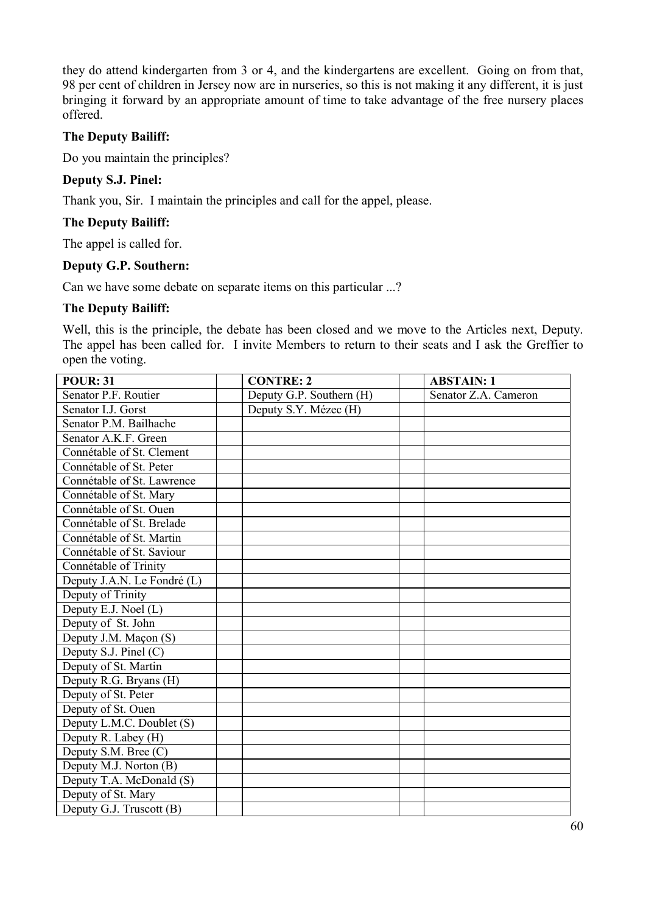they do attend kindergarten from 3 or 4, and the kindergartens are excellent. Going on from that, 98 per cent of children in Jersey now are in nurseries, so this is not making it any different, it is just bringing it forward by an appropriate amount of time to take advantage of the free nursery places offered.

**The Deputy Bailiff:**

Do you maintain the principles?

**Deputy S.J. Pinel:**

Thank you, Sir. I maintain the principles and call for the appel, please.

**The Deputy Bailiff:**

The appel is called for.

**Deputy G.P. Southern:**

Can we have some debate on separate items on this particular ...?

**The Deputy Bailiff:**

Well, this is the principle, the debate has been closed and we move to the Articles next, Deputy. The appel has been called for. I invite Members to return to their seats and I ask the Greffier to open the voting.

| POUR: 31 | | CONTRE: 2 | | ABSTAIN: 1 |
|---|---|---|---|---|
| Senator P.F. Routier | | Deputy G.P. Southern (H) | | Senator Z.A. Cameron |
| Senator I.J. Gorst | | Deputy S.Y. Mézec (H) | | |
| Senator P.M. Bailhache | | | | |
| Senator A.K.F. Green | | | | |
| Connétable of St. Clement | | | | |
| Connétable of St. Peter | | | | |
| Connétable of St. Lawrence | | | | |
| Connétable of St. Mary | | | | |
| Connétable of St. Ouen | | | | |
| Connétable of St. Brelade | | | | |
| Connétable of St. Martin | | | | |
| Connétable of St. Saviour | | | | |
| Connétable of Trinity | | | | |
| Deputy J.A.N. Le Fondré (L) | | | | |
| Deputy of Trinity | | | | |
| Deputy E.J. Noel (L) | | | | |
| Deputy of St. John | | | | |
| Deputy J.M. Maçon (S) | | | | |
| Deputy S.J. Pinel (C) | | | | |
| Deputy of St. Martin | | | | |
| Deputy R.G. Bryans (H) | | | | |
| Deputy of St. Peter | | | | |
| Deputy of St. Ouen | | | | |
| Deputy L.M.C. Doublet (S) | | | | |
| Deputy R. Labey (H) | | | | |
| Deputy S.M. Bree (C) | | | | |
| Deputy M.J. Norton (B) | | | | |
| Deputy T.A. McDonald (S) | | | | |
| Deputy of St. Mary | | | | |
| Deputy G.J. Truscott (B) | | | | |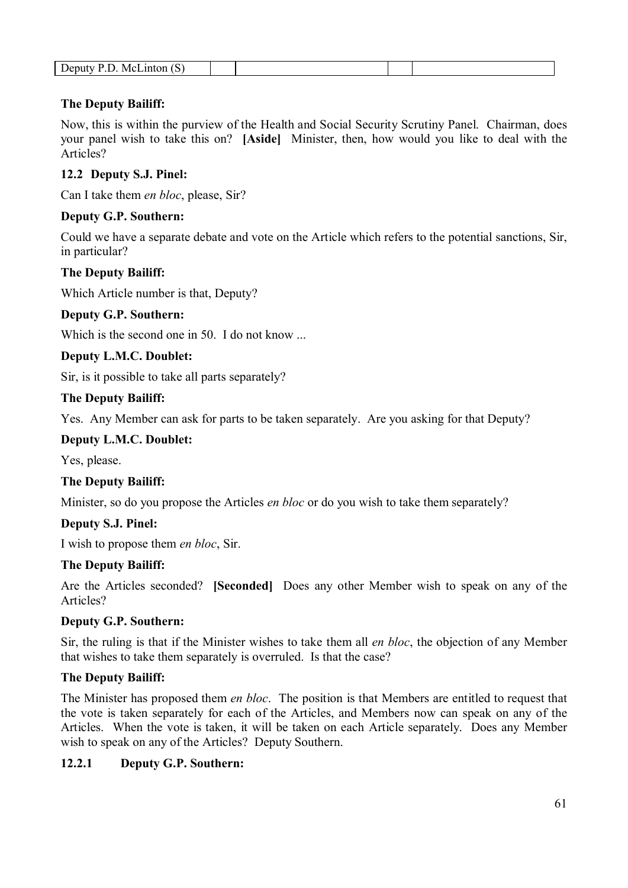| Deputy P.D. McLinton (S) | | | | |
|---|---|---|---|---|

**The Deputy Bailiff:**

Now, this is within the purview of the Health and Social Security Scrutiny Panel. Chairman, does your panel wish to take this on? **[Aside]** Minister, then, how would you like to deal with the Articles?

### 12.2 Deputy S.J. Pinel:

Can I take them *en bloc*, please, Sir?

**Deputy G.P. Southern:**

Could we have a separate debate and vote on the Article which refers to the potential sanctions, Sir, in particular?

**The Deputy Bailiff:**

Which Article number is that, Deputy?

**Deputy G.P. Southern:**

Which is the second one in 50. I do not know ...

**Deputy L.M.C. Doublet:**

Sir, is it possible to take all parts separately?

**The Deputy Bailiff:**

Yes. Any Member can ask for parts to be taken separately. Are you asking for that Deputy?

**Deputy L.M.C. Doublet:**

Yes, please.

**The Deputy Bailiff:**

Minister, so do you propose the Articles *en bloc* or do you wish to take them separately?

**Deputy S.J. Pinel:**

I wish to propose them *en bloc*, Sir.

**The Deputy Bailiff:**

Are the Articles seconded? **[Seconded]** Does any other Member wish to speak on any of the Articles?

**Deputy G.P. Southern:**

Sir, the ruling is that if the Minister wishes to take them all *en bloc*, the objection of any Member that wishes to take them separately is overruled. Is that the case?

**The Deputy Bailiff:**

The Minister has proposed them *en bloc*. The position is that Members are entitled to request that the vote is taken separately for each of the Articles, and Members now can speak on any of the Articles. When the vote is taken, it will be taken on each Article separately. Does any Member wish to speak on any of the Articles? Deputy Southern.

#### 12.2.1 Deputy G.P. Southern: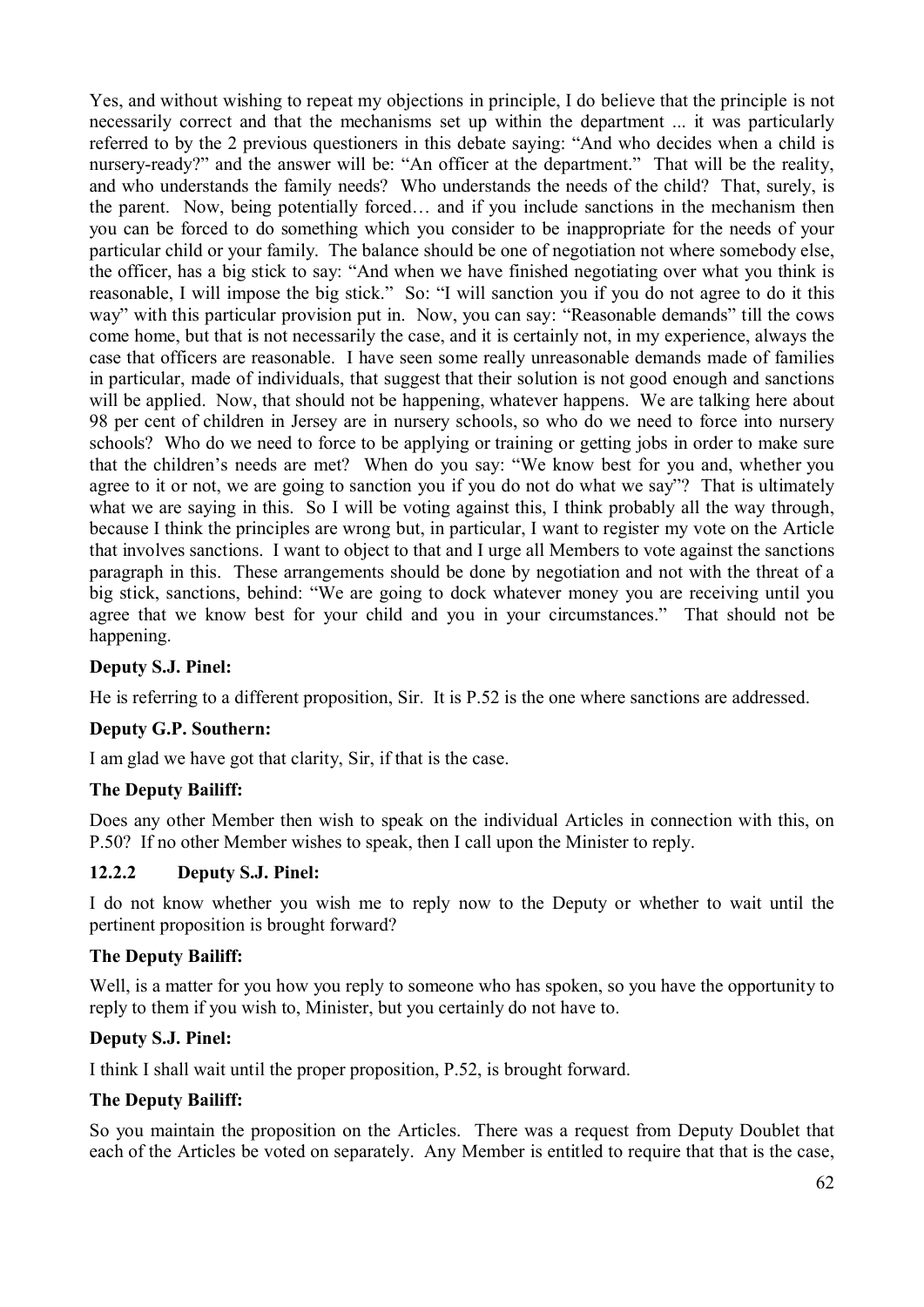Yes, and without wishing to repeat my objections in principle, I do believe that the principle is not necessarily correct and that the mechanisms set up within the department ... it was particularly referred to by the 2 previous questioners in this debate saying: "And who decides when a child is nursery-ready?" and the answer will be: "An officer at the department." That will be the reality, and who understands the family needs? Who understands the needs of the child? That, surely, is the parent. Now, being potentially forced… and if you include sanctions in the mechanism then you can be forced to do something which you consider to be inappropriate for the needs of your particular child or your family. The balance should be one of negotiation not where somebody else, the officer, has a big stick to say: "And when we have finished negotiating over what you think is reasonable, I will impose the big stick." So: "I will sanction you if you do not agree to do it this way" with this particular provision put in. Now, you can say: "Reasonable demands" till the cows come home, but that is not necessarily the case, and it is certainly not, in my experience, always the case that officers are reasonable. I have seen some really unreasonable demands made of families in particular, made of individuals, that suggest that their solution is not good enough and sanctions will be applied. Now, that should not be happening, whatever happens. We are talking here about 98 per cent of children in Jersey are in nursery schools, so who do we need to force into nursery schools? Who do we need to force to be applying or training or getting jobs in order to make sure that the children's needs are met? When do you say: "We know best for you and, whether you agree to it or not, we are going to sanction you if you do not do what we say"? That is ultimately what we are saying in this. So I will be voting against this, I think probably all the way through, because I think the principles are wrong but, in particular, I want to register my vote on the Article that involves sanctions. I want to object to that and I urge all Members to vote against the sanctions paragraph in this. These arrangements should be done by negotiation and not with the threat of a big stick, sanctions, behind: "We are going to dock whatever money you are receiving until you agree that we know best for your child and you in your circumstances." That should not be happening.

**Deputy S.J. Pinel:**

He is referring to a different proposition, Sir. It is P.52 is the one where sanctions are addressed.

**Deputy G.P. Southern:**

I am glad we have got that clarity, Sir, if that is the case.

**The Deputy Bailiff:**

Does any other Member then wish to speak on the individual Articles in connection with this, on P.50? If no other Member wishes to speak, then I call upon the Minister to reply.

### 12.2.2 Deputy S.J. Pinel:

I do not know whether you wish me to reply now to the Deputy or whether to wait until the pertinent proposition is brought forward?

**The Deputy Bailiff:**

Well, is a matter for you how you reply to someone who has spoken, so you have the opportunity to reply to them if you wish to, Minister, but you certainly do not have to.

**Deputy S.J. Pinel:**

I think I shall wait until the proper proposition, P.52, is brought forward.

**The Deputy Bailiff:**

So you maintain the proposition on the Articles. There was a request from Deputy Doublet that each of the Articles be voted on separately. Any Member is entitled to require that that is the case,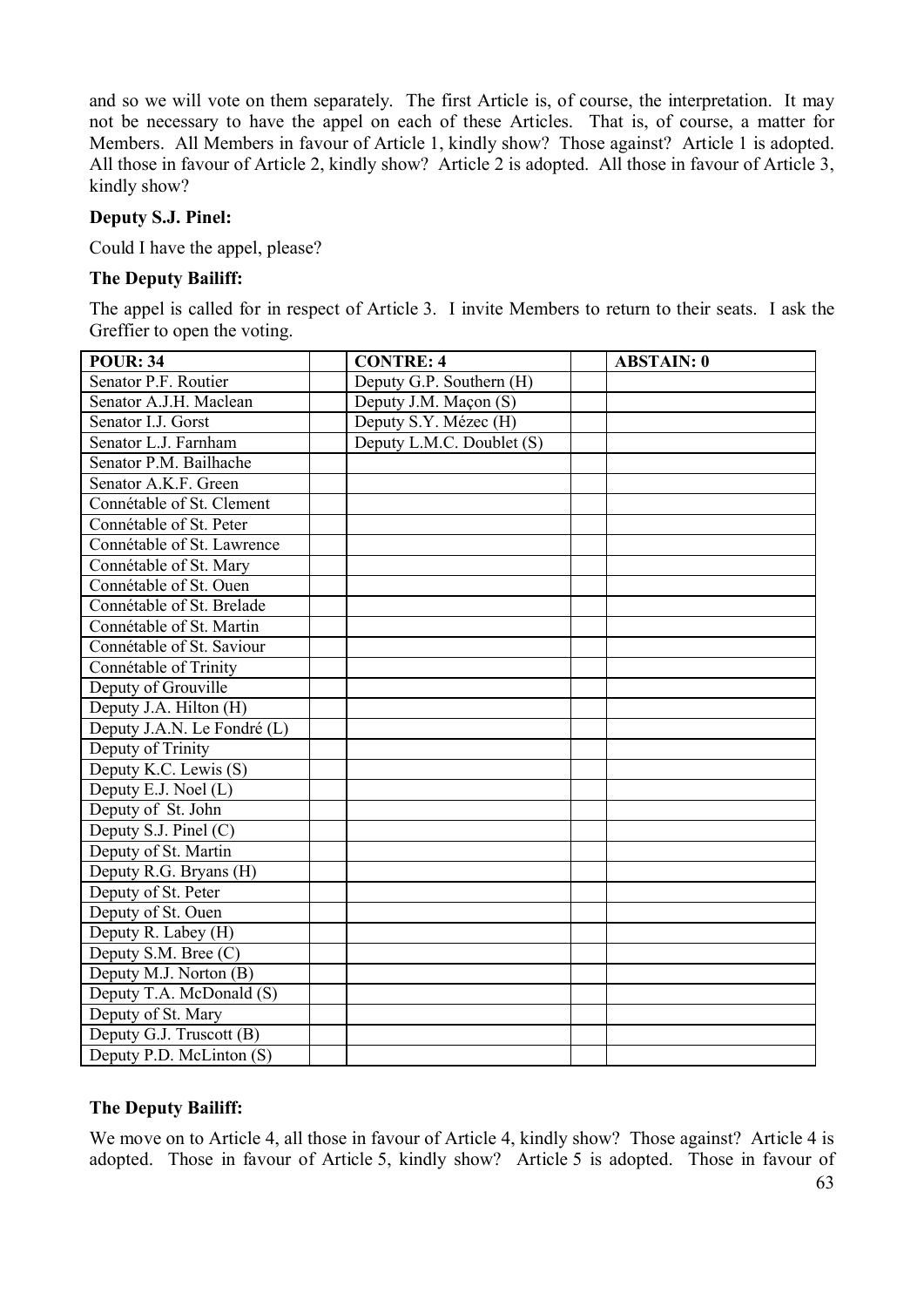and so we will vote on them separately. The first Article is, of course, the interpretation. It may not be necessary to have the appel on each of these Articles. That is, of course, a matter for Members. All Members in favour of Article 1, kindly show? Those against? Article 1 is adopted. All those in favour of Article 2, kindly show? Article 2 is adopted. All those in favour of Article 3, kindly show?

**Deputy S.J. Pinel:**

Could I have the appel, please?

**The Deputy Bailiff:**

The appel is called for in respect of Article 3. I invite Members to return to their seats. I ask the Greffier to open the voting.

| POUR: 34 | | CONTRE: 4 | | ABSTAIN: 0 |
|---|---|---|---|---|
| Senator P.F. Routier | | Deputy G.P. Southern (H) | | |
| Senator A.J.H. Maclean | | Deputy J.M. Maçon (S) | | |
| Senator I.J. Gorst | | Deputy S.Y. Mézec (H) | | |
| Senator L.J. Farnham | | Deputy L.M.C. Doublet (S) | | |
| Senator P.M. Bailhache | | | | |
| Senator A.K.F. Green | | | | |
| Connétable of St. Clement | | | | |
| Connétable of St. Peter | | | | |
| Connétable of St. Lawrence | | | | |
| Connétable of St. Mary | | | | |
| Connétable of St. Ouen | | | | |
| Connétable of St. Brelade | | | | |
| Connétable of St. Martin | | | | |
| Connétable of St. Saviour | | | | |
| Connétable of Trinity | | | | |
| Deputy of Grouville | | | | |
| Deputy J.A. Hilton (H) | | | | |
| Deputy J.A.N. Le Fondré (L) | | | | |
| Deputy of Trinity | | | | |
| Deputy K.C. Lewis (S) | | | | |
| Deputy E.J. Noel (L) | | | | |
| Deputy of St. John | | | | |
| Deputy S.J. Pinel (C) | | | | |
| Deputy of St. Martin | | | | |
| Deputy R.G. Bryans (H) | | | | |
| Deputy of St. Peter | | | | |
| Deputy of St. Ouen | | | | |
| Deputy R. Labey (H) | | | | |
| Deputy S.M. Bree (C) | | | | |
| Deputy M.J. Norton (B) | | | | |
| Deputy T.A. McDonald (S) | | | | |
| Deputy of St. Mary | | | | |
| Deputy G.J. Truscott (B) | | | | |
| Deputy P.D. McLinton (S) | | | | |

**The Deputy Bailiff:**

We move on to Article 4, all those in favour of Article 4, kindly show? Those against? Article 4 is adopted. Those in favour of Article 5, kindly show? Article 5 is adopted. Those in favour of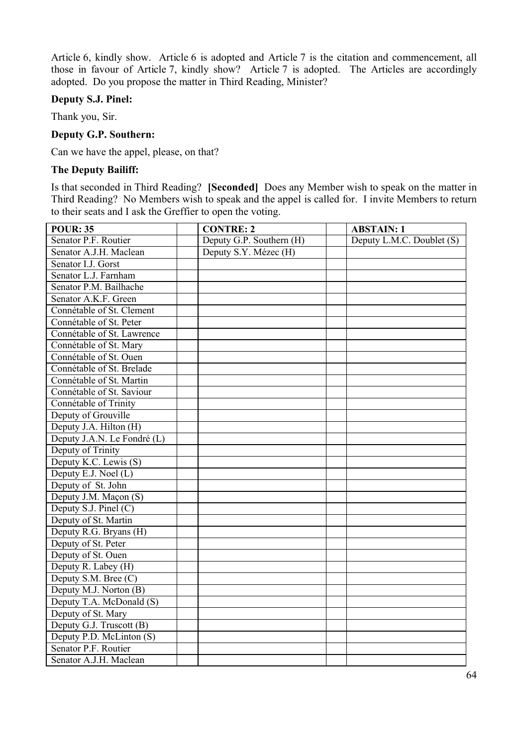Article 6, kindly show. Article 6 is adopted and Article 7 is the citation and commencement, all those in favour of Article 7, kindly show? Article 7 is adopted. The Articles are accordingly adopted. Do you propose the matter in Third Reading, Minister?

**Deputy S.J. Pinel:**

Thank you, Sir.

**Deputy G.P. Southern:**

Can we have the appel, please, on that?

**The Deputy Bailiff:**

Is that seconded in Third Reading? **[Seconded]** Does any Member wish to speak on the matter in Third Reading? No Members wish to speak and the appel is called for. I invite Members to return to their seats and I ask the Greffier to open the voting.

| POUR: 35 | | CONTRE: 2 | | ABSTAIN: 1 |
|---|---|---|---|---|
| Senator P.F. Routier | | Deputy G.P. Southern (H) | | Deputy L.M.C. Doublet (S) |
| Senator A.J.H. Maclean | | Deputy S.Y. Mézec (H) | | |
| Senator I.J. Gorst | | | | |
| Senator L.J. Farnham | | | | |
| Senator P.M. Bailhache | | | | |
| Senator A.K.F. Green | | | | |
| Connétable of St. Clement | | | | |
| Connétable of St. Peter | | | | |
| Connétable of St. Lawrence | | | | |
| Connétable of St. Mary | | | | |
| Connétable of St. Ouen | | | | |
| Connétable of St. Brelade | | | | |
| Connétable of St. Martin | | | | |
| Connétable of St. Saviour | | | | |
| Connétable of Trinity | | | | |
| Deputy of Grouville | | | | |
| Deputy J.A. Hilton (H) | | | | |
| Deputy J.A.N. Le Fondré (L) | | | | |
| Deputy of Trinity | | | | |
| Deputy K.C. Lewis (S) | | | | |
| Deputy E.J. Noel (L) | | | | |
| Deputy of St. John | | | | |
| Deputy J.M. Maçon (S) | | | | |
| Deputy S.J. Pinel (C) | | | | |
| Deputy of St. Martin | | | | |
| Deputy R.G. Bryans (H) | | | | |
| Deputy of St. Peter | | | | |
| Deputy of St. Ouen | | | | |
| Deputy R. Labey (H) | | | | |
| Deputy S.M. Bree (C) | | | | |
| Deputy M.J. Norton (B) | | | | |
| Deputy T.A. McDonald (S) | | | | |
| Deputy of St. Mary | | | | |
| Deputy G.J. Truscott (B) | | | | |
| Deputy P.D. McLinton (S) | | | | |
| Senator P.F. Routier | | | | |
| Senator A.J.H. Maclean | | | | |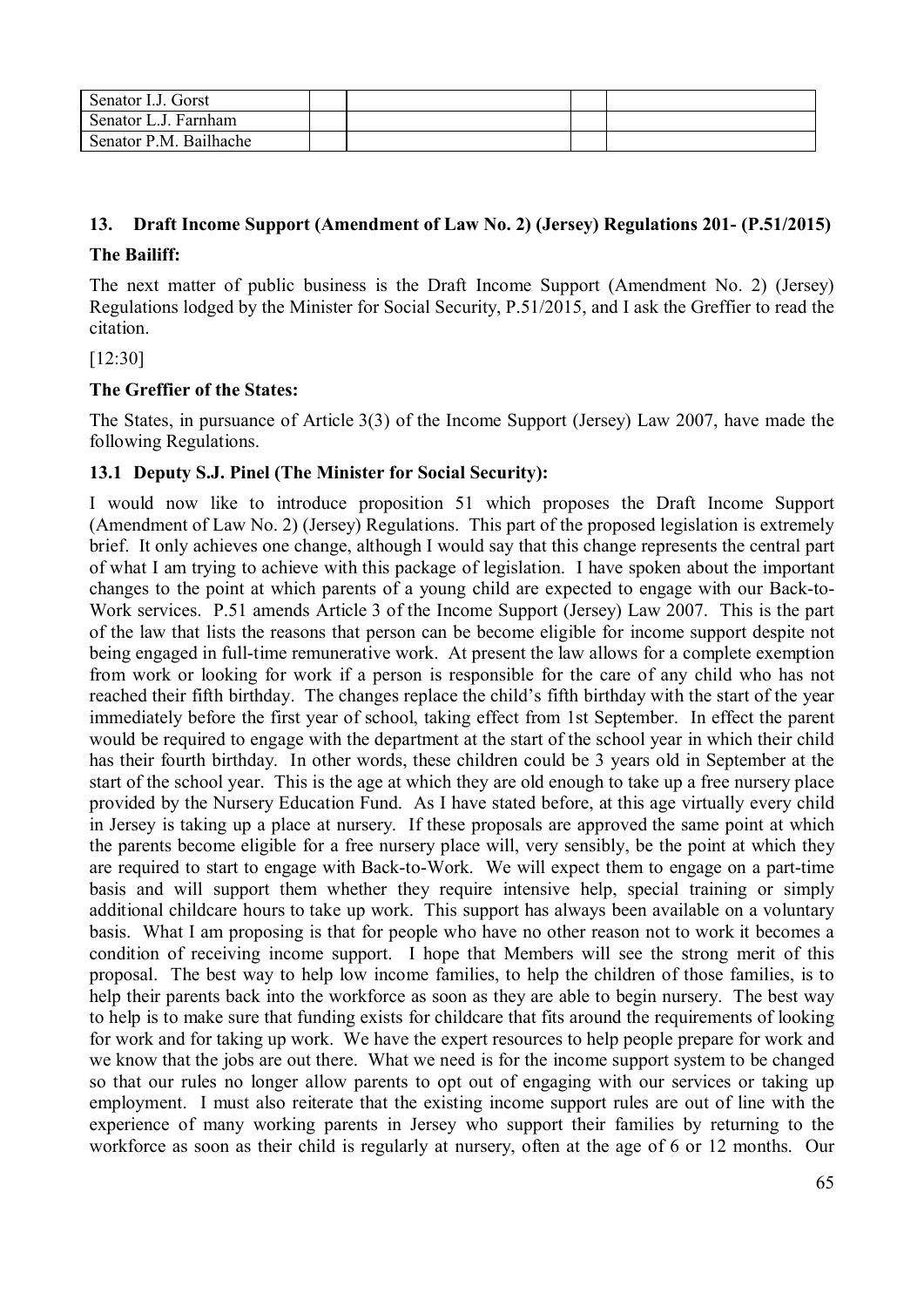| Senator I.J. Gorst | | | | |
|---|---|---|---|---|
| Senator L.J. Farnham | | | | |
| Senator P.M. Bailhache | | | | |

## 13. Draft Income Support (Amendment of Law No. 2) (Jersey) Regulations 201- (P.51/2015)

**The Bailiff:**

The next matter of public business is the Draft Income Support (Amendment No. 2) (Jersey) Regulations lodged by the Minister for Social Security, P.51/2015, and I ask the Greffier to read the citation.

[12:30]

**The Greffier of the States:**

The States, in pursuance of Article 3(3) of the Income Support (Jersey) Law 2007, have made the following Regulations.

### 13.1 Deputy S.J. Pinel (The Minister for Social Security):

I would now like to introduce proposition 51 which proposes the Draft Income Support (Amendment of Law No. 2) (Jersey) Regulations. This part of the proposed legislation is extremely brief. It only achieves one change, although I would say that this change represents the central part of what I am trying to achieve with this package of legislation. I have spoken about the important changes to the point at which parents of a young child are expected to engage with our Back-to-Work services. P.51 amends Article 3 of the Income Support (Jersey) Law 2007. This is the part of the law that lists the reasons that person can be become eligible for income support despite not being engaged in full-time remunerative work. At present the law allows for a complete exemption from work or looking for work if a person is responsible for the care of any child who has not reached their fifth birthday. The changes replace the child's fifth birthday with the start of the year immediately before the first year of school, taking effect from 1st September. In effect the parent would be required to engage with the department at the start of the school year in which their child has their fourth birthday. In other words, these children could be 3 years old in September at the start of the school year. This is the age at which they are old enough to take up a free nursery place provided by the Nursery Education Fund. As I have stated before, at this age virtually every child in Jersey is taking up a place at nursery. If these proposals are approved the same point at which the parents become eligible for a free nursery place will, very sensibly, be the point at which they are required to start to engage with Back-to-Work. We will expect them to engage on a part-time basis and will support them whether they require intensive help, special training or simply additional childcare hours to take up work. This support has always been available on a voluntary basis. What I am proposing is that for people who have no other reason not to work it becomes a condition of receiving income support. I hope that Members will see the strong merit of this proposal. The best way to help low income families, to help the children of those families, is to help their parents back into the workforce as soon as they are able to begin nursery. The best way to help is to make sure that funding exists for childcare that fits around the requirements of looking for work and for taking up work. We have the expert resources to help people prepare for work and we know that the jobs are out there. What we need is for the income support system to be changed so that our rules no longer allow parents to opt out of engaging with our services or taking up employment. I must also reiterate that the existing income support rules are out of line with the experience of many working parents in Jersey who support their families by returning to the workforce as soon as their child is regularly at nursery, often at the age of 6 or 12 months. Our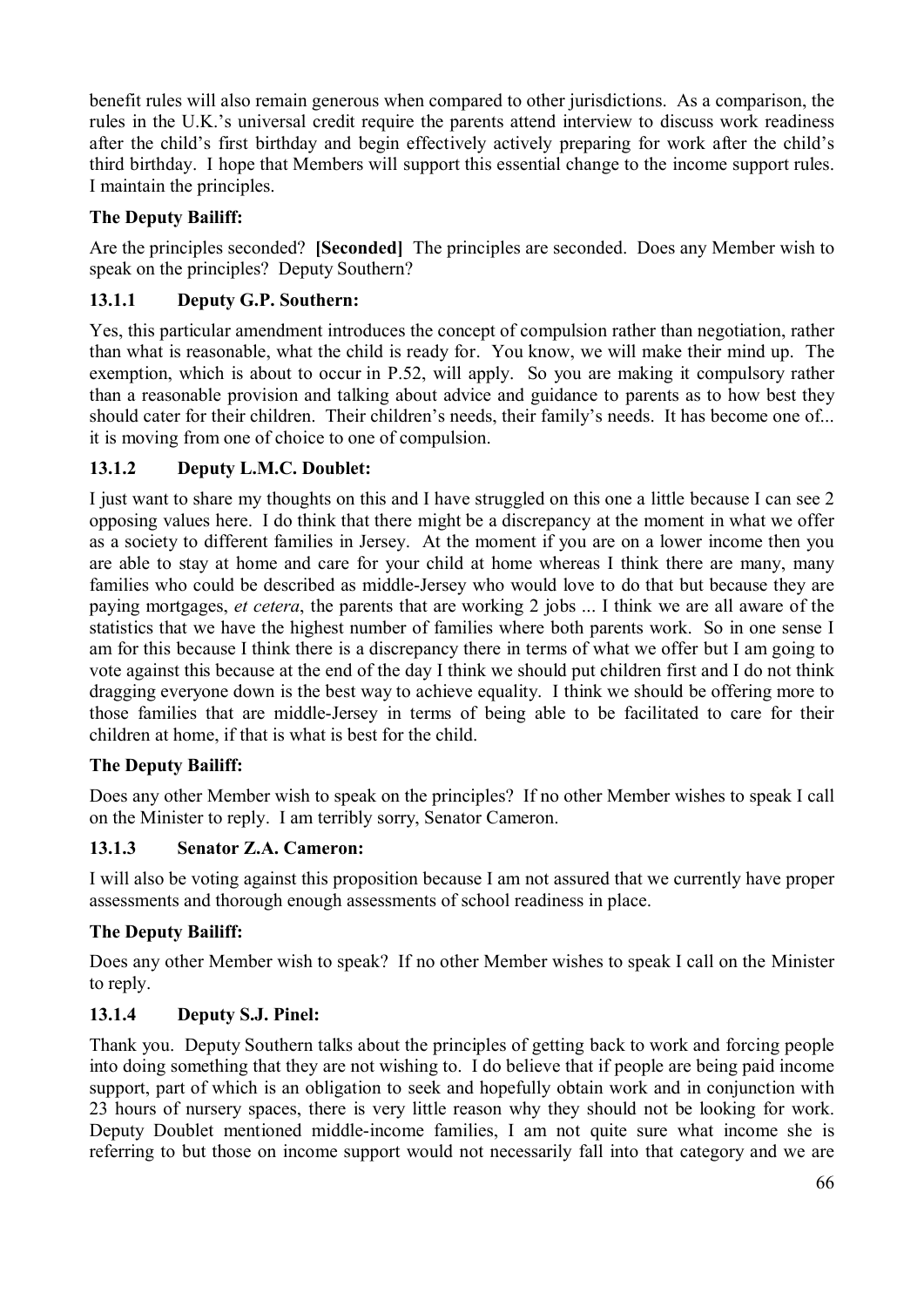benefit rules will also remain generous when compared to other jurisdictions. As a comparison, the rules in the U.K.'s universal credit require the parents attend interview to discuss work readiness after the child's first birthday and begin effectively actively preparing for work after the child's third birthday. I hope that Members will support this essential change to the income support rules. I maintain the principles.

**The Deputy Bailiff:**

Are the principles seconded? **[Seconded]** The principles are seconded. Does any Member wish to speak on the principles? Deputy Southern?

### 13.1.1 Deputy G.P. Southern:

Yes, this particular amendment introduces the concept of compulsion rather than negotiation, rather than what is reasonable, what the child is ready for. You know, we will make their mind up. The exemption, which is about to occur in P.52, will apply. So you are making it compulsory rather than a reasonable provision and talking about advice and guidance to parents as to how best they should cater for their children. Their children's needs, their family's needs. It has become one of... it is moving from one of choice to one of compulsion.

### 13.1.2 Deputy L.M.C. Doublet:

I just want to share my thoughts on this and I have struggled on this one a little because I can see 2 opposing values here. I do think that there might be a discrepancy at the moment in what we offer as a society to different families in Jersey. At the moment if you are on a lower income then you are able to stay at home and care for your child at home whereas I think there are many, many families who could be described as middle-Jersey who would love to do that but because they are paying mortgages, *et cetera*, the parents that are working 2 jobs ... I think we are all aware of the statistics that we have the highest number of families where both parents work. So in one sense I am for this because I think there is a discrepancy there in terms of what we offer but I am going to vote against this because at the end of the day I think we should put children first and I do not think dragging everyone down is the best way to achieve equality. I think we should be offering more to those families that are middle-Jersey in terms of being able to be facilitated to care for their children at home, if that is what is best for the child.

**The Deputy Bailiff:**

Does any other Member wish to speak on the principles? If no other Member wishes to speak I call on the Minister to reply. I am terribly sorry, Senator Cameron.

### 13.1.3 Senator Z.A. Cameron:

I will also be voting against this proposition because I am not assured that we currently have proper assessments and thorough enough assessments of school readiness in place.

**The Deputy Bailiff:**

Does any other Member wish to speak? If no other Member wishes to speak I call on the Minister to reply.

### 13.1.4 Deputy S.J. Pinel:

Thank you. Deputy Southern talks about the principles of getting back to work and forcing people into doing something that they are not wishing to. I do believe that if people are being paid income support, part of which is an obligation to seek and hopefully obtain work and in conjunction with 23 hours of nursery spaces, there is very little reason why they should not be looking for work. Deputy Doublet mentioned middle-income families, I am not quite sure what income she is referring to but those on income support would not necessarily fall into that category and we are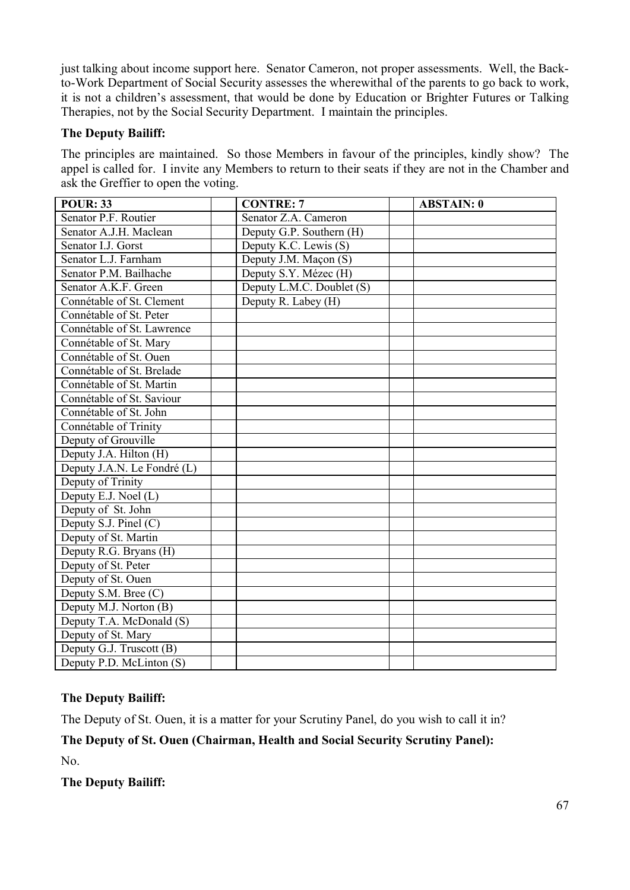just talking about income support here. Senator Cameron, not proper assessments. Well, the Back-to-Work Department of Social Security assesses the wherewithal of the parents to go back to work, it is not a children's assessment, that would be done by Education or Brighter Futures or Talking Therapies, not by the Social Security Department. I maintain the principles.

**The Deputy Bailiff:**

The principles are maintained. So those Members in favour of the principles, kindly show? The appel is called for. I invite any Members to return to their seats if they are not in the Chamber and ask the Greffier to open the voting.

| POUR: 33 | | CONTRE: 7 | | ABSTAIN: 0 |
|---|---|---|---|---|
| Senator P.F. Routier | | Senator Z.A. Cameron | | |
| Senator A.J.H. Maclean | | Deputy G.P. Southern (H) | | |
| Senator I.J. Gorst | | Deputy K.C. Lewis (S) | | |
| Senator L.J. Farnham | | Deputy J.M. Maçon (S) | | |
| Senator P.M. Bailhache | | Deputy S.Y. Mézec (H) | | |
| Senator A.K.F. Green | | Deputy L.M.C. Doublet (S) | | |
| Connétable of St. Clement | | Deputy R. Labey (H) | | |
| Connétable of St. Peter | | | | |
| Connétable of St. Lawrence | | | | |
| Connétable of St. Mary | | | | |
| Connétable of St. Ouen | | | | |
| Connétable of St. Brelade | | | | |
| Connétable of St. Martin | | | | |
| Connétable of St. Saviour | | | | |
| Connétable of St. John | | | | |
| Connétable of Trinity | | | | |
| Deputy of Grouville | | | | |
| Deputy J.A. Hilton (H) | | | | |
| Deputy J.A.N. Le Fondré (L) | | | | |
| Deputy of Trinity | | | | |
| Deputy E.J. Noel (L) | | | | |
| Deputy of St. John | | | | |
| Deputy S.J. Pinel (C) | | | | |
| Deputy of St. Martin | | | | |
| Deputy R.G. Bryans (H) | | | | |
| Deputy of St. Peter | | | | |
| Deputy of St. Ouen | | | | |
| Deputy S.M. Bree (C) | | | | |
| Deputy M.J. Norton (B) | | | | |
| Deputy T.A. McDonald (S) | | | | |
| Deputy of St. Mary | | | | |
| Deputy G.J. Truscott (B) | | | | |
| Deputy P.D. McLinton (S) | | | | |

**The Deputy Bailiff:**

The Deputy of St. Ouen, it is a matter for your Scrutiny Panel, do you wish to call it in?

**The Deputy of St. Ouen (Chairman, Health and Social Security Scrutiny Panel):**

No.

**The Deputy Bailiff:**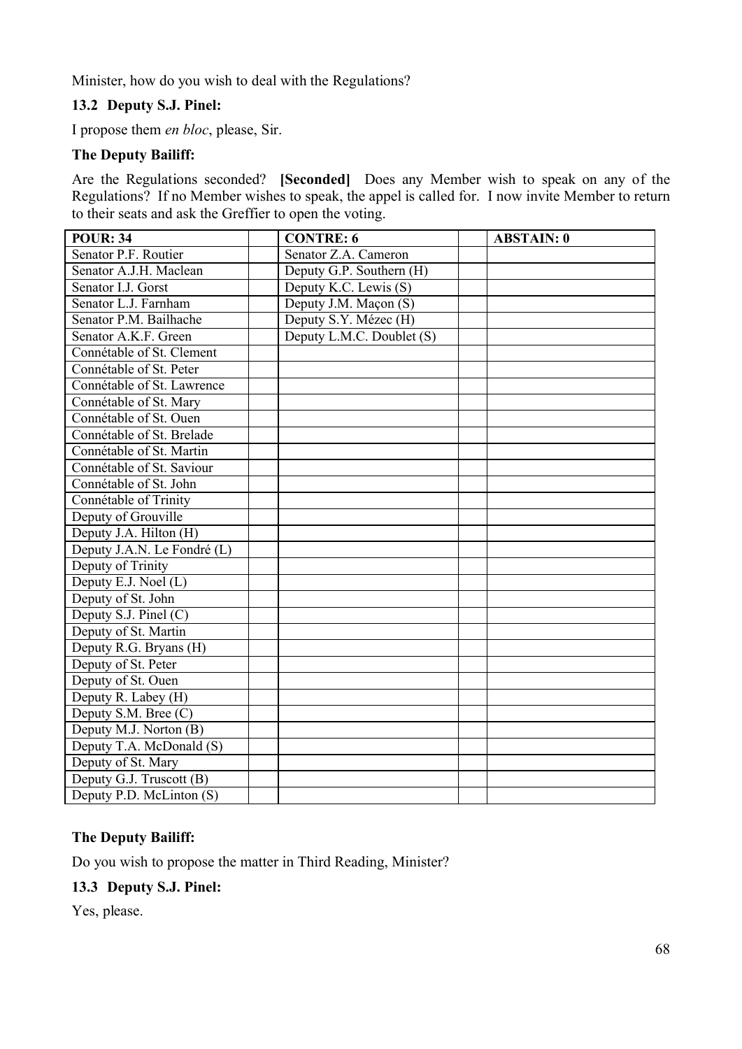Minister, how do you wish to deal with the Regulations?

**13.2 Deputy S.J. Pinel:**

I propose them *en bloc*, please, Sir.

**The Deputy Bailiff:**

Are the Regulations seconded? **[Seconded]** Does any Member wish to speak on any of the Regulations? If no Member wishes to speak, the appel is called for. I now invite Member to return to their seats and ask the Greffier to open the voting.

| POUR: 34 | | CONTRE: 6 | | ABSTAIN: 0 |
|---|---|---|---|---|
| Senator P.F. Routier | | Senator Z.A. Cameron | | |
| Senator A.J.H. Maclean | | Deputy G.P. Southern (H) | | |
| Senator I.J. Gorst | | Deputy K.C. Lewis (S) | | |
| Senator L.J. Farnham | | Deputy J.M. Maçon (S) | | |
| Senator P.M. Bailhache | | Deputy S.Y. Mézec (H) | | |
| Senator A.K.F. Green | | Deputy L.M.C. Doublet (S) | | |
| Connétable of St. Clement | | | | |
| Connétable of St. Peter | | | | |
| Connétable of St. Lawrence | | | | |
| Connétable of St. Mary | | | | |
| Connétable of St. Ouen | | | | |
| Connétable of St. Brelade | | | | |
| Connétable of St. Martin | | | | |
| Connétable of St. Saviour | | | | |
| Connétable of St. John | | | | |
| Connétable of Trinity | | | | |
| Deputy of Grouville | | | | |
| Deputy J.A. Hilton (H) | | | | |
| Deputy J.A.N. Le Fondré (L) | | | | |
| Deputy of Trinity | | | | |
| Deputy E.J. Noel (L) | | | | |
| Deputy of St. John | | | | |
| Deputy S.J. Pinel (C) | | | | |
| Deputy of St. Martin | | | | |
| Deputy R.G. Bryans (H) | | | | |
| Deputy of St. Peter | | | | |
| Deputy of St. Ouen | | | | |
| Deputy R. Labey (H) | | | | |
| Deputy S.M. Bree (C) | | | | |
| Deputy M.J. Norton (B) | | | | |
| Deputy T.A. McDonald (S) | | | | |
| Deputy of St. Mary | | | | |
| Deputy G.J. Truscott (B) | | | | |
| Deputy P.D. McLinton (S) | | | | |

**The Deputy Bailiff:**

Do you wish to propose the matter in Third Reading, Minister?

**13.3 Deputy S.J. Pinel:**

Yes, please.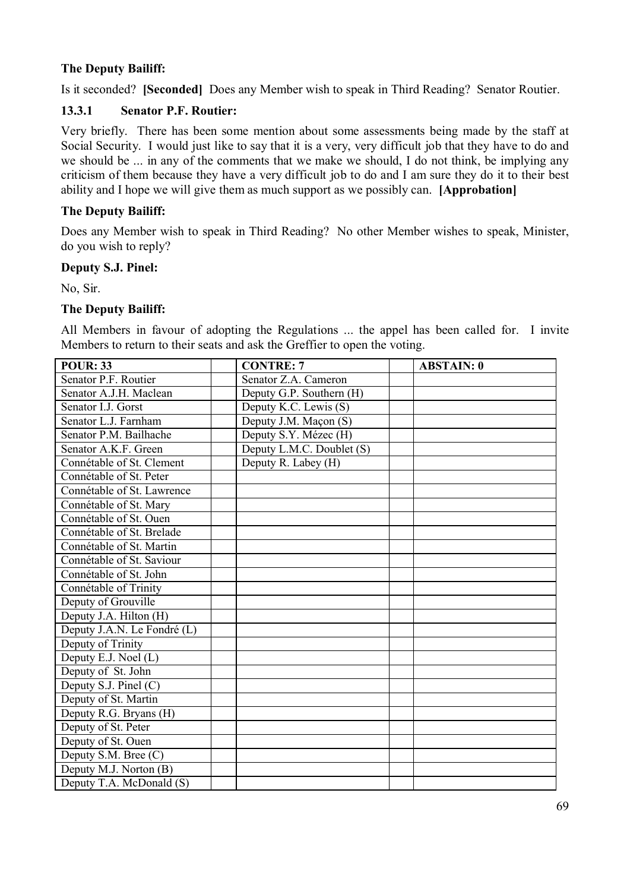**The Deputy Bailiff:**

Is it seconded? **[Seconded]** Does any Member wish to speak in Third Reading? Senator Routier.

### 13.3.1 Senator P.F. Routier:

Very briefly. There has been some mention about some assessments being made by the staff at Social Security. I would just like to say that it is a very, very difficult job that they have to do and we should be ... in any of the comments that we make we should, I do not think, be implying any criticism of them because they have a very difficult job to do and I am sure they do it to their best ability and I hope we will give them as much support as we possibly can. **[Approbation]**

**The Deputy Bailiff:**

Does any Member wish to speak in Third Reading? No other Member wishes to speak, Minister, do you wish to reply?

**Deputy S.J. Pinel:**

No, Sir.

**The Deputy Bailiff:**

All Members in favour of adopting the Regulations ... the appel has been called for. I invite Members to return to their seats and ask the Greffier to open the voting.

| POUR: 33 | | CONTRE: 7 | | ABSTAIN: 0 |
|---|---|---|---|---|
| Senator P.F. Routier | | Senator Z.A. Cameron | | |
| Senator A.J.H. Maclean | | Deputy G.P. Southern (H) | | |
| Senator I.J. Gorst | | Deputy K.C. Lewis (S) | | |
| Senator L.J. Farnham | | Deputy J.M. Maçon (S) | | |
| Senator P.M. Bailhache | | Deputy S.Y. Mézec (H) | | |
| Senator A.K.F. Green | | Deputy L.M.C. Doublet (S) | | |
| Connétable of St. Clement | | Deputy R. Labey (H) | | |
| Connétable of St. Peter | | | | |
| Connétable of St. Lawrence | | | | |
| Connétable of St. Mary | | | | |
| Connétable of St. Ouen | | | | |
| Connétable of St. Brelade | | | | |
| Connétable of St. Martin | | | | |
| Connétable of St. Saviour | | | | |
| Connétable of St. John | | | | |
| Connétable of Trinity | | | | |
| Deputy of Grouville | | | | |
| Deputy J.A. Hilton (H) | | | | |
| Deputy J.A.N. Le Fondré (L) | | | | |
| Deputy of Trinity | | | | |
| Deputy E.J. Noel (L) | | | | |
| Deputy of St. John | | | | |
| Deputy S.J. Pinel (C) | | | | |
| Deputy of St. Martin | | | | |
| Deputy R.G. Bryans (H) | | | | |
| Deputy of St. Peter | | | | |
| Deputy of St. Ouen | | | | |
| Deputy S.M. Bree (C) | | | | |
| Deputy M.J. Norton (B) | | | | |
| Deputy T.A. McDonald (S) | | | | |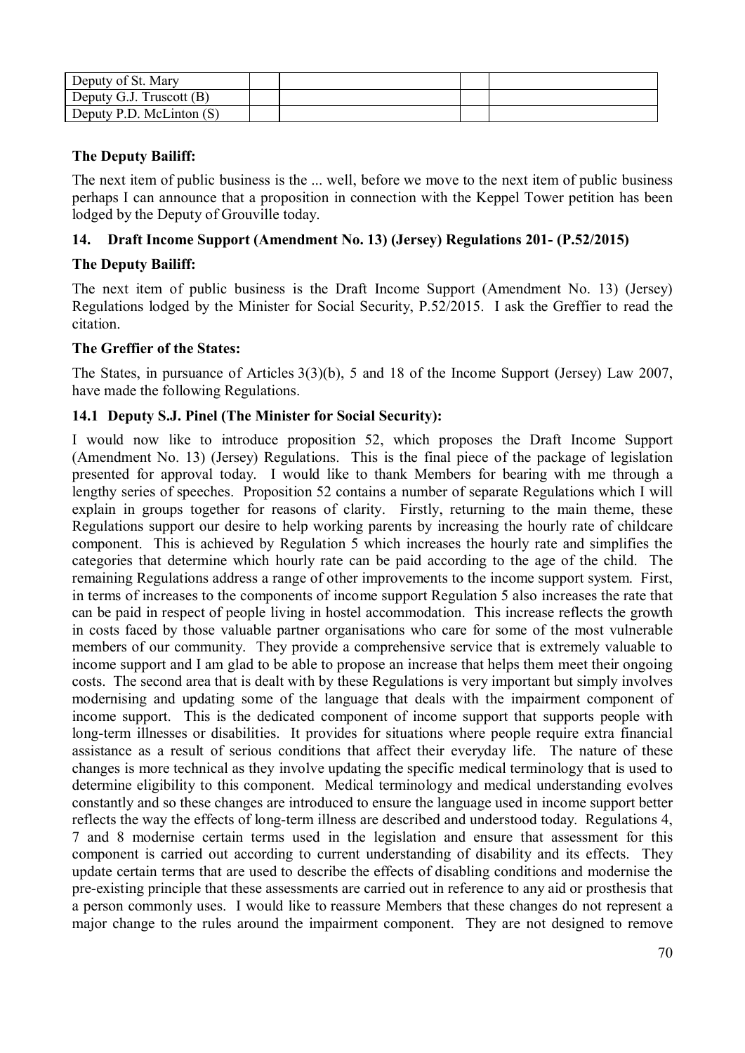| Deputy of St. Mary | | | | |
| --- | --- | --- | --- | --- |
| Deputy G.J. Truscott (B) | | | | |
| Deputy P.D. McLinton (S) | | | | |

**The Deputy Bailiff:**

The next item of public business is the ... well, before we move to the next item of public business perhaps I can announce that a proposition in connection with the Keppel Tower petition has been lodged by the Deputy of Grouville today.

## 14. Draft Income Support (Amendment No. 13) (Jersey) Regulations 201- (P.52/2015)

**The Deputy Bailiff:**

The next item of public business is the Draft Income Support (Amendment No. 13) (Jersey) Regulations lodged by the Minister for Social Security, P.52/2015. I ask the Greffier to read the citation.

**The Greffier of the States:**

The States, in pursuance of Articles 3(3)(b), 5 and 18 of the Income Support (Jersey) Law 2007, have made the following Regulations.

### 14.1 Deputy S.J. Pinel (The Minister for Social Security):

I would now like to introduce proposition 52, which proposes the Draft Income Support (Amendment No. 13) (Jersey) Regulations. This is the final piece of the package of legislation presented for approval today. I would like to thank Members for bearing with me through a lengthy series of speeches. Proposition 52 contains a number of separate Regulations which I will explain in groups together for reasons of clarity. Firstly, returning to the main theme, these Regulations support our desire to help working parents by increasing the hourly rate of childcare component. This is achieved by Regulation 5 which increases the hourly rate and simplifies the categories that determine which hourly rate can be paid according to the age of the child. The remaining Regulations address a range of other improvements to the income support system. First, in terms of increases to the components of income support Regulation 5 also increases the rate that can be paid in respect of people living in hostel accommodation. This increase reflects the growth in costs faced by those valuable partner organisations who care for some of the most vulnerable members of our community. They provide a comprehensive service that is extremely valuable to income support and I am glad to be able to propose an increase that helps them meet their ongoing costs. The second area that is dealt with by these Regulations is very important but simply involves modernising and updating some of the language that deals with the impairment component of income support. This is the dedicated component of income support that supports people with long-term illnesses or disabilities. It provides for situations where people require extra financial assistance as a result of serious conditions that affect their everyday life. The nature of these changes is more technical as they involve updating the specific medical terminology that is used to determine eligibility to this component. Medical terminology and medical understanding evolves constantly and so these changes are introduced to ensure the language used in income support better reflects the way the effects of long-term illness are described and understood today. Regulations 4, 7 and 8 modernise certain terms used in the legislation and ensure that assessment for this component is carried out according to current understanding of disability and its effects. They update certain terms that are used to describe the effects of disabling conditions and modernise the pre-existing principle that these assessments are carried out in reference to any aid or prosthesis that a person commonly uses. I would like to reassure Members that these changes do not represent a major change to the rules around the impairment component. They are not designed to remove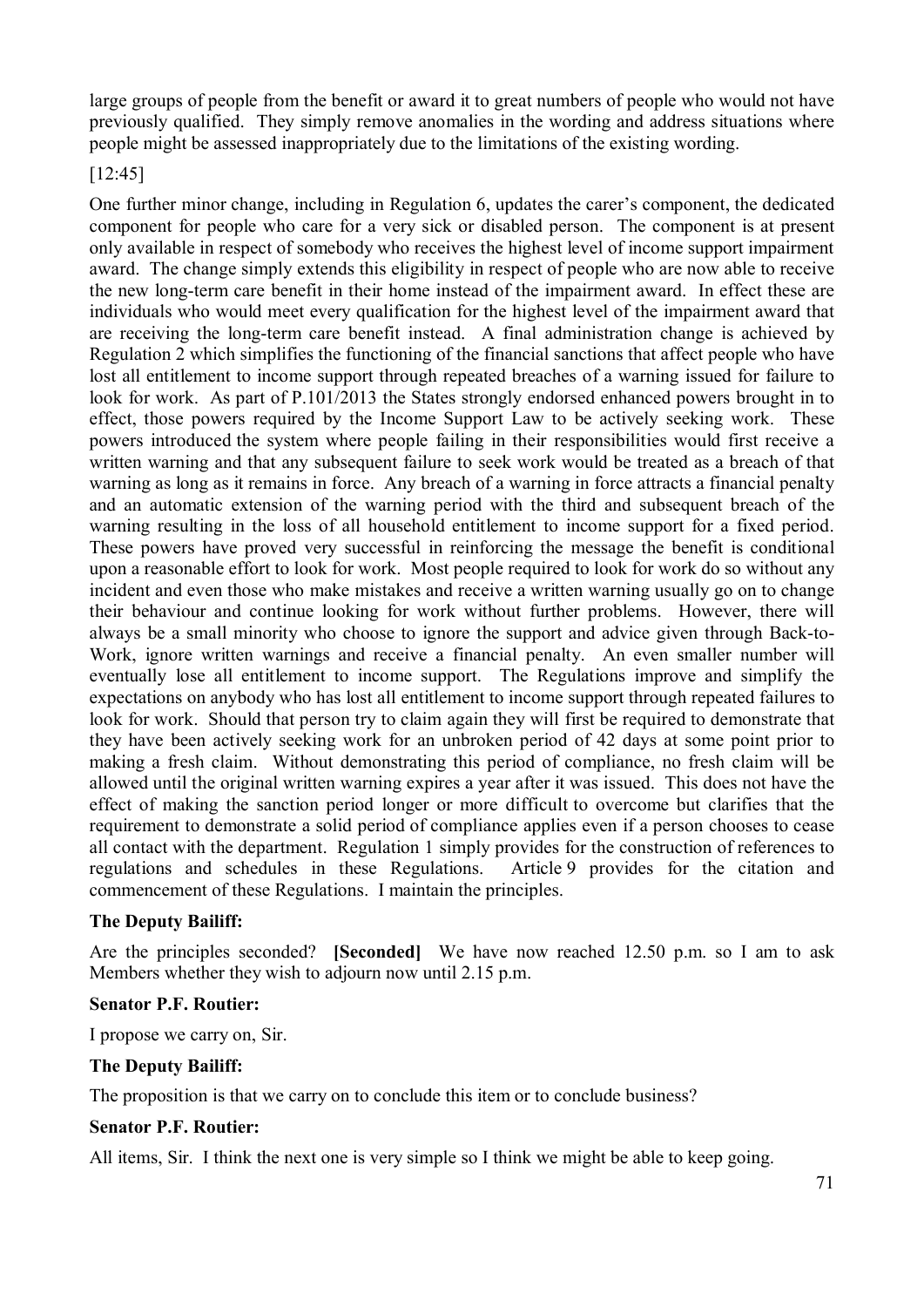large groups of people from the benefit or award it to great numbers of people who would not have previously qualified. They simply remove anomalies in the wording and address situations where people might be assessed inappropriately due to the limitations of the existing wording.

[12:45]

One further minor change, including in Regulation 6, updates the carer's component, the dedicated component for people who care for a very sick or disabled person. The component is at present only available in respect of somebody who receives the highest level of income support impairment award. The change simply extends this eligibility in respect of people who are now able to receive the new long-term care benefit in their home instead of the impairment award. In effect these are individuals who would meet every qualification for the highest level of the impairment award that are receiving the long-term care benefit instead. A final administration change is achieved by Regulation 2 which simplifies the functioning of the financial sanctions that affect people who have lost all entitlement to income support through repeated breaches of a warning issued for failure to look for work. As part of P.101/2013 the States strongly endorsed enhanced powers brought in to effect, those powers required by the Income Support Law to be actively seeking work. These powers introduced the system where people failing in their responsibilities would first receive a written warning and that any subsequent failure to seek work would be treated as a breach of that warning as long as it remains in force. Any breach of a warning in force attracts a financial penalty and an automatic extension of the warning period with the third and subsequent breach of the warning resulting in the loss of all household entitlement to income support for a fixed period. These powers have proved very successful in reinforcing the message the benefit is conditional upon a reasonable effort to look for work. Most people required to look for work do so without any incident and even those who make mistakes and receive a written warning usually go on to change their behaviour and continue looking for work without further problems. However, there will always be a small minority who choose to ignore the support and advice given through Back-to-Work, ignore written warnings and receive a financial penalty. An even smaller number will eventually lose all entitlement to income support. The Regulations improve and simplify the expectations on anybody who has lost all entitlement to income support through repeated failures to look for work. Should that person try to claim again they will first be required to demonstrate that they have been actively seeking work for an unbroken period of 42 days at some point prior to making a fresh claim. Without demonstrating this period of compliance, no fresh claim will be allowed until the original written warning expires a year after it was issued. This does not have the effect of making the sanction period longer or more difficult to overcome but clarifies that the requirement to demonstrate a solid period of compliance applies even if a person chooses to cease all contact with the department. Regulation 1 simply provides for the construction of references to regulations and schedules in these Regulations. Article 9 provides for the citation and commencement of these Regulations. I maintain the principles.

**The Deputy Bailiff:**

Are the principles seconded? **[Seconded]** We have now reached 12.50 p.m. so I am to ask Members whether they wish to adjourn now until 2.15 p.m.

**Senator P.F. Routier:**

I propose we carry on, Sir.

**The Deputy Bailiff:**

The proposition is that we carry on to conclude this item or to conclude business?

**Senator P.F. Routier:**

All items, Sir. I think the next one is very simple so I think we might be able to keep going.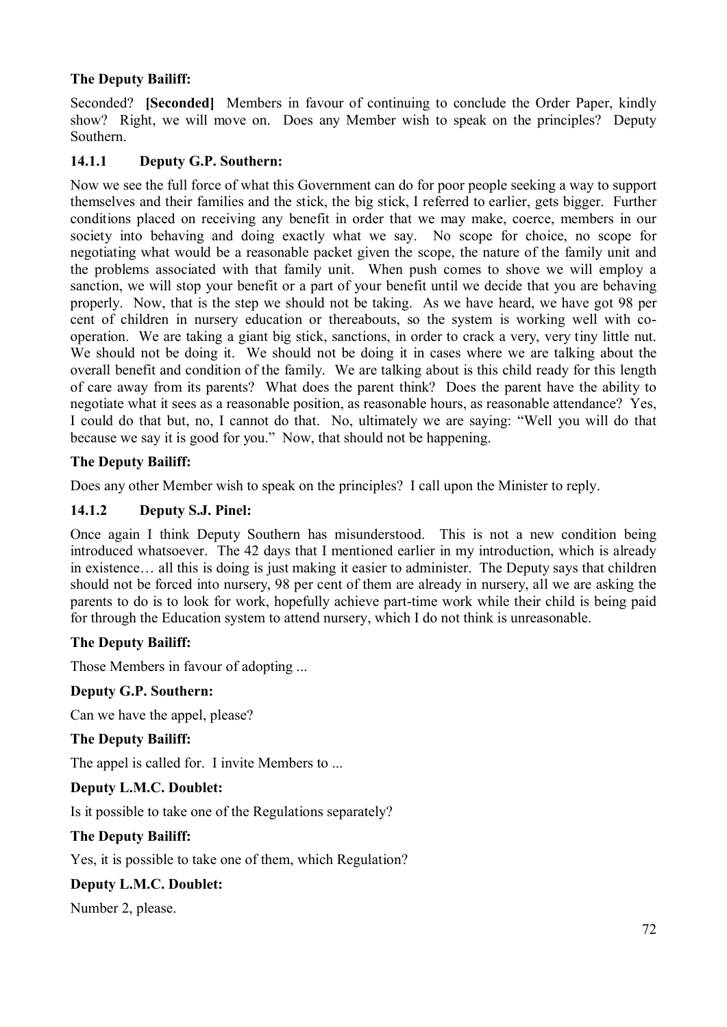**The Deputy Bailiff:**

Seconded? **[Seconded]** Members in favour of continuing to conclude the Order Paper, kindly show? Right, we will move on. Does any Member wish to speak on the principles? Deputy Southern.

### 14.1.1 Deputy G.P. Southern:

Now we see the full force of what this Government can do for poor people seeking a way to support themselves and their families and the stick, the big stick, I referred to earlier, gets bigger. Further conditions placed on receiving any benefit in order that we may make, coerce, members in our society into behaving and doing exactly what we say. No scope for choice, no scope for negotiating what would be a reasonable packet given the scope, the nature of the family unit and the problems associated with that family unit. When push comes to shove we will employ a sanction, we will stop your benefit or a part of your benefit until we decide that you are behaving properly. Now, that is the step we should not be taking. As we have heard, we have got 98 per cent of children in nursery education or thereabouts, so the system is working well with co-operation. We are taking a giant big stick, sanctions, in order to crack a very, very tiny little nut. We should not be doing it. We should not be doing it in cases where we are talking about the overall benefit and condition of the family. We are talking about is this child ready for this length of care away from its parents? What does the parent think? Does the parent have the ability to negotiate what it sees as a reasonable position, as reasonable hours, as reasonable attendance? Yes, I could do that but, no, I cannot do that. No, ultimately we are saying: "Well you will do that because we say it is good for you." Now, that should not be happening.

**The Deputy Bailiff:**

Does any other Member wish to speak on the principles? I call upon the Minister to reply.

### 14.1.2 Deputy S.J. Pinel:

Once again I think Deputy Southern has misunderstood. This is not a new condition being introduced whatsoever. The 42 days that I mentioned earlier in my introduction, which is already in existence… all this is doing is just making it easier to administer. The Deputy says that children should not be forced into nursery, 98 per cent of them are already in nursery, all we are asking the parents to do is to look for work, hopefully achieve part-time work while their child is being paid for through the Education system to attend nursery, which I do not think is unreasonable.

**The Deputy Bailiff:**

Those Members in favour of adopting ...

**Deputy G.P. Southern:**

Can we have the appel, please?

**The Deputy Bailiff:**

The appel is called for. I invite Members to ...

**Deputy L.M.C. Doublet:**

Is it possible to take one of the Regulations separately?

**The Deputy Bailiff:**

Yes, it is possible to take one of them, which Regulation?

**Deputy L.M.C. Doublet:**

Number 2, please.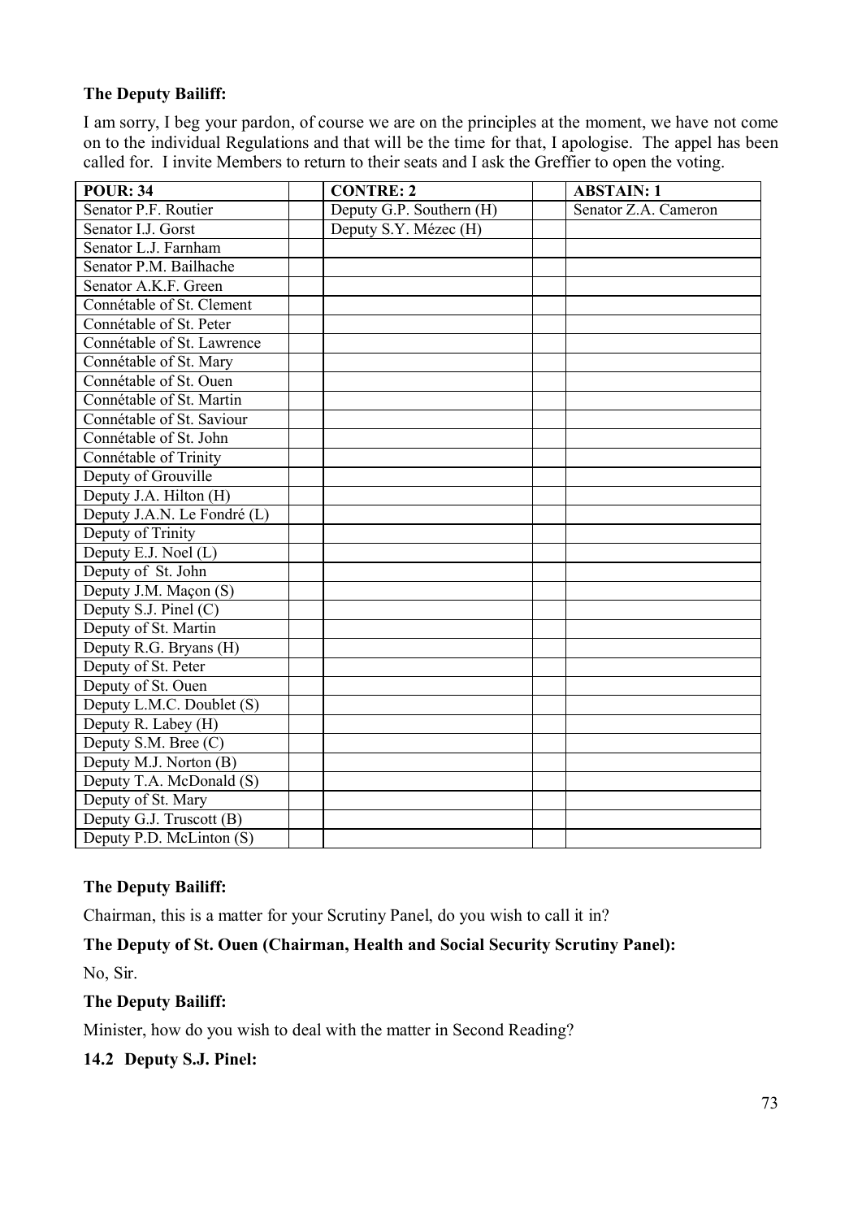**The Deputy Bailiff:**

I am sorry, I beg your pardon, of course we are on the principles at the moment, we have not come on to the individual Regulations and that will be the time for that, I apologise. The appel has been called for. I invite Members to return to their seats and I ask the Greffier to open the voting.

| POUR: 34 | | CONTRE: 2 | | ABSTAIN: 1 |
|---|---|---|---|---|
| Senator P.F. Routier | | Deputy G.P. Southern (H) | | Senator Z.A. Cameron |
| Senator I.J. Gorst | | Deputy S.Y. Mézec (H) | | |
| Senator L.J. Farnham | | | | |
| Senator P.M. Bailhache | | | | |
| Senator A.K.F. Green | | | | |
| Connétable of St. Clement | | | | |
| Connétable of St. Peter | | | | |
| Connétable of St. Lawrence | | | | |
| Connétable of St. Mary | | | | |
| Connétable of St. Ouen | | | | |
| Connétable of St. Martin | | | | |
| Connétable of St. Saviour | | | | |
| Connétable of St. John | | | | |
| Connétable of Trinity | | | | |
| Deputy of Grouville | | | | |
| Deputy J.A. Hilton (H) | | | | |
| Deputy J.A.N. Le Fondré (L) | | | | |
| Deputy of Trinity | | | | |
| Deputy E.J. Noel (L) | | | | |
| Deputy of St. John | | | | |
| Deputy J.M. Maçon (S) | | | | |
| Deputy S.J. Pinel (C) | | | | |
| Deputy of St. Martin | | | | |
| Deputy R.G. Bryans (H) | | | | |
| Deputy of St. Peter | | | | |
| Deputy of St. Ouen | | | | |
| Deputy L.M.C. Doublet (S) | | | | |
| Deputy R. Labey (H) | | | | |
| Deputy S.M. Bree (C) | | | | |
| Deputy M.J. Norton (B) | | | | |
| Deputy T.A. McDonald (S) | | | | |
| Deputy of St. Mary | | | | |
| Deputy G.J. Truscott (B) | | | | |
| Deputy P.D. McLinton (S) | | | | |

**The Deputy Bailiff:**

Chairman, this is a matter for your Scrutiny Panel, do you wish to call it in?

**The Deputy of St. Ouen (Chairman, Health and Social Security Scrutiny Panel):**

No, Sir.

**The Deputy Bailiff:**

Minister, how do you wish to deal with the matter in Second Reading?

**14.2 Deputy S.J. Pinel:**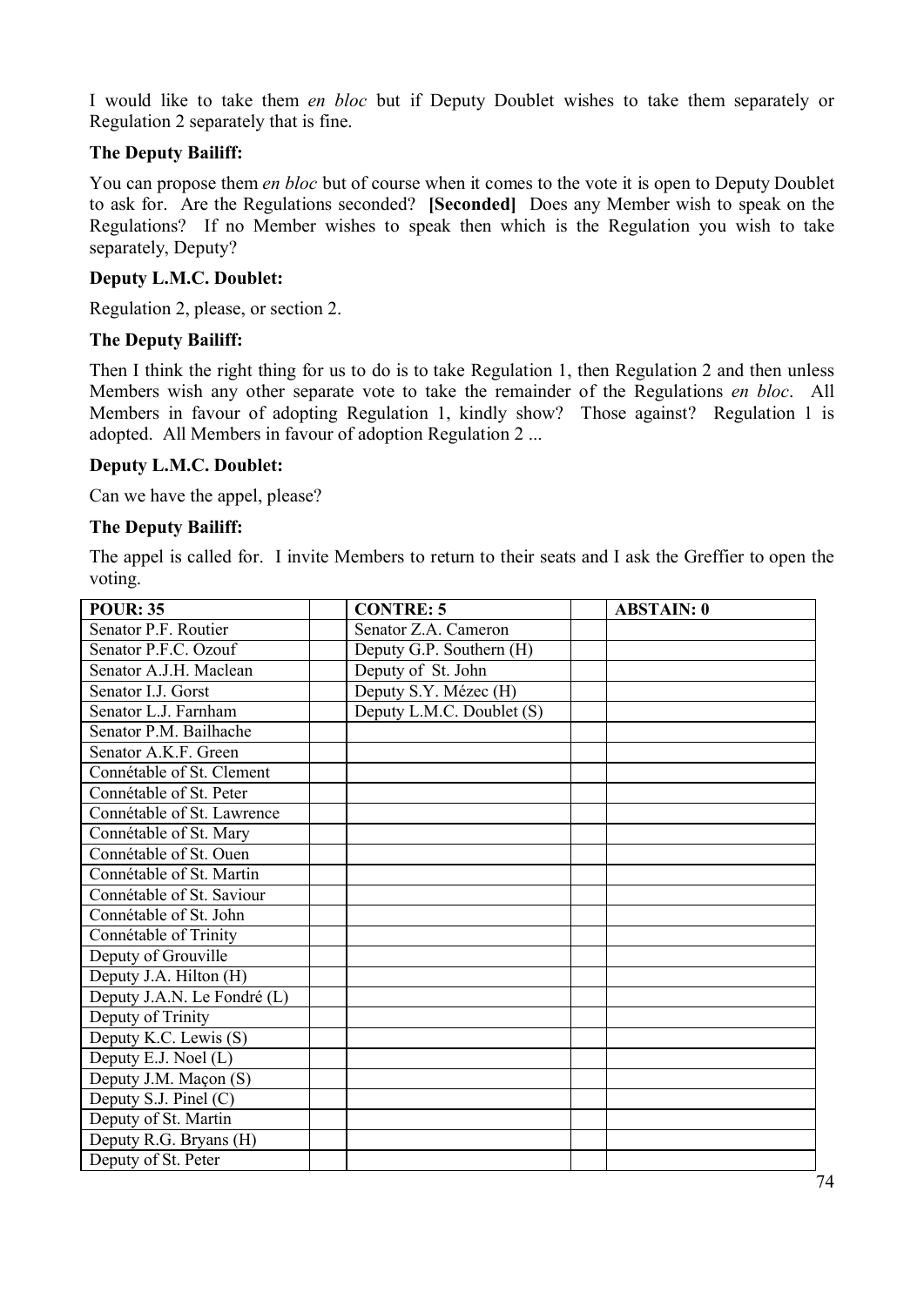I would like to take them *en bloc* but if Deputy Doublet wishes to take them separately or Regulation 2 separately that is fine.

**The Deputy Bailiff:**

You can propose them *en bloc* but of course when it comes to the vote it is open to Deputy Doublet to ask for. Are the Regulations seconded? **[Seconded]** Does any Member wish to speak on the Regulations? If no Member wishes to speak then which is the Regulation you wish to take separately, Deputy?

**Deputy L.M.C. Doublet:**

Regulation 2, please, or section 2.

**The Deputy Bailiff:**

Then I think the right thing for us to do is to take Regulation 1, then Regulation 2 and then unless Members wish any other separate vote to take the remainder of the Regulations *en bloc*. All Members in favour of adopting Regulation 1, kindly show? Those against? Regulation 1 is adopted. All Members in favour of adoption Regulation 2 ...

**Deputy L.M.C. Doublet:**

Can we have the appel, please?

**The Deputy Bailiff:**

The appel is called for. I invite Members to return to their seats and I ask the Greffier to open the voting.

| POUR: 35 | | CONTRE: 5 | | ABSTAIN: 0 |
|---|---|---|---|---|
| Senator P.F. Routier | | Senator Z.A. Cameron | | |
| Senator P.F.C. Ozouf | | Deputy G.P. Southern (H) | | |
| Senator A.J.H. Maclean | | Deputy of St. John | | |
| Senator I.J. Gorst | | Deputy S.Y. Mézec (H) | | |
| Senator L.J. Farnham | | Deputy L.M.C. Doublet (S) | | |
| Senator P.M. Bailhache | | | | |
| Senator A.K.F. Green | | | | |
| Connétable of St. Clement | | | | |
| Connétable of St. Peter | | | | |
| Connétable of St. Lawrence | | | | |
| Connétable of St. Mary | | | | |
| Connétable of St. Ouen | | | | |
| Connétable of St. Martin | | | | |
| Connétable of St. Saviour | | | | |
| Connétable of St. John | | | | |
| Connétable of Trinity | | | | |
| Deputy of Grouville | | | | |
| Deputy J.A. Hilton (H) | | | | |
| Deputy J.A.N. Le Fondré (L) | | | | |
| Deputy of Trinity | | | | |
| Deputy K.C. Lewis (S) | | | | |
| Deputy E.J. Noel (L) | | | | |
| Deputy J.M. Maçon (S) | | | | |
| Deputy S.J. Pinel (C) | | | | |
| Deputy of St. Martin | | | | |
| Deputy R.G. Bryans (H) | | | | |
| Deputy of St. Peter | | | | |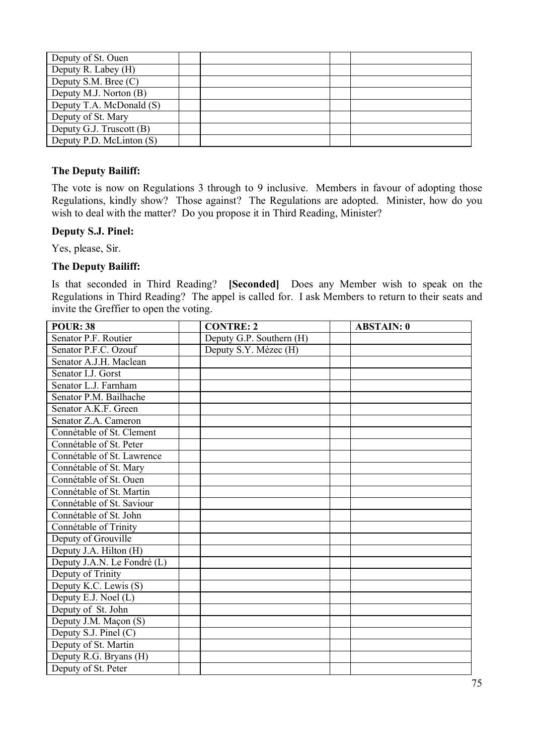| | | | | |
|---|---|---|---|---|
| Deputy of St. Ouen | | | | |
| Deputy R. Labey (H) | | | | |
| Deputy S.M. Bree (C) | | | | |
| Deputy M.J. Norton (B) | | | | |
| Deputy T.A. McDonald (S) | | | | |
| Deputy of St. Mary | | | | |
| Deputy G.J. Truscott (B) | | | | |
| Deputy P.D. McLinton (S) | | | | |

**The Deputy Bailiff:**

The vote is now on Regulations 3 through to 9 inclusive. Members in favour of adopting those Regulations, kindly show? Those against? The Regulations are adopted. Minister, how do you wish to deal with the matter? Do you propose it in Third Reading, Minister?

**Deputy S.J. Pinel:**

Yes, please, Sir.

**The Deputy Bailiff:**

Is that seconded in Third Reading? **[Seconded]** Does any Member wish to speak on the Regulations in Third Reading? The appel is called for. I ask Members to return to their seats and invite the Greffier to open the voting.

| **POUR: 38** | | **CONTRE: 2** | | **ABSTAIN: 0** |
|---|---|---|---|---|
| Senator P.F. Routier | | Deputy G.P. Southern (H) | | |
| Senator P.F.C. Ozouf | | Deputy S.Y. Mézec (H) | | |
| Senator A.J.H. Maclean | | | | |
| Senator I.J. Gorst | | | | |
| Senator L.J. Farnham | | | | |
| Senator P.M. Bailhache | | | | |
| Senator A.K.F. Green | | | | |
| Senator Z.A. Cameron | | | | |
| Connétable of St. Clement | | | | |
| Connétable of St. Peter | | | | |
| Connétable of St. Lawrence | | | | |
| Connétable of St. Mary | | | | |
| Connétable of St. Ouen | | | | |
| Connétable of St. Martin | | | | |
| Connétable of St. Saviour | | | | |
| Connétable of St. John | | | | |
| Connétable of Trinity | | | | |
| Deputy of Grouville | | | | |
| Deputy J.A. Hilton (H) | | | | |
| Deputy J.A.N. Le Fondré (L) | | | | |
| Deputy of Trinity | | | | |
| Deputy K.C. Lewis (S) | | | | |
| Deputy E.J. Noel (L) | | | | |
| Deputy of St. John | | | | |
| Deputy J.M. Maçon (S) | | | | |
| Deputy S.J. Pinel (C) | | | | |
| Deputy of St. Martin | | | | |
| Deputy R.G. Bryans (H) | | | | |
| Deputy of St. Peter | | | | |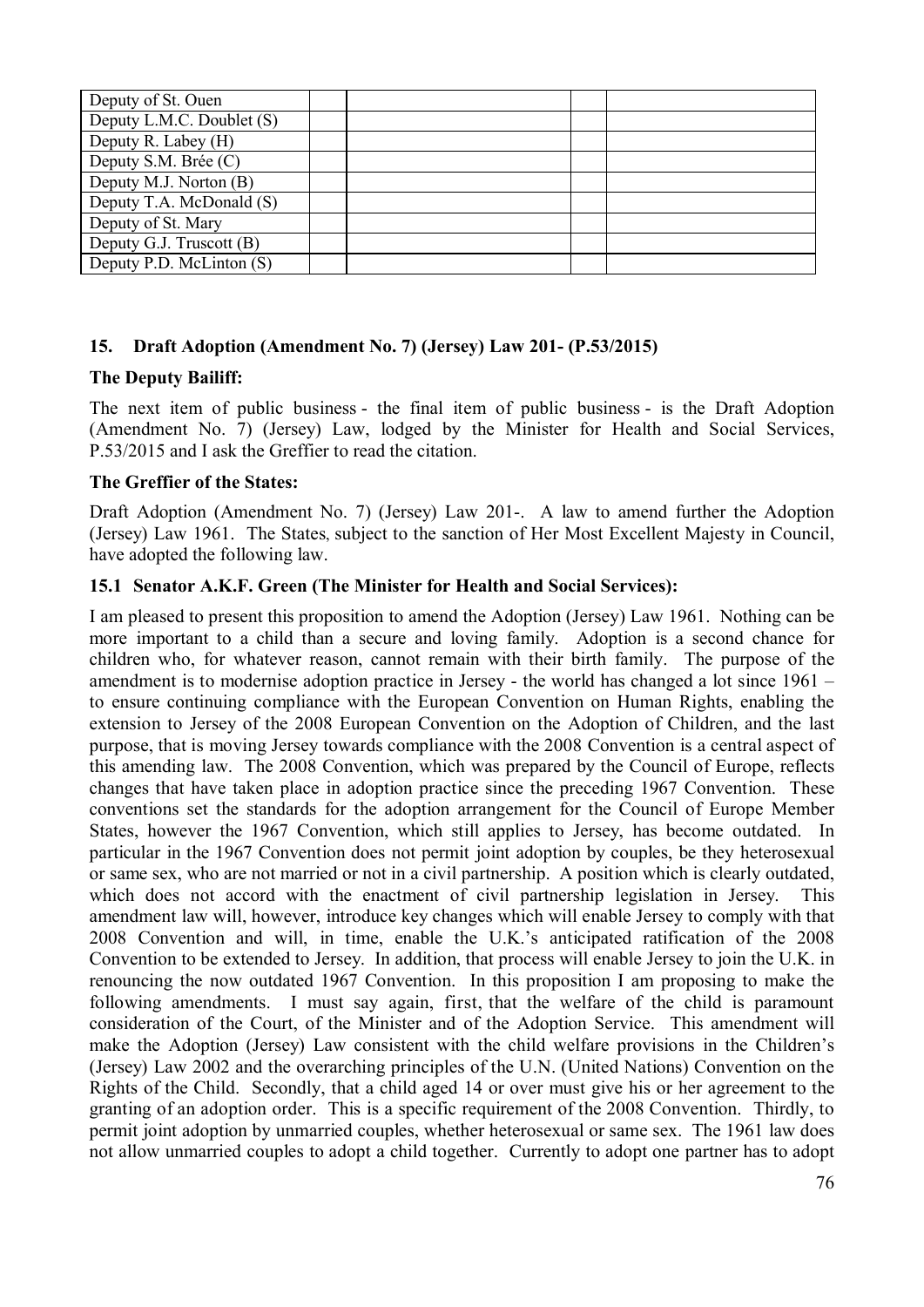| | | | | |
|---|---|---|---|---|
| Deputy of St. Ouen | | | | |
| Deputy L.M.C. Doublet (S) | | | | |
| Deputy R. Labey (H) | | | | |
| Deputy S.M. Brée (C) | | | | |
| Deputy M.J. Norton (B) | | | | |
| Deputy T.A. McDonald (S) | | | | |
| Deputy of St. Mary | | | | |
| Deputy G.J. Truscott (B) | | | | |
| Deputy P.D. McLinton (S) | | | | |

## 15. Draft Adoption (Amendment No. 7) (Jersey) Law 201- (P.53/2015)

**The Deputy Bailiff:**

The next item of public business - the final item of public business - is the Draft Adoption (Amendment No. 7) (Jersey) Law, lodged by the Minister for Health and Social Services, P.53/2015 and I ask the Greffier to read the citation.

**The Greffier of the States:**

Draft Adoption (Amendment No. 7) (Jersey) Law 201-. A law to amend further the Adoption (Jersey) Law 1961. The States, subject to the sanction of Her Most Excellent Majesty in Council, have adopted the following law.

### 15.1 Senator A.K.F. Green (The Minister for Health and Social Services):

I am pleased to present this proposition to amend the Adoption (Jersey) Law 1961. Nothing can be more important to a child than a secure and loving family. Adoption is a second chance for children who, for whatever reason, cannot remain with their birth family. The purpose of the amendment is to modernise adoption practice in Jersey - the world has changed a lot since 1961 – to ensure continuing compliance with the European Convention on Human Rights, enabling the extension to Jersey of the 2008 European Convention on the Adoption of Children, and the last purpose, that is moving Jersey towards compliance with the 2008 Convention is a central aspect of this amending law. The 2008 Convention, which was prepared by the Council of Europe, reflects changes that have taken place in adoption practice since the preceding 1967 Convention. These conventions set the standards for the adoption arrangement for the Council of Europe Member States, however the 1967 Convention, which still applies to Jersey, has become outdated. In particular in the 1967 Convention does not permit joint adoption by couples, be they heterosexual or same sex, who are not married or not in a civil partnership. A position which is clearly outdated, which does not accord with the enactment of civil partnership legislation in Jersey. This amendment law will, however, introduce key changes which will enable Jersey to comply with that 2008 Convention and will, in time, enable the U.K.'s anticipated ratification of the 2008 Convention to be extended to Jersey. In addition, that process will enable Jersey to join the U.K. in renouncing the now outdated 1967 Convention. In this proposition I am proposing to make the following amendments. I must say again, first, that the welfare of the child is paramount consideration of the Court, of the Minister and of the Adoption Service. This amendment will make the Adoption (Jersey) Law consistent with the child welfare provisions in the Children's (Jersey) Law 2002 and the overarching principles of the U.N. (United Nations) Convention on the Rights of the Child. Secondly, that a child aged 14 or over must give his or her agreement to the granting of an adoption order. This is a specific requirement of the 2008 Convention. Thirdly, to permit joint adoption by unmarried couples, whether heterosexual or same sex. The 1961 law does not allow unmarried couples to adopt a child together. Currently to adopt one partner has to adopt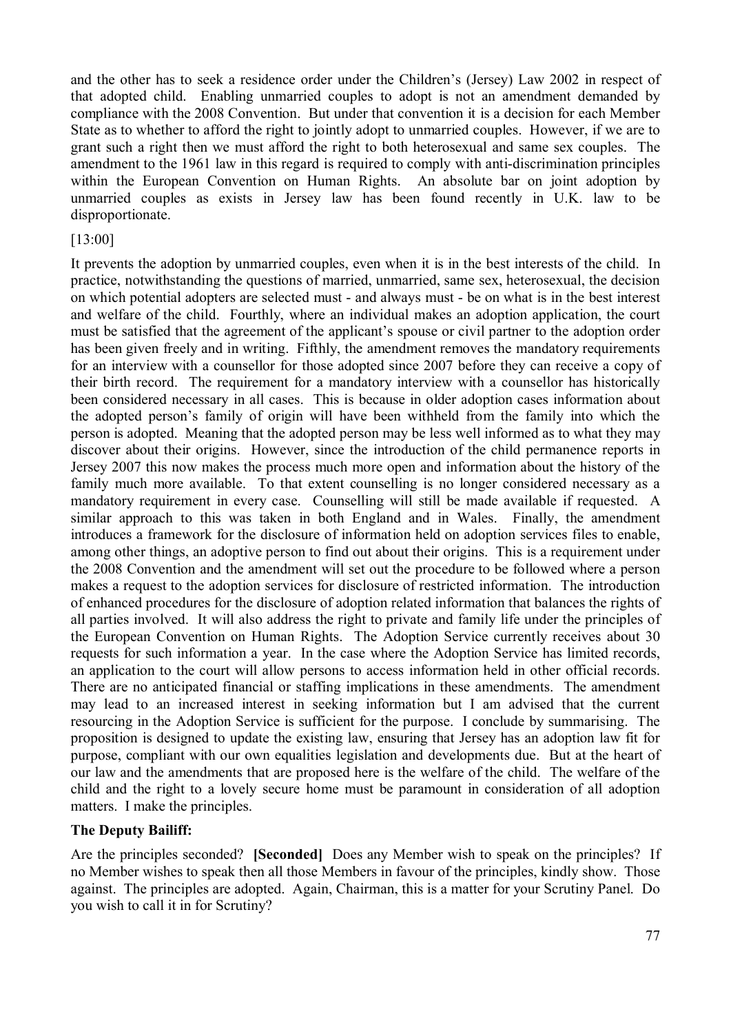and the other has to seek a residence order under the Children's (Jersey) Law 2002 in respect of that adopted child. Enabling unmarried couples to adopt is not an amendment demanded by compliance with the 2008 Convention. But under that convention it is a decision for each Member State as to whether to afford the right to jointly adopt to unmarried couples. However, if we are to grant such a right then we must afford the right to both heterosexual and same sex couples. The amendment to the 1961 law in this regard is required to comply with anti-discrimination principles within the European Convention on Human Rights. An absolute bar on joint adoption by unmarried couples as exists in Jersey law has been found recently in U.K. law to be disproportionate.

[13:00]

It prevents the adoption by unmarried couples, even when it is in the best interests of the child. In practice, notwithstanding the questions of married, unmarried, same sex, heterosexual, the decision on which potential adopters are selected must - and always must - be on what is in the best interest and welfare of the child. Fourthly, where an individual makes an adoption application, the court must be satisfied that the agreement of the applicant's spouse or civil partner to the adoption order has been given freely and in writing. Fifthly, the amendment removes the mandatory requirements for an interview with a counsellor for those adopted since 2007 before they can receive a copy of their birth record. The requirement for a mandatory interview with a counsellor has historically been considered necessary in all cases. This is because in older adoption cases information about the adopted person's family of origin will have been withheld from the family into which the person is adopted. Meaning that the adopted person may be less well informed as to what they may discover about their origins. However, since the introduction of the child permanence reports in Jersey 2007 this now makes the process much more open and information about the history of the family much more available. To that extent counselling is no longer considered necessary as a mandatory requirement in every case. Counselling will still be made available if requested. A similar approach to this was taken in both England and in Wales. Finally, the amendment introduces a framework for the disclosure of information held on adoption services files to enable, among other things, an adoptive person to find out about their origins. This is a requirement under the 2008 Convention and the amendment will set out the procedure to be followed where a person makes a request to the adoption services for disclosure of restricted information. The introduction of enhanced procedures for the disclosure of adoption related information that balances the rights of all parties involved. It will also address the right to private and family life under the principles of the European Convention on Human Rights. The Adoption Service currently receives about 30 requests for such information a year. In the case where the Adoption Service has limited records, an application to the court will allow persons to access information held in other official records. There are no anticipated financial or staffing implications in these amendments. The amendment may lead to an increased interest in seeking information but I am advised that the current resourcing in the Adoption Service is sufficient for the purpose. I conclude by summarising. The proposition is designed to update the existing law, ensuring that Jersey has an adoption law fit for purpose, compliant with our own equalities legislation and developments due. But at the heart of our law and the amendments that are proposed here is the welfare of the child. The welfare of the child and the right to a lovely secure home must be paramount in consideration of all adoption matters. I make the principles.

**The Deputy Bailiff:**

Are the principles seconded? **[Seconded]** Does any Member wish to speak on the principles? If no Member wishes to speak then all those Members in favour of the principles, kindly show. Those against. The principles are adopted. Again, Chairman, this is a matter for your Scrutiny Panel. Do you wish to call it in for Scrutiny?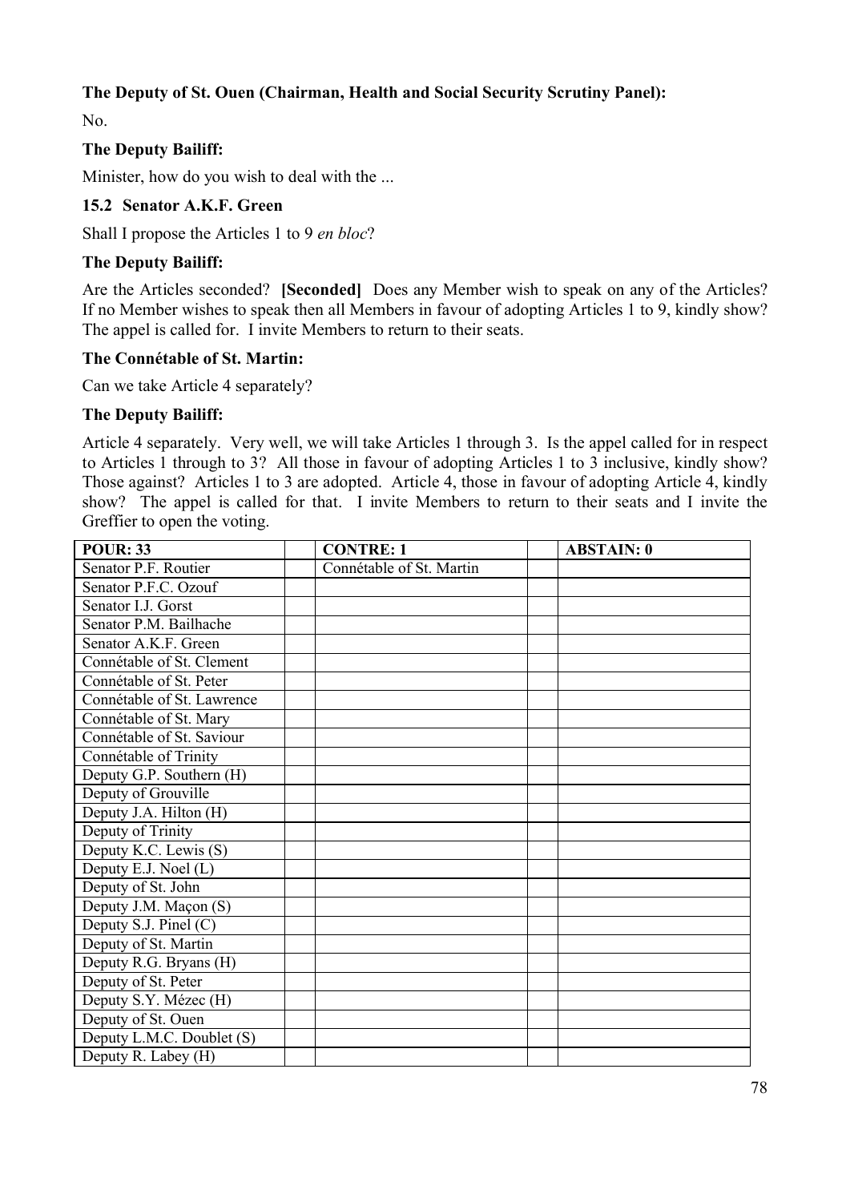**The Deputy of St. Ouen (Chairman, Health and Social Security Scrutiny Panel):**

No.

**The Deputy Bailiff:**

Minister, how do you wish to deal with the ...

### 15.2 Senator A.K.F. Green

Shall I propose the Articles 1 to 9 *en bloc*?

**The Deputy Bailiff:**

Are the Articles seconded? **[Seconded]** Does any Member wish to speak on any of the Articles? If no Member wishes to speak then all Members in favour of adopting Articles 1 to 9, kindly show? The appel is called for. I invite Members to return to their seats.

**The Connétable of St. Martin:**

Can we take Article 4 separately?

**The Deputy Bailiff:**

Article 4 separately. Very well, we will take Articles 1 through 3. Is the appel called for in respect to Articles 1 through to 3? All those in favour of adopting Articles 1 to 3 inclusive, kindly show? Those against? Articles 1 to 3 are adopted. Article 4, those in favour of adopting Article 4, kindly show? The appel is called for that. I invite Members to return to their seats and I invite the Greffier to open the voting.

| POUR: 33 | | CONTRE: 1 | | ABSTAIN: 0 |
|---|---|---|---|---|
| Senator P.F. Routier | | Connétable of St. Martin | | |
| Senator P.F.C. Ozouf | | | | |
| Senator I.J. Gorst | | | | |
| Senator P.M. Bailhache | | | | |
| Senator A.K.F. Green | | | | |
| Connétable of St. Clement | | | | |
| Connétable of St. Peter | | | | |
| Connétable of St. Lawrence | | | | |
| Connétable of St. Mary | | | | |
| Connétable of St. Saviour | | | | |
| Connétable of Trinity | | | | |
| Deputy G.P. Southern (H) | | | | |
| Deputy of Grouville | | | | |
| Deputy J.A. Hilton (H) | | | | |
| Deputy of Trinity | | | | |
| Deputy K.C. Lewis (S) | | | | |
| Deputy E.J. Noel (L) | | | | |
| Deputy of St. John | | | | |
| Deputy J.M. Maçon (S) | | | | |
| Deputy S.J. Pinel (C) | | | | |
| Deputy of St. Martin | | | | |
| Deputy R.G. Bryans (H) | | | | |
| Deputy of St. Peter | | | | |
| Deputy S.Y. Mézec (H) | | | | |
| Deputy of St. Ouen | | | | |
| Deputy L.M.C. Doublet (S) | | | | |
| Deputy R. Labey (H) | | | | |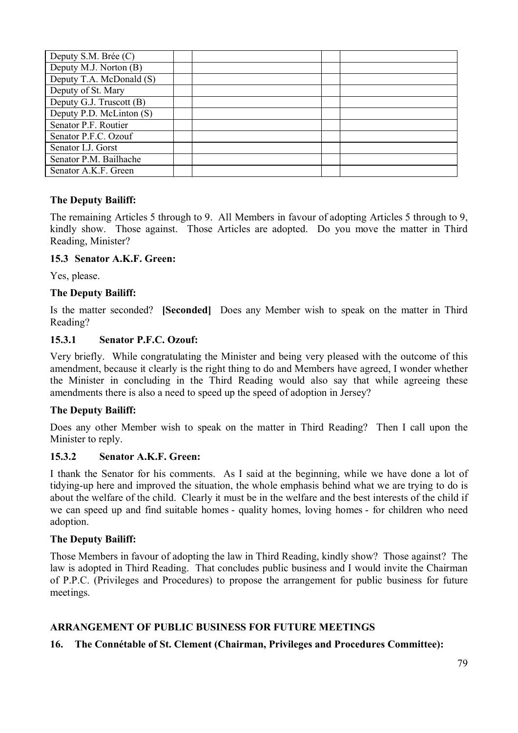| Deputy S.M. Brée (C) | | | | |
|---|---|---|---|---|
| Deputy M.J. Norton (B) | | | | |
| Deputy T.A. McDonald (S) | | | | |
| Deputy of St. Mary | | | | |
| Deputy G.J. Truscott (B) | | | | |
| Deputy P.D. McLinton (S) | | | | |
| Senator P.F. Routier | | | | |
| Senator P.F.C. Ozouf | | | | |
| Senator I.J. Gorst | | | | |
| Senator P.M. Bailhache | | | | |
| Senator A.K.F. Green | | | | |

**The Deputy Bailiff:**

The remaining Articles 5 through to 9. All Members in favour of adopting Articles 5 through to 9, kindly show. Those against. Those Articles are adopted. Do you move the matter in Third Reading, Minister?

**15.3 Senator A.K.F. Green:**

Yes, please.

**The Deputy Bailiff:**

Is the matter seconded? **[Seconded]** Does any Member wish to speak on the matter in Third Reading?

**15.3.1 Senator P.F.C. Ozouf:**

Very briefly. While congratulating the Minister and being very pleased with the outcome of this amendment, because it clearly is the right thing to do and Members have agreed, I wonder whether the Minister in concluding in the Third Reading would also say that while agreeing these amendments there is also a need to speed up the speed of adoption in Jersey?

**The Deputy Bailiff:**

Does any other Member wish to speak on the matter in Third Reading? Then I call upon the Minister to reply.

**15.3.2 Senator A.K.F. Green:**

I thank the Senator for his comments. As I said at the beginning, while we have done a lot of tidying-up here and improved the situation, the whole emphasis behind what we are trying to do is about the welfare of the child. Clearly it must be in the welfare and the best interests of the child if we can speed up and find suitable homes - quality homes, loving homes - for children who need adoption.

**The Deputy Bailiff:**

Those Members in favour of adopting the law in Third Reading, kindly show? Those against? The law is adopted in Third Reading. That concludes public business and I would invite the Chairman of P.P.C. (Privileges and Procedures) to propose the arrangement for public business for future meetings.

**ARRANGEMENT OF PUBLIC BUSINESS FOR FUTURE MEETINGS**

**16. The Connétable of St. Clement (Chairman, Privileges and Procedures Committee):**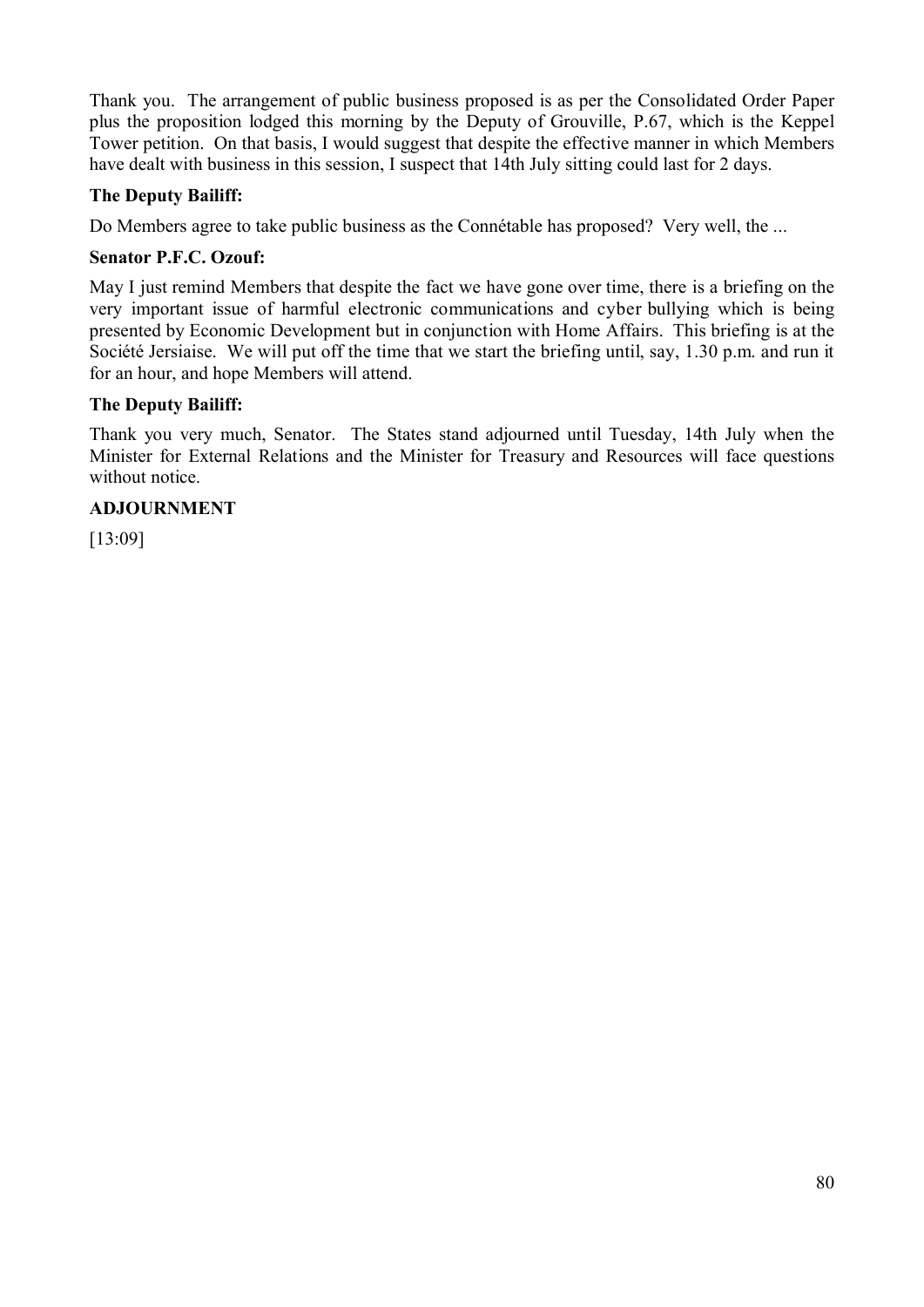Thank you. The arrangement of public business proposed is as per the Consolidated Order Paper plus the proposition lodged this morning by the Deputy of Grouville, P.67, which is the Keppel Tower petition. On that basis, I would suggest that despite the effective manner in which Members have dealt with business in this session, I suspect that 14th July sitting could last for 2 days.

**The Deputy Bailiff:**

Do Members agree to take public business as the Connétable has proposed? Very well, the ...

**Senator P.F.C. Ozouf:**

May I just remind Members that despite the fact we have gone over time, there is a briefing on the very important issue of harmful electronic communications and cyber bullying which is being presented by Economic Development but in conjunction with Home Affairs. This briefing is at the Société Jersiaise. We will put off the time that we start the briefing until, say, 1.30 p.m. and run it for an hour, and hope Members will attend.

**The Deputy Bailiff:**

Thank you very much, Senator. The States stand adjourned until Tuesday, 14th July when the Minister for External Relations and the Minister for Treasury and Resources will face questions without notice.

**ADJOURNMENT**

[13:09]